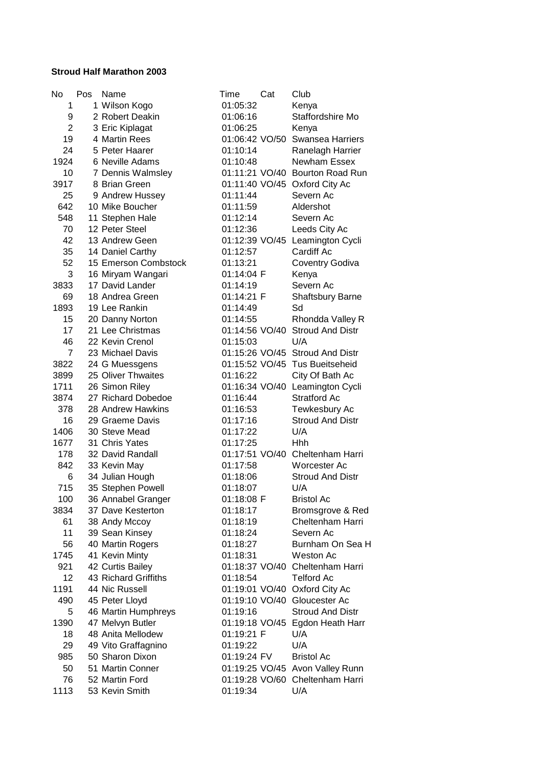**Stroud Half Marathon 2003**

| No | Pos | Name | Time | Cat | Club |
|---|---|---|---|---|---|
| 1 | 1 | Wilson Kogo | 01:05:32 | | Kenya |
| 9 | 2 | Robert Deakin | 01:06:16 | | Staffordshire Mo |
| 2 | 3 | Eric Kiplagat | 01:06:25 | | Kenya |
| 19 | 4 | Martin Rees | 01:06:42 | VO/50 | Swansea Harriers |
| 24 | 5 | Peter Haarer | 01:10:14 | | Ranelagh Harrier |
| 1924 | 6 | Neville Adams | 01:10:48 | | Newham Essex |
| 10 | 7 | Dennis Walmsley | 01:11:21 | VO/40 | Bourton Road Run |
| 3917 | 8 | Brian Green | 01:11:40 | VO/45 | Oxford City Ac |
| 25 | 9 | Andrew Hussey | 01:11:44 | | Severn Ac |
| 642 | 10 | Mike Boucher | 01:11:59 | | Aldershot |
| 548 | 11 | Stephen Hale | 01:12:14 | | Severn Ac |
| 70 | 12 | Peter Steel | 01:12:36 | | Leeds City Ac |
| 42 | 13 | Andrew Geen | 01:12:39 | VO/45 | Leamington Cycli |
| 35 | 14 | Daniel Carthy | 01:12:57 | | Cardiff Ac |
| 52 | 15 | Emerson Combstock | 01:13:21 | | Coventry Godiva |
| 3 | 16 | Miryam Wangari | 01:14:04 | F | Kenya |
| 3833 | 17 | David Lander | 01:14:19 | | Severn Ac |
| 69 | 18 | Andrea Green | 01:14:21 | F | Shaftsbury Barne |
| 1893 | 19 | Lee Rankin | 01:14:49 | | Sd |
| 15 | 20 | Danny Norton | 01:14:55 | | Rhondda Valley R |
| 17 | 21 | Lee Christmas | 01:14:56 | VO/40 | Stroud And Distr |
| 46 | 22 | Kevin Crenol | 01:15:03 | | U/A |
| 7 | 23 | Michael Davis | 01:15:26 | VO/45 | Stroud And Distr |
| 3822 | 24 | G Muessgens | 01:15:52 | VO/45 | Tus Bueitseheid |
| 3899 | 25 | Oliver Thwaites | 01:16:22 | | City Of Bath Ac |
| 1711 | 26 | Simon Riley | 01:16:34 | VO/40 | Leamington Cycli |
| 3874 | 27 | Richard Dobedoe | 01:16:44 | | Stratford Ac |
| 378 | 28 | Andrew Hawkins | 01:16:53 | | Tewkesbury Ac |
| 16 | 29 | Graeme Davis | 01:17:16 | | Stroud And Distr |
| 1406 | 30 | Steve Mead | 01:17:22 | | U/A |
| 1677 | 31 | Chris Yates | 01:17:25 | | Hhh |
| 178 | 32 | David Randall | 01:17:51 | VO/40 | Cheltenham Harri |
| 842 | 33 | Kevin May | 01:17:58 | | Worcester Ac |
| 6 | 34 | Julian Hough | 01:18:06 | | Stroud And Distr |
| 715 | 35 | Stephen Powell | 01:18:07 | | U/A |
| 100 | 36 | Annabel Granger | 01:18:08 | F | Bristol Ac |
| 3834 | 37 | Dave Kesterton | 01:18:17 | | Bromsgrove & Red |
| 61 | 38 | Andy Mccoy | 01:18:19 | | Cheltenham Harri |
| 11 | 39 | Sean Kinsey | 01:18:24 | | Severn Ac |
| 56 | 40 | Martin Rogers | 01:18:27 | | Burnham On Sea H |
| 1745 | 41 | Kevin Minty | 01:18:31 | | Weston Ac |
| 921 | 42 | Curtis Bailey | 01:18:37 | VO/40 | Cheltenham Harri |
| 12 | 43 | Richard Griffiths | 01:18:54 | | Telford Ac |
| 1191 | 44 | Nic Russell | 01:19:01 | VO/40 | Oxford City Ac |
| 490 | 45 | Peter Lloyd | 01:19:10 | VO/40 | Gloucester Ac |
| 5 | 46 | Martin Humphreys | 01:19:16 | | Stroud And Distr |
| 1390 | 47 | Melvyn Butler | 01:19:18 | VO/45 | Egdon Heath Harr |
| 18 | 48 | Anita Mellodew | 01:19:21 | F | U/A |
| 29 | 49 | Vito Graffagnino | 01:19:22 | | U/A |
| 985 | 50 | Sharon Dixon | 01:19:24 | FV | Bristol Ac |
| 50 | 51 | Martin Conner | 01:19:25 | VO/45 | Avon Valley Runn |
| 76 | 52 | Martin Ford | 01:19:28 | VO/60 | Cheltenham Harri |
| 1113 | 53 | Kevin Smith | 01:19:34 | | U/A |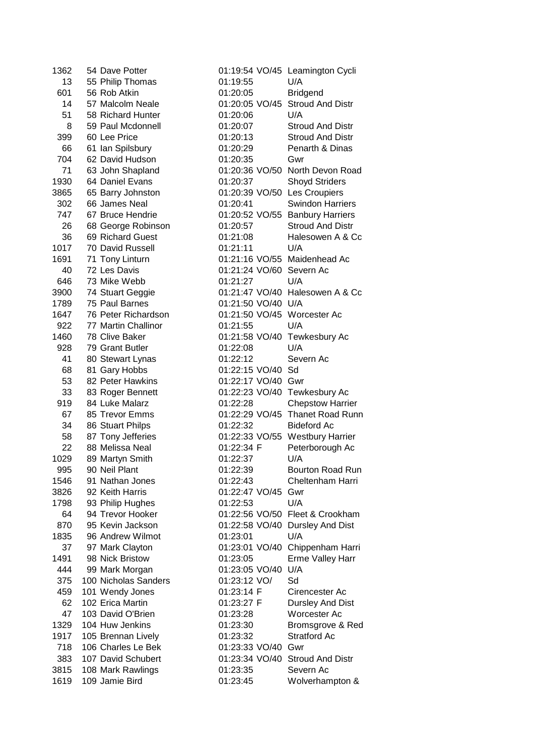| | | | | | |
|---|---|---|---|---|---|
| 1362 | 54 | Dave Potter | 01:19:54 | VO/45 | Leamington Cycli |
| 13 | 55 | Philip Thomas | 01:19:55 | | U/A |
| 601 | 56 | Rob Atkin | 01:20:05 | | Bridgend |
| 14 | 57 | Malcolm Neale | 01:20:05 | VO/45 | Stroud And Distr |
| 51 | 58 | Richard Hunter | 01:20:06 | | U/A |
| 8 | 59 | Paul Mcdonnell | 01:20:07 | | Stroud And Distr |
| 399 | 60 | Lee Price | 01:20:13 | | Stroud And Distr |
| 66 | 61 | Ian Spilsbury | 01:20:29 | | Penarth & Dinas |
| 704 | 62 | David Hudson | 01:20:35 | | Gwr |
| 71 | 63 | John Shapland | 01:20:36 | VO/50 | North Devon Road |
| 1930 | 64 | Daniel Evans | 01:20:37 | | Shoyd Striders |
| 3865 | 65 | Barry Johnston | 01:20:39 | VO/50 | Les Croupiers |
| 302 | 66 | James Neal | 01:20:41 | | Swindon Harriers |
| 747 | 67 | Bruce Hendrie | 01:20:52 | VO/55 | Banbury Harriers |
| 26 | 68 | George Robinson | 01:20:57 | | Stroud And Distr |
| 36 | 69 | Richard Guest | 01:21:08 | | Halesowen A & Cc |
| 1017 | 70 | David Russell | 01:21:11 | | U/A |
| 1691 | 71 | Tony Linturn | 01:21:16 | VO/55 | Maidenhead Ac |
| 40 | 72 | Les Davis | 01:21:24 | VO/60 | Severn Ac |
| 646 | 73 | Mike Webb | 01:21:27 | | U/A |
| 3900 | 74 | Stuart Geggie | 01:21:47 | VO/40 | Halesowen A & Cc |
| 1789 | 75 | Paul Barnes | 01:21:50 | VO/40 | U/A |
| 1647 | 76 | Peter Richardson | 01:21:50 | VO/45 | Worcester Ac |
| 922 | 77 | Martin Challinor | 01:21:55 | | U/A |
| 1460 | 78 | Clive Baker | 01:21:58 | VO/40 | Tewkesbury Ac |
| 928 | 79 | Grant Butler | 01:22:08 | | U/A |
| 41 | 80 | Stewart Lynas | 01:22:12 | | Severn Ac |
| 68 | 81 | Gary Hobbs | 01:22:15 | VO/40 | Sd |
| 53 | 82 | Peter Hawkins | 01:22:17 | VO/40 | Gwr |
| 33 | 83 | Roger Bennett | 01:22:23 | VO/40 | Tewkesbury Ac |
| 919 | 84 | Luke Malarz | 01:22:28 | | Chepstow Harrier |
| 67 | 85 | Trevor Emms | 01:22:29 | VO/45 | Thanet Road Runn |
| 34 | 86 | Stuart Philps | 01:22:32 | | Bideford Ac |
| 58 | 87 | Tony Jefferies | 01:22:33 | VO/55 | Westbury Harrier |
| 22 | 88 | Melissa Neal | 01:22:34 | F | Peterborough Ac |
| 1029 | 89 | Martyn Smith | 01:22:37 | | U/A |
| 995 | 90 | Neil Plant | 01:22:39 | | Bourton Road Run |
| 1546 | 91 | Nathan Jones | 01:22:43 | | Cheltenham Harri |
| 3826 | 92 | Keith Harris | 01:22:47 | VO/45 | Gwr |
| 1798 | 93 | Philip Hughes | 01:22:53 | | U/A |
| 64 | 94 | Trevor Hooker | 01:22:56 | VO/50 | Fleet & Crookham |
| 870 | 95 | Kevin Jackson | 01:22:58 | VO/40 | Dursley And Dist |
| 1835 | 96 | Andrew Wilmot | 01:23:01 | | U/A |
| 37 | 97 | Mark Clayton | 01:23:01 | VO/40 | Chippenham Harri |
| 1491 | 98 | Nick Bristow | 01:23:05 | | Erme Valley Harr |
| 444 | 99 | Mark Morgan | 01:23:05 | VO/40 | U/A |
| 375 | 100 | Nicholas Sanders | 01:23:12 | VO/ | Sd |
| 459 | 101 | Wendy Jones | 01:23:14 | F | Cirencester Ac |
| 62 | 102 | Erica Martin | 01:23:27 | F | Dursley And Dist |
| 47 | 103 | David O'Brien | 01:23:28 | | Worcester Ac |
| 1329 | 104 | Huw Jenkins | 01:23:30 | | Bromsgrove & Red |
| 1917 | 105 | Brennan Lively | 01:23:32 | | Stratford Ac |
| 718 | 106 | Charles Le Bek | 01:23:33 | VO/40 | Gwr |
| 383 | 107 | David Schubert | 01:23:34 | VO/40 | Stroud And Distr |
| 3815 | 108 | Mark Rawlings | 01:23:35 | | Severn Ac |
| 1619 | 109 | Jamie Bird | 01:23:45 | | Wolverhampton & |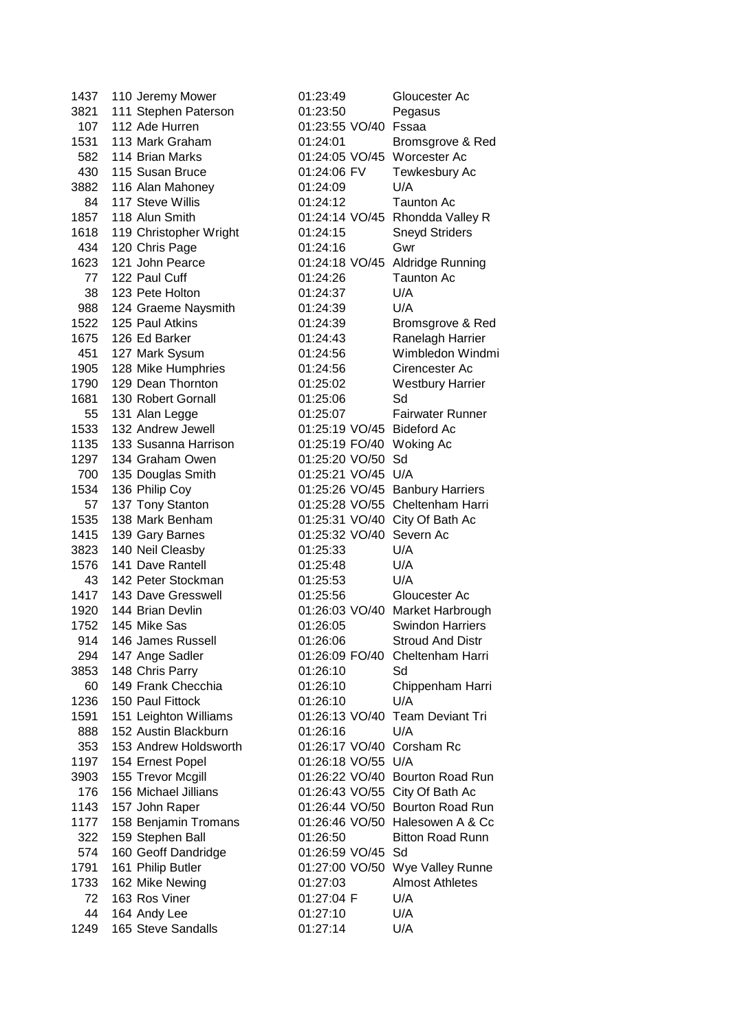| | | | | | |
|---|---|---|---|---|---|
| 1437 | 110 | Jeremy Mower | 01:23:49 | | Gloucester Ac |
| 3821 | 111 | Stephen Paterson | 01:23:50 | | Pegasus |
| 107 | 112 | Ade Hurren | 01:23:55 | VO/40 | Fssaa |
| 1531 | 113 | Mark Graham | 01:24:01 | | Bromsgrove & Red |
| 582 | 114 | Brian Marks | 01:24:05 | VO/45 | Worcester Ac |
| 430 | 115 | Susan Bruce | 01:24:06 | FV | Tewkesbury Ac |
| 3882 | 116 | Alan Mahoney | 01:24:09 | | U/A |
| 84 | 117 | Steve Willis | 01:24:12 | | Taunton Ac |
| 1857 | 118 | Alun Smith | 01:24:14 | VO/45 | Rhondda Valley R |
| 1618 | 119 | Christopher Wright | 01:24:15 | | Sneyd Striders |
| 434 | 120 | Chris Page | 01:24:16 | | Gwr |
| 1623 | 121 | John Pearce | 01:24:18 | VO/45 | Aldridge Running |
| 77 | 122 | Paul Cuff | 01:24:26 | | Taunton Ac |
| 38 | 123 | Pete Holton | 01:24:37 | | U/A |
| 988 | 124 | Graeme Naysmith | 01:24:39 | | U/A |
| 1522 | 125 | Paul Atkins | 01:24:39 | | Bromsgrove & Red |
| 1675 | 126 | Ed Barker | 01:24:43 | | Ranelagh Harrier |
| 451 | 127 | Mark Sysum | 01:24:56 | | Wimbledon Windmi |
| 1905 | 128 | Mike Humphries | 01:24:56 | | Cirencester Ac |
| 1790 | 129 | Dean Thornton | 01:25:02 | | Westbury Harrier |
| 1681 | 130 | Robert Gornall | 01:25:06 | | Sd |
| 55 | 131 | Alan Legge | 01:25:07 | | Fairwater Runner |
| 1533 | 132 | Andrew Jewell | 01:25:19 | VO/45 | Bideford Ac |
| 1135 | 133 | Susanna Harrison | 01:25:19 | FO/40 | Woking Ac |
| 1297 | 134 | Graham Owen | 01:25:20 | VO/50 | Sd |
| 700 | 135 | Douglas Smith | 01:25:21 | VO/45 | U/A |
| 1534 | 136 | Philip Coy | 01:25:26 | VO/45 | Banbury Harriers |
| 57 | 137 | Tony Stanton | 01:25:28 | VO/55 | Cheltenham Harri |
| 1535 | 138 | Mark Benham | 01:25:31 | VO/40 | City Of Bath Ac |
| 1415 | 139 | Gary Barnes | 01:25:32 | VO/40 | Severn Ac |
| 3823 | 140 | Neil Cleasby | 01:25:33 | | U/A |
| 1576 | 141 | Dave Rantell | 01:25:48 | | U/A |
| 43 | 142 | Peter Stockman | 01:25:53 | | U/A |
| 1417 | 143 | Dave Gresswell | 01:25:56 | | Gloucester Ac |
| 1920 | 144 | Brian Devlin | 01:26:03 | VO/40 | Market Harbrough |
| 1752 | 145 | Mike Sas | 01:26:05 | | Swindon Harriers |
| 914 | 146 | James Russell | 01:26:06 | | Stroud And Distr |
| 294 | 147 | Ange Sadler | 01:26:09 | FO/40 | Cheltenham Harri |
| 3853 | 148 | Chris Parry | 01:26:10 | | Sd |
| 60 | 149 | Frank Checchia | 01:26:10 | | Chippenham Harri |
| 1236 | 150 | Paul Fittock | 01:26:10 | | U/A |
| 1591 | 151 | Leighton Williams | 01:26:13 | VO/40 | Team Deviant Tri |
| 888 | 152 | Austin Blackburn | 01:26:16 | | U/A |
| 353 | 153 | Andrew Holdsworth | 01:26:17 | VO/40 | Corsham Rc |
| 1197 | 154 | Ernest Popel | 01:26:18 | VO/55 | U/A |
| 3903 | 155 | Trevor Mcgill | 01:26:22 | VO/40 | Bourton Road Run |
| 176 | 156 | Michael Jillians | 01:26:43 | VO/55 | City Of Bath Ac |
| 1143 | 157 | John Raper | 01:26:44 | VO/50 | Bourton Road Run |
| 1177 | 158 | Benjamin Tromans | 01:26:46 | VO/50 | Halesowen A & Cc |
| 322 | 159 | Stephen Ball | 01:26:50 | | Bitton Road Runn |
| 574 | 160 | Geoff Dandridge | 01:26:59 | VO/45 | Sd |
| 1791 | 161 | Philip Butler | 01:27:00 | VO/50 | Wye Valley Runne |
| 1733 | 162 | Mike Newing | 01:27:03 | | Almost Athletes |
| 72 | 163 | Ros Viner | 01:27:04 | F | U/A |
| 44 | 164 | Andy Lee | 01:27:10 | | U/A |
| 1249 | 165 | Steve Sandalls | 01:27:14 | | U/A |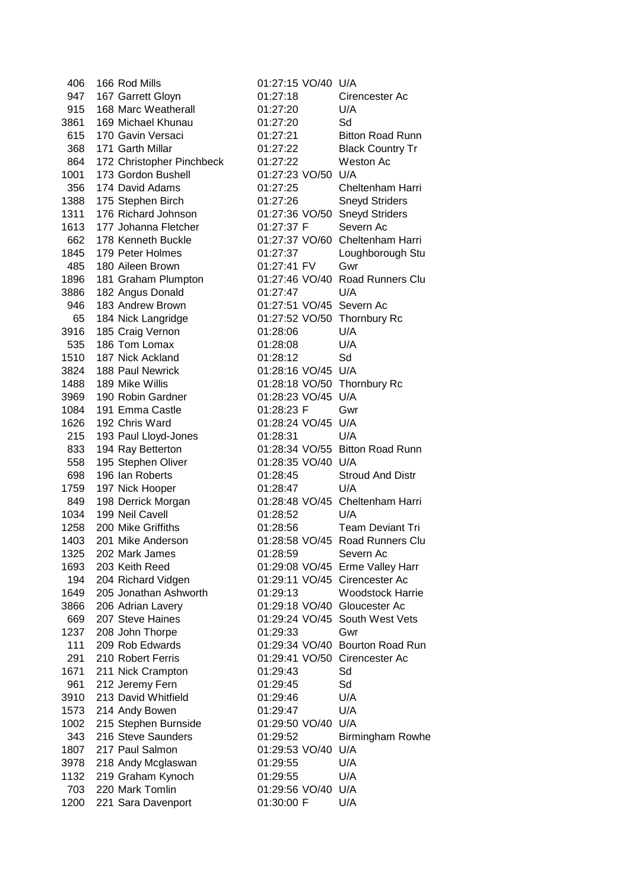| | | | | | |
|---|---|---|---|---|---|
| 406 | 166 | Rod Mills | 01:27:15 | VO/40 | U/A |
| 947 | 167 | Garrett Gloyn | 01:27:18 | | Cirencester Ac |
| 915 | 168 | Marc Weatherall | 01:27:20 | | U/A |
| 3861 | 169 | Michael Khunau | 01:27:20 | | Sd |
| 615 | 170 | Gavin Versaci | 01:27:21 | | Bitton Road Runn |
| 368 | 171 | Garth Millar | 01:27:22 | | Black Country Tr |
| 864 | 172 | Christopher Pinchbeck | 01:27:22 | | Weston Ac |
| 1001 | 173 | Gordon Bushell | 01:27:23 | VO/50 | U/A |
| 356 | 174 | David Adams | 01:27:25 | | Cheltenham Harri |
| 1388 | 175 | Stephen Birch | 01:27:26 | | Sneyd Striders |
| 1311 | 176 | Richard Johnson | 01:27:36 | VO/50 | Sneyd Striders |
| 1613 | 177 | Johanna Fletcher | 01:27:37 | F | Severn Ac |
| 662 | 178 | Kenneth Buckle | 01:27:37 | VO/60 | Cheltenham Harri |
| 1845 | 179 | Peter Holmes | 01:27:37 | | Loughborough Stu |
| 485 | 180 | Aileen Brown | 01:27:41 | FV | Gwr |
| 1896 | 181 | Graham Plumpton | 01:27:46 | VO/40 | Road Runners Clu |
| 3886 | 182 | Angus Donald | 01:27:47 | | U/A |
| 946 | 183 | Andrew Brown | 01:27:51 | VO/45 | Severn Ac |
| 65 | 184 | Nick Langridge | 01:27:52 | VO/50 | Thornbury Rc |
| 3916 | 185 | Craig Vernon | 01:28:06 | | U/A |
| 535 | 186 | Tom Lomax | 01:28:08 | | U/A |
| 1510 | 187 | Nick Ackland | 01:28:12 | | Sd |
| 3824 | 188 | Paul Newrick | 01:28:16 | VO/45 | U/A |
| 1488 | 189 | Mike Willis | 01:28:18 | VO/50 | Thornbury Rc |
| 3969 | 190 | Robin Gardner | 01:28:23 | VO/45 | U/A |
| 1084 | 191 | Emma Castle | 01:28:23 | F | Gwr |
| 1626 | 192 | Chris Ward | 01:28:24 | VO/45 | U/A |
| 215 | 193 | Paul Lloyd-Jones | 01:28:31 | | U/A |
| 833 | 194 | Ray Betterton | 01:28:34 | VO/55 | Bitton Road Runn |
| 558 | 195 | Stephen Oliver | 01:28:35 | VO/40 | U/A |
| 698 | 196 | Ian Roberts | 01:28:45 | | Stroud And Distr |
| 1759 | 197 | Nick Hooper | 01:28:47 | | U/A |
| 849 | 198 | Derrick Morgan | 01:28:48 | VO/45 | Cheltenham Harri |
| 1034 | 199 | Neil Cavell | 01:28:52 | | U/A |
| 1258 | 200 | Mike Griffiths | 01:28:56 | | Team Deviant Tri |
| 1403 | 201 | Mike Anderson | 01:28:58 | VO/45 | Road Runners Clu |
| 1325 | 202 | Mark James | 01:28:59 | | Severn Ac |
| 1693 | 203 | Keith Reed | 01:29:08 | VO/45 | Erme Valley Harr |
| 194 | 204 | Richard Vidgen | 01:29:11 | VO/45 | Cirencester Ac |
| 1649 | 205 | Jonathan Ashworth | 01:29:13 | | Woodstock Harrie |
| 3866 | 206 | Adrian Lavery | 01:29:18 | VO/40 | Gloucester Ac |
| 669 | 207 | Steve Haines | 01:29:24 | VO/45 | South West Vets |
| 1237 | 208 | John Thorpe | 01:29:33 | | Gwr |
| 111 | 209 | Rob Edwards | 01:29:34 | VO/40 | Bourton Road Run |
| 291 | 210 | Robert Ferris | 01:29:41 | VO/50 | Cirencester Ac |
| 1671 | 211 | Nick Crampton | 01:29:43 | | Sd |
| 961 | 212 | Jeremy Fern | 01:29:45 | | Sd |
| 3910 | 213 | David Whitfield | 01:29:46 | | U/A |
| 1573 | 214 | Andy Bowen | 01:29:47 | | U/A |
| 1002 | 215 | Stephen Burnside | 01:29:50 | VO/40 | U/A |
| 343 | 216 | Steve Saunders | 01:29:52 | | Birmingham Rowhe |
| 1807 | 217 | Paul Salmon | 01:29:53 | VO/40 | U/A |
| 3978 | 218 | Andy Mcglaswan | 01:29:55 | | U/A |
| 1132 | 219 | Graham Kynoch | 01:29:55 | | U/A |
| 703 | 220 | Mark Tomlin | 01:29:56 | VO/40 | U/A |
| 1200 | 221 | Sara Davenport | 01:30:00 | F | U/A |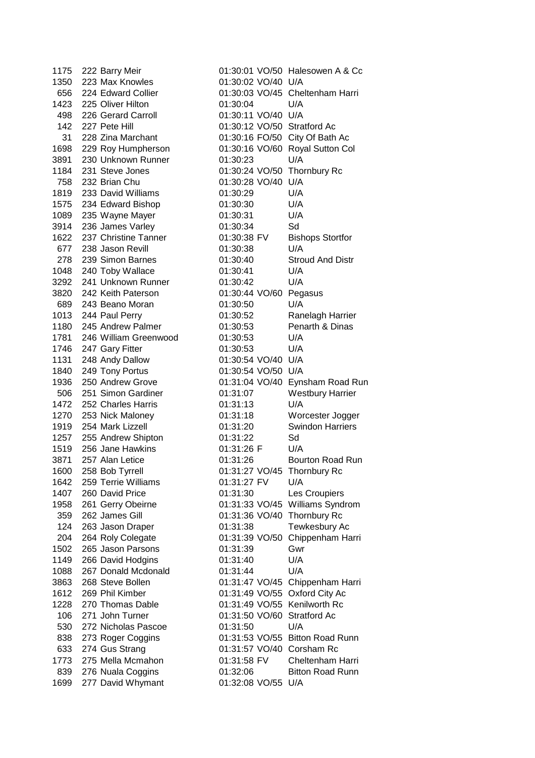| | | | | | |
|---|---|---|---|---|---|
| 1175 | 222 | Barry Meir | 01:30:01 | VO/50 | Halesowen A & Cc |
| 1350 | 223 | Max Knowles | 01:30:02 | VO/40 | U/A |
| 656 | 224 | Edward Collier | 01:30:03 | VO/45 | Cheltenham Harri |
| 1423 | 225 | Oliver Hilton | 01:30:04 | | U/A |
| 498 | 226 | Gerard Carroll | 01:30:11 | VO/40 | U/A |
| 142 | 227 | Pete Hill | 01:30:12 | VO/50 | Stratford Ac |
| 31 | 228 | Zina Marchant | 01:30:16 | FO/50 | City Of Bath Ac |
| 1698 | 229 | Roy Humpherson | 01:30:16 | VO/60 | Royal Sutton Col |
| 3891 | 230 | Unknown Runner | 01:30:23 | | U/A |
| 1184 | 231 | Steve Jones | 01:30:24 | VO/50 | Thornbury Rc |
| 758 | 232 | Brian Chu | 01:30:28 | VO/40 | U/A |
| 1819 | 233 | David Williams | 01:30:29 | | U/A |
| 1575 | 234 | Edward Bishop | 01:30:30 | | U/A |
| 1089 | 235 | Wayne Mayer | 01:30:31 | | U/A |
| 3914 | 236 | James Varley | 01:30:34 | | Sd |
| 1622 | 237 | Christine Tanner | 01:30:38 | FV | Bishops Stortfor |
| 677 | 238 | Jason Revill | 01:30:38 | | U/A |
| 278 | 239 | Simon Barnes | 01:30:40 | | Stroud And Distr |
| 1048 | 240 | Toby Wallace | 01:30:41 | | U/A |
| 3292 | 241 | Unknown Runner | 01:30:42 | | U/A |
| 3820 | 242 | Keith Paterson | 01:30:44 | VO/60 | Pegasus |
| 689 | 243 | Beano Moran | 01:30:50 | | U/A |
| 1013 | 244 | Paul Perry | 01:30:52 | | Ranelagh Harrier |
| 1180 | 245 | Andrew Palmer | 01:30:53 | | Penarth & Dinas |
| 1781 | 246 | William Greenwood | 01:30:53 | | U/A |
| 1746 | 247 | Gary Fitter | 01:30:53 | | U/A |
| 1131 | 248 | Andy Dallow | 01:30:54 | VO/40 | U/A |
| 1840 | 249 | Tony Portus | 01:30:54 | VO/50 | U/A |
| 1936 | 250 | Andrew Grove | 01:31:04 | VO/40 | Eynsham Road Run |
| 506 | 251 | Simon Gardiner | 01:31:07 | | Westbury Harrier |
| 1472 | 252 | Charles Harris | 01:31:13 | | U/A |
| 1270 | 253 | Nick Maloney | 01:31:18 | | Worcester Jogger |
| 1919 | 254 | Mark Lizzell | 01:31:20 | | Swindon Harriers |
| 1257 | 255 | Andrew Shipton | 01:31:22 | | Sd |
| 1519 | 256 | Jane Hawkins | 01:31:26 | F | U/A |
| 3871 | 257 | Alan Letice | 01:31:26 | | Bourton Road Run |
| 1600 | 258 | Bob Tyrrell | 01:31:27 | VO/45 | Thornbury Rc |
| 1642 | 259 | Terrie Williams | 01:31:27 | FV | U/A |
| 1407 | 260 | David Price | 01:31:30 | | Les Croupiers |
| 1958 | 261 | Gerry Obeirne | 01:31:33 | VO/45 | Williams Syndrom |
| 359 | 262 | James Gill | 01:31:36 | VO/40 | Thornbury Rc |
| 124 | 263 | Jason Draper | 01:31:38 | | Tewkesbury Ac |
| 204 | 264 | Roly Colegate | 01:31:39 | VO/50 | Chippenham Harri |
| 1502 | 265 | Jason Parsons | 01:31:39 | | Gwr |
| 1149 | 266 | David Hodgins | 01:31:40 | | U/A |
| 1088 | 267 | Donald Mcdonald | 01:31:44 | | U/A |
| 3863 | 268 | Steve Bollen | 01:31:47 | VO/45 | Chippenham Harri |
| 1612 | 269 | Phil Kimber | 01:31:49 | VO/55 | Oxford City Ac |
| 1228 | 270 | Thomas Dable | 01:31:49 | VO/55 | Kenilworth Rc |
| 106 | 271 | John Turner | 01:31:50 | VO/60 | Stratford Ac |
| 530 | 272 | Nicholas Pascoe | 01:31:50 | | U/A |
| 838 | 273 | Roger Coggins | 01:31:53 | VO/55 | Bitton Road Runn |
| 633 | 274 | Gus Strang | 01:31:57 | VO/40 | Corsham Rc |
| 1773 | 275 | Mella Mcmahon | 01:31:58 | FV | Cheltenham Harri |
| 839 | 276 | Nuala Coggins | 01:32:06 | | Bitton Road Runn |
| 1699 | 277 | David Whymant | 01:32:08 | VO/55 | U/A |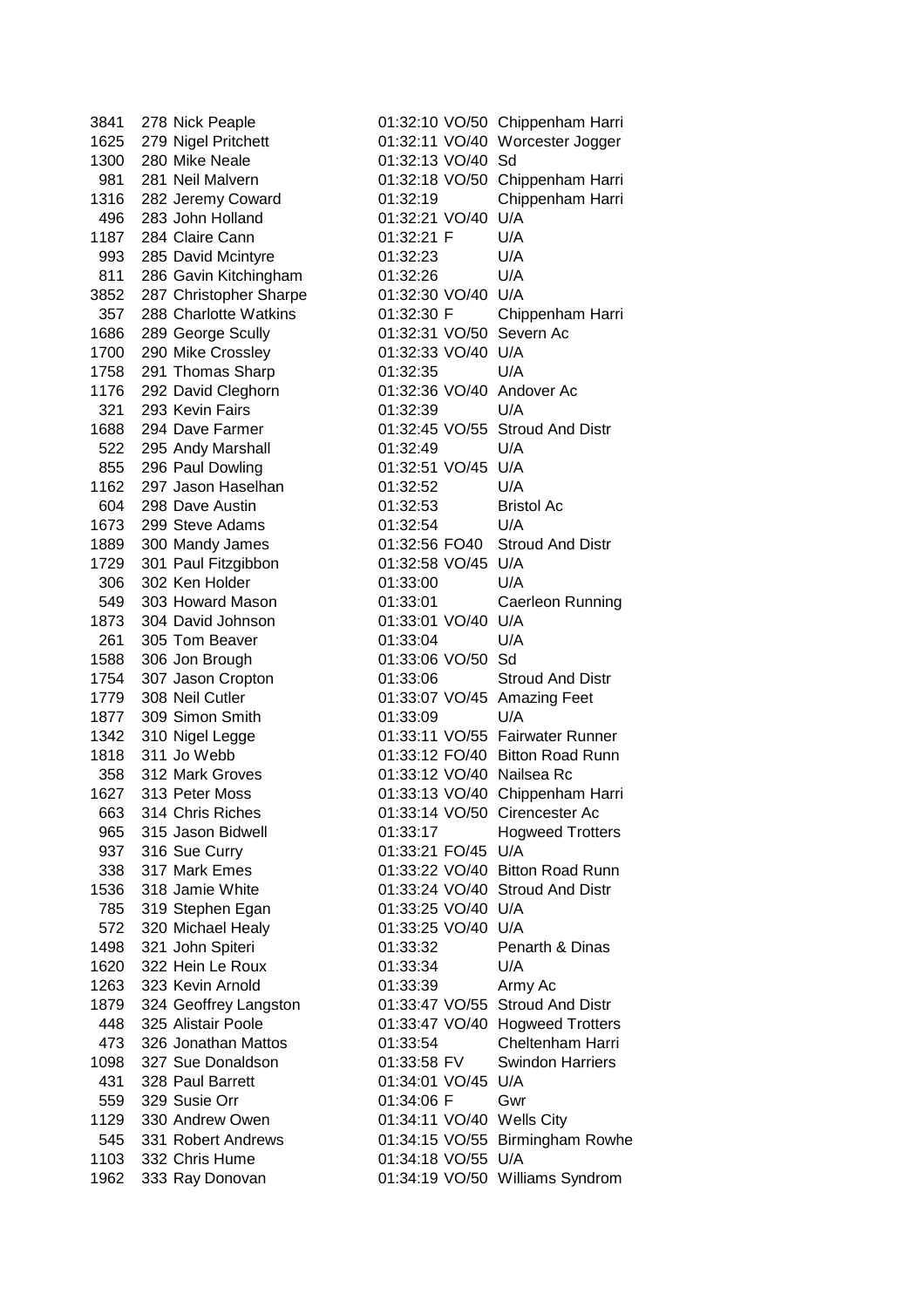| | | | | | |
|---|---|---|---|---|---|
| 3841 | 278 | Nick Peaple | 01:32:10 | VO/50 | Chippenham Harri |
| 1625 | 279 | Nigel Pritchett | 01:32:11 | VO/40 | Worcester Jogger |
| 1300 | 280 | Mike Neale | 01:32:13 | VO/40 | Sd |
| 981 | 281 | Neil Malvern | 01:32:18 | VO/50 | Chippenham Harri |
| 1316 | 282 | Jeremy Coward | 01:32:19 | | Chippenham Harri |
| 496 | 283 | John Holland | 01:32:21 | VO/40 | U/A |
| 1187 | 284 | Claire Cann | 01:32:21 | F | U/A |
| 993 | 285 | David Mcintyre | 01:32:23 | | U/A |
| 811 | 286 | Gavin Kitchingham | 01:32:26 | | U/A |
| 3852 | 287 | Christopher Sharpe | 01:32:30 | VO/40 | U/A |
| 357 | 288 | Charlotte Watkins | 01:32:30 | F | Chippenham Harri |
| 1686 | 289 | George Scully | 01:32:31 | VO/50 | Severn Ac |
| 1700 | 290 | Mike Crossley | 01:32:33 | VO/40 | U/A |
| 1758 | 291 | Thomas Sharp | 01:32:35 | | U/A |
| 1176 | 292 | David Cleghorn | 01:32:36 | VO/40 | Andover Ac |
| 321 | 293 | Kevin Fairs | 01:32:39 | | U/A |
| 1688 | 294 | Dave Farmer | 01:32:45 | VO/55 | Stroud And Distr |
| 522 | 295 | Andy Marshall | 01:32:49 | | U/A |
| 855 | 296 | Paul Dowling | 01:32:51 | VO/45 | U/A |
| 1162 | 297 | Jason Haselhan | 01:32:52 | | U/A |
| 604 | 298 | Dave Austin | 01:32:53 | | Bristol Ac |
| 1673 | 299 | Steve Adams | 01:32:54 | | U/A |
| 1889 | 300 | Mandy James | 01:32:56 | FO40 | Stroud And Distr |
| 1729 | 301 | Paul Fitzgibbon | 01:32:58 | VO/45 | U/A |
| 306 | 302 | Ken Holder | 01:33:00 | | U/A |
| 549 | 303 | Howard Mason | 01:33:01 | | Caerleon Running |
| 1873 | 304 | David Johnson | 01:33:01 | VO/40 | U/A |
| 261 | 305 | Tom Beaver | 01:33:04 | | U/A |
| 1588 | 306 | Jon Brough | 01:33:06 | VO/50 | Sd |
| 1754 | 307 | Jason Cropton | 01:33:06 | | Stroud And Distr |
| 1779 | 308 | Neil Cutler | 01:33:07 | VO/45 | Amazing Feet |
| 1877 | 309 | Simon Smith | 01:33:09 | | U/A |
| 1342 | 310 | Nigel Legge | 01:33:11 | VO/55 | Fairwater Runner |
| 1818 | 311 | Jo Webb | 01:33:12 | FO/40 | Bitton Road Runn |
| 358 | 312 | Mark Groves | 01:33:12 | VO/40 | Nailsea Rc |
| 1627 | 313 | Peter Moss | 01:33:13 | VO/40 | Chippenham Harri |
| 663 | 314 | Chris Riches | 01:33:14 | VO/50 | Cirencester Ac |
| 965 | 315 | Jason Bidwell | 01:33:17 | | Hogweed Trotters |
| 937 | 316 | Sue Curry | 01:33:21 | FO/45 | U/A |
| 338 | 317 | Mark Emes | 01:33:22 | VO/40 | Bitton Road Runn |
| 1536 | 318 | Jamie White | 01:33:24 | VO/40 | Stroud And Distr |
| 785 | 319 | Stephen Egan | 01:33:25 | VO/40 | U/A |
| 572 | 320 | Michael Healy | 01:33:25 | VO/40 | U/A |
| 1498 | 321 | John Spiteri | 01:33:32 | | Penarth & Dinas |
| 1620 | 322 | Hein Le Roux | 01:33:34 | | U/A |
| 1263 | 323 | Kevin Arnold | 01:33:39 | | Army Ac |
| 1879 | 324 | Geoffrey Langston | 01:33:47 | VO/55 | Stroud And Distr |
| 448 | 325 | Alistair Poole | 01:33:47 | VO/40 | Hogweed Trotters |
| 473 | 326 | Jonathan Mattos | 01:33:54 | | Cheltenham Harri |
| 1098 | 327 | Sue Donaldson | 01:33:58 | FV | Swindon Harriers |
| 431 | 328 | Paul Barrett | 01:34:01 | VO/45 | U/A |
| 559 | 329 | Susie Orr | 01:34:06 | F | Gwr |
| 1129 | 330 | Andrew Owen | 01:34:11 | VO/40 | Wells City |
| 545 | 331 | Robert Andrews | 01:34:15 | VO/55 | Birmingham Rowhe |
| 1103 | 332 | Chris Hume | 01:34:18 | VO/55 | U/A |
| 1962 | 333 | Ray Donovan | 01:34:19 | VO/50 | Williams Syndrom |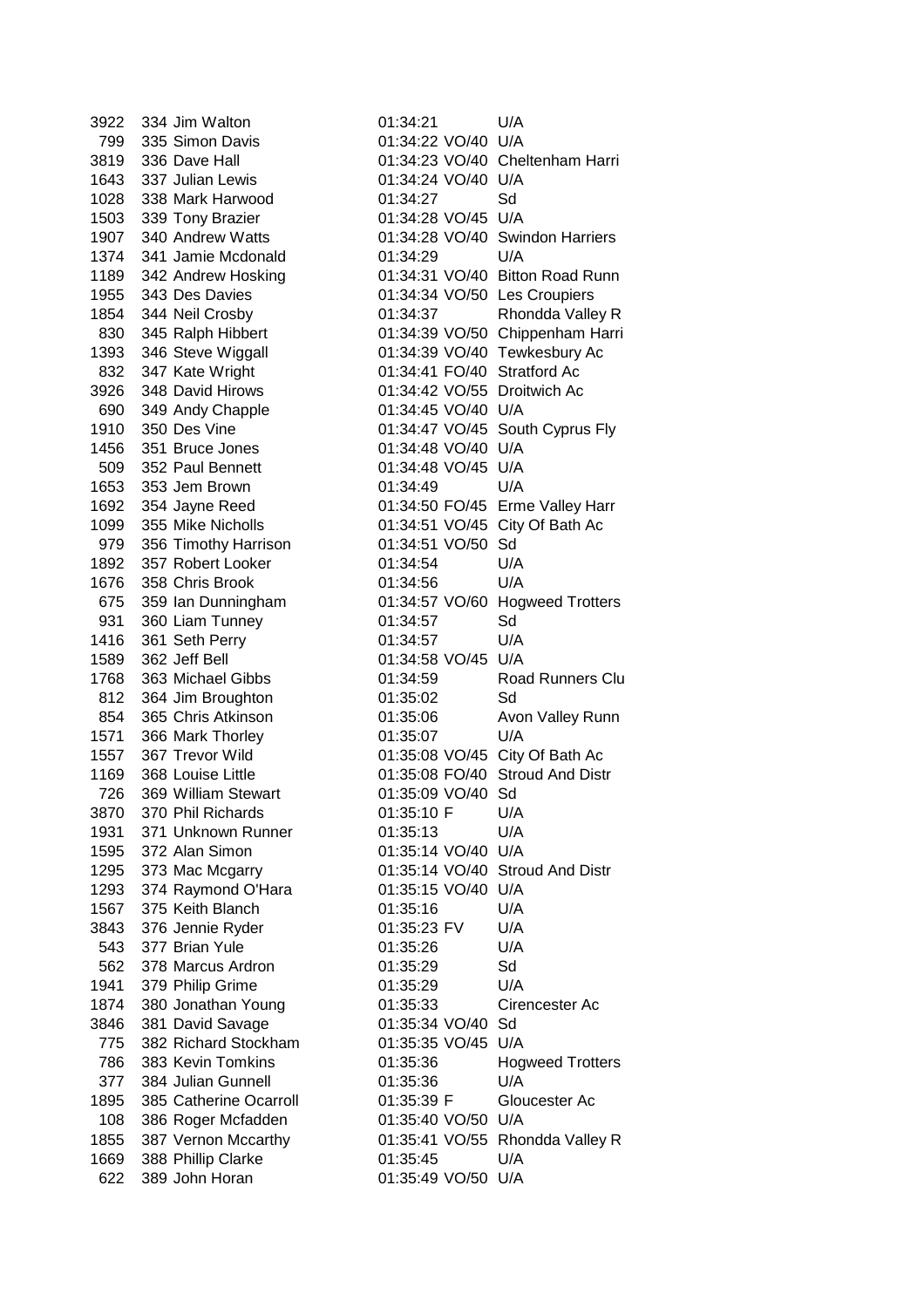| | | | | | |
|---|---|---|---|---|---|
| 3922 | 334 | Jim Walton | 01:34:21 | | U/A |
| 799 | 335 | Simon Davis | 01:34:22 | VO/40 | U/A |
| 3819 | 336 | Dave Hall | 01:34:23 | VO/40 | Cheltenham Harri |
| 1643 | 337 | Julian Lewis | 01:34:24 | VO/40 | U/A |
| 1028 | 338 | Mark Harwood | 01:34:27 | | Sd |
| 1503 | 339 | Tony Brazier | 01:34:28 | VO/45 | U/A |
| 1907 | 340 | Andrew Watts | 01:34:28 | VO/40 | Swindon Harriers |
| 1374 | 341 | Jamie Mcdonald | 01:34:29 | | U/A |
| 1189 | 342 | Andrew Hosking | 01:34:31 | VO/40 | Bitton Road Runn |
| 1955 | 343 | Des Davies | 01:34:34 | VO/50 | Les Croupiers |
| 1854 | 344 | Neil Crosby | 01:34:37 | | Rhondda Valley R |
| 830 | 345 | Ralph Hibbert | 01:34:39 | VO/50 | Chippenham Harri |
| 1393 | 346 | Steve Wiggall | 01:34:39 | VO/40 | Tewkesbury Ac |
| 832 | 347 | Kate Wright | 01:34:41 | FO/40 | Stratford Ac |
| 3926 | 348 | David Hirows | 01:34:42 | VO/55 | Droitwich Ac |
| 690 | 349 | Andy Chapple | 01:34:45 | VO/40 | U/A |
| 1910 | 350 | Des Vine | 01:34:47 | VO/45 | South Cyprus Fly |
| 1456 | 351 | Bruce Jones | 01:34:48 | VO/40 | U/A |
| 509 | 352 | Paul Bennett | 01:34:48 | VO/45 | U/A |
| 1653 | 353 | Jem Brown | 01:34:49 | | U/A |
| 1692 | 354 | Jayne Reed | 01:34:50 | FO/45 | Erme Valley Harr |
| 1099 | 355 | Mike Nicholls | 01:34:51 | VO/45 | City Of Bath Ac |
| 979 | 356 | Timothy Harrison | 01:34:51 | VO/50 | Sd |
| 1892 | 357 | Robert Looker | 01:34:54 | | U/A |
| 1676 | 358 | Chris Brook | 01:34:56 | | U/A |
| 675 | 359 | Ian Dunningham | 01:34:57 | VO/60 | Hogweed Trotters |
| 931 | 360 | Liam Tunney | 01:34:57 | | Sd |
| 1416 | 361 | Seth Perry | 01:34:57 | | U/A |
| 1589 | 362 | Jeff Bell | 01:34:58 | VO/45 | U/A |
| 1768 | 363 | Michael Gibbs | 01:34:59 | | Road Runners Clu |
| 812 | 364 | Jim Broughton | 01:35:02 | | Sd |
| 854 | 365 | Chris Atkinson | 01:35:06 | | Avon Valley Runn |
| 1571 | 366 | Mark Thorley | 01:35:07 | | U/A |
| 1557 | 367 | Trevor Wild | 01:35:08 | VO/45 | City Of Bath Ac |
| 1169 | 368 | Louise Little | 01:35:08 | FO/40 | Stroud And Distr |
| 726 | 369 | William Stewart | 01:35:09 | VO/40 | Sd |
| 3870 | 370 | Phil Richards | 01:35:10 | F | U/A |
| 1931 | 371 | Unknown Runner | 01:35:13 | | U/A |
| 1595 | 372 | Alan Simon | 01:35:14 | VO/40 | U/A |
| 1295 | 373 | Mac Mcgarry | 01:35:14 | VO/40 | Stroud And Distr |
| 1293 | 374 | Raymond O'Hara | 01:35:15 | VO/40 | U/A |
| 1567 | 375 | Keith Blanch | 01:35:16 | | U/A |
| 3843 | 376 | Jennie Ryder | 01:35:23 | FV | U/A |
| 543 | 377 | Brian Yule | 01:35:26 | | U/A |
| 562 | 378 | Marcus Ardron | 01:35:29 | | Sd |
| 1941 | 379 | Philip Grime | 01:35:29 | | U/A |
| 1874 | 380 | Jonathan Young | 01:35:33 | | Cirencester Ac |
| 3846 | 381 | David Savage | 01:35:34 | VO/40 | Sd |
| 775 | 382 | Richard Stockham | 01:35:35 | VO/45 | U/A |
| 786 | 383 | Kevin Tomkins | 01:35:36 | | Hogweed Trotters |
| 377 | 384 | Julian Gunnell | 01:35:36 | | U/A |
| 1895 | 385 | Catherine Ocarroll | 01:35:39 | F | Gloucester Ac |
| 108 | 386 | Roger Mcfadden | 01:35:40 | VO/50 | U/A |
| 1855 | 387 | Vernon Mccarthy | 01:35:41 | VO/55 | Rhondda Valley R |
| 1669 | 388 | Phillip Clarke | 01:35:45 | | U/A |
| 622 | 389 | John Horan | 01:35:49 | VO/50 | U/A |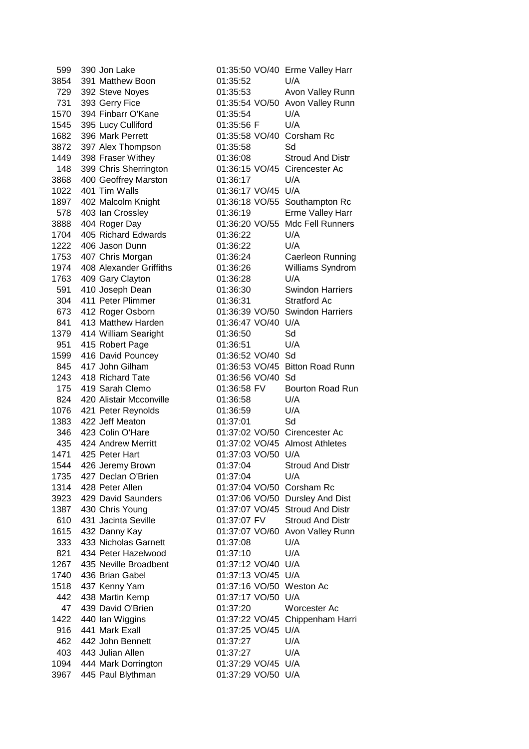| | | | | | |
|---|---|---|---|---|---|
| 599 | 390 Jon Lake | 01:35:50 | VO/40 | Erme Valley Harr |
| 3854 | 391 Matthew Boon | 01:35:52 | | U/A |
| 729 | 392 Steve Noyes | 01:35:53 | | Avon Valley Runn |
| 731 | 393 Gerry Fice | 01:35:54 | VO/50 | Avon Valley Runn |
| 1570 | 394 Finbarr O'Kane | 01:35:54 | | U/A |
| 1545 | 395 Lucy Culliford | 01:35:56 | F | U/A |
| 1682 | 396 Mark Perrett | 01:35:58 | VO/40 | Corsham Rc |
| 3872 | 397 Alex Thompson | 01:35:58 | | Sd |
| 1449 | 398 Fraser Withey | 01:36:08 | | Stroud And Distr |
| 148 | 399 Chris Sherrington | 01:36:15 | VO/45 | Cirencester Ac |
| 3868 | 400 Geoffrey Marston | 01:36:17 | | U/A |
| 1022 | 401 Tim Walls | 01:36:17 | VO/45 | U/A |
| 1897 | 402 Malcolm Knight | 01:36:18 | VO/55 | Southampton Rc |
| 578 | 403 Ian Crossley | 01:36:19 | | Erme Valley Harr |
| 3888 | 404 Roger Day | 01:36:20 | VO/55 | Mdc Fell Runners |
| 1704 | 405 Richard Edwards | 01:36:22 | | U/A |
| 1222 | 406 Jason Dunn | 01:36:22 | | U/A |
| 1753 | 407 Chris Morgan | 01:36:24 | | Caerleon Running |
| 1974 | 408 Alexander Griffiths | 01:36:26 | | Williams Syndrom |
| 1763 | 409 Gary Clayton | 01:36:28 | | U/A |
| 591 | 410 Joseph Dean | 01:36:30 | | Swindon Harriers |
| 304 | 411 Peter Plimmer | 01:36:31 | | Stratford Ac |
| 673 | 412 Roger Osborn | 01:36:39 | VO/50 | Swindon Harriers |
| 841 | 413 Matthew Harden | 01:36:47 | VO/40 | U/A |
| 1379 | 414 William Searight | 01:36:50 | | Sd |
| 951 | 415 Robert Page | 01:36:51 | | U/A |
| 1599 | 416 David Pouncey | 01:36:52 | VO/40 | Sd |
| 845 | 417 John Gilham | 01:36:53 | VO/45 | Bitton Road Runn |
| 1243 | 418 Richard Tate | 01:36:56 | VO/40 | Sd |
| 175 | 419 Sarah Clemo | 01:36:58 | FV | Bourton Road Run |
| 824 | 420 Alistair Mcconville | 01:36:58 | | U/A |
| 1076 | 421 Peter Reynolds | 01:36:59 | | U/A |
| 1383 | 422 Jeff Meaton | 01:37:01 | | Sd |
| 346 | 423 Colin O'Hare | 01:37:02 | VO/50 | Cirencester Ac |
| 435 | 424 Andrew Merritt | 01:37:02 | VO/45 | Almost Athletes |
| 1471 | 425 Peter Hart | 01:37:03 | VO/50 | U/A |
| 1544 | 426 Jeremy Brown | 01:37:04 | | Stroud And Distr |
| 1735 | 427 Declan O'Brien | 01:37:04 | | U/A |
| 1314 | 428 Peter Allen | 01:37:04 | VO/50 | Corsham Rc |
| 3923 | 429 David Saunders | 01:37:06 | VO/50 | Dursley And Dist |
| 1387 | 430 Chris Young | 01:37:07 | VO/45 | Stroud And Distr |
| 610 | 431 Jacinta Seville | 01:37:07 | FV | Stroud And Distr |
| 1615 | 432 Danny Kay | 01:37:07 | VO/60 | Avon Valley Runn |
| 333 | 433 Nicholas Garnett | 01:37:08 | | U/A |
| 821 | 434 Peter Hazelwood | 01:37:10 | | U/A |
| 1267 | 435 Neville Broadbent | 01:37:12 | VO/40 | U/A |
| 1740 | 436 Brian Gabel | 01:37:13 | VO/45 | U/A |
| 1518 | 437 Kenny Yam | 01:37:16 | VO/50 | Weston Ac |
| 442 | 438 Martin Kemp | 01:37:17 | VO/50 | U/A |
| 47 | 439 David O'Brien | 01:37:20 | | Worcester Ac |
| 1422 | 440 Ian Wiggins | 01:37:22 | VO/45 | Chippenham Harri |
| 916 | 441 Mark Exall | 01:37:25 | VO/45 | U/A |
| 462 | 442 John Bennett | 01:37:27 | | U/A |
| 403 | 443 Julian Allen | 01:37:27 | | U/A |
| 1094 | 444 Mark Dorrington | 01:37:29 | VO/45 | U/A |
| 3967 | 445 Paul Blythman | 01:37:29 | VO/50 | U/A |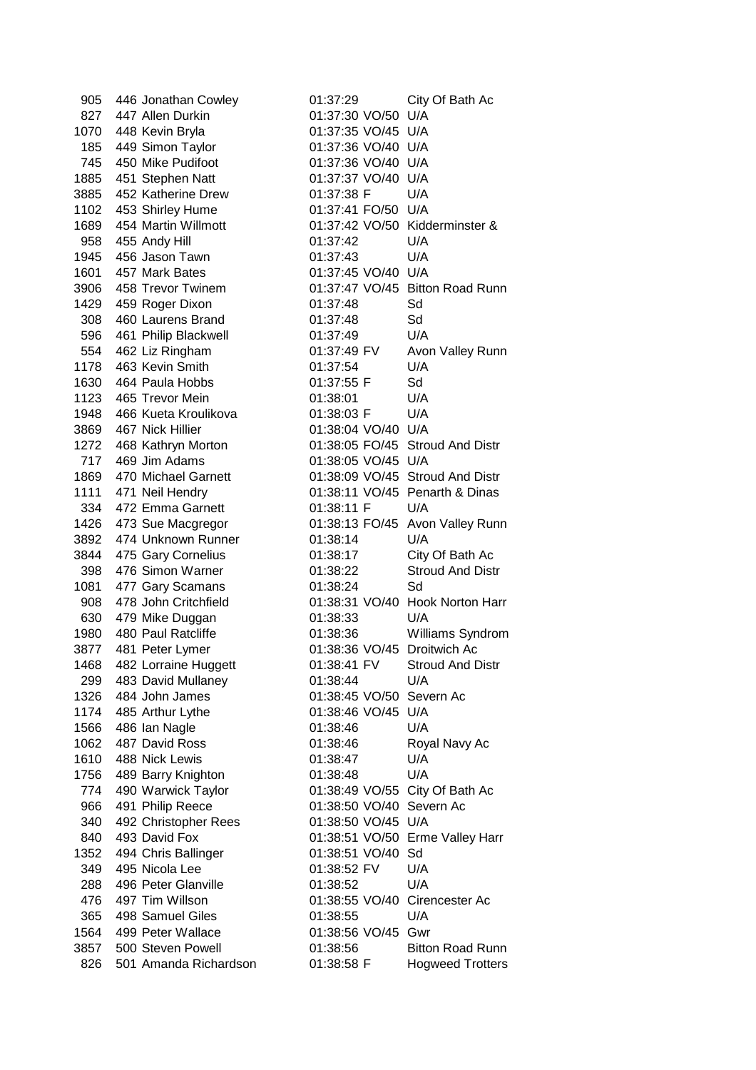| | | | | | |
|---|---|---|---|---|---|
| 905 | 446 | Jonathan Cowley | 01:37:29 | | City Of Bath Ac |
| 827 | 447 | Allen Durkin | 01:37:30 | VO/50 | U/A |
| 1070 | 448 | Kevin Bryla | 01:37:35 | VO/45 | U/A |
| 185 | 449 | Simon Taylor | 01:37:36 | VO/40 | U/A |
| 745 | 450 | Mike Pudifoot | 01:37:36 | VO/40 | U/A |
| 1885 | 451 | Stephen Natt | 01:37:37 | VO/40 | U/A |
| 3885 | 452 | Katherine Drew | 01:37:38 | F | U/A |
| 1102 | 453 | Shirley Hume | 01:37:41 | FO/50 | U/A |
| 1689 | 454 | Martin Willmott | 01:37:42 | VO/50 | Kidderminster & |
| 958 | 455 | Andy Hill | 01:37:42 | | U/A |
| 1945 | 456 | Jason Tawn | 01:37:43 | | U/A |
| 1601 | 457 | Mark Bates | 01:37:45 | VO/40 | U/A |
| 3906 | 458 | Trevor Twinem | 01:37:47 | VO/45 | Bitton Road Runn |
| 1429 | 459 | Roger Dixon | 01:37:48 | | Sd |
| 308 | 460 | Laurens Brand | 01:37:48 | | Sd |
| 596 | 461 | Philip Blackwell | 01:37:49 | | U/A |
| 554 | 462 | Liz Ringham | 01:37:49 | FV | Avon Valley Runn |
| 1178 | 463 | Kevin Smith | 01:37:54 | | U/A |
| 1630 | 464 | Paula Hobbs | 01:37:55 | F | Sd |
| 1123 | 465 | Trevor Mein | 01:38:01 | | U/A |
| 1948 | 466 | Kueta Kroulikova | 01:38:03 | F | U/A |
| 3869 | 467 | Nick Hillier | 01:38:04 | VO/40 | U/A |
| 1272 | 468 | Kathryn Morton | 01:38:05 | FO/45 | Stroud And Distr |
| 717 | 469 | Jim Adams | 01:38:05 | VO/45 | U/A |
| 1869 | 470 | Michael Garnett | 01:38:09 | VO/45 | Stroud And Distr |
| 1111 | 471 | Neil Hendry | 01:38:11 | VO/45 | Penarth & Dinas |
| 334 | 472 | Emma Garnett | 01:38:11 | F | U/A |
| 1426 | 473 | Sue Macgregor | 01:38:13 | FO/45 | Avon Valley Runn |
| 3892 | 474 | Unknown Runner | 01:38:14 | | U/A |
| 3844 | 475 | Gary Cornelius | 01:38:17 | | City Of Bath Ac |
| 398 | 476 | Simon Warner | 01:38:22 | | Stroud And Distr |
| 1081 | 477 | Gary Scamans | 01:38:24 | | Sd |
| 908 | 478 | John Critchfield | 01:38:31 | VO/40 | Hook Norton Harr |
| 630 | 479 | Mike Duggan | 01:38:33 | | U/A |
| 1980 | 480 | Paul Ratcliffe | 01:38:36 | | Williams Syndrom |
| 3877 | 481 | Peter Lymer | 01:38:36 | VO/45 | Droitwich Ac |
| 1468 | 482 | Lorraine Huggett | 01:38:41 | FV | Stroud And Distr |
| 299 | 483 | David Mullaney | 01:38:44 | | U/A |
| 1326 | 484 | John James | 01:38:45 | VO/50 | Severn Ac |
| 1174 | 485 | Arthur Lythe | 01:38:46 | VO/45 | U/A |
| 1566 | 486 | Ian Nagle | 01:38:46 | | U/A |
| 1062 | 487 | David Ross | 01:38:46 | | Royal Navy Ac |
| 1610 | 488 | Nick Lewis | 01:38:47 | | U/A |
| 1756 | 489 | Barry Knighton | 01:38:48 | | U/A |
| 774 | 490 | Warwick Taylor | 01:38:49 | VO/55 | City Of Bath Ac |
| 966 | 491 | Philip Reece | 01:38:50 | VO/40 | Severn Ac |
| 340 | 492 | Christopher Rees | 01:38:50 | VO/45 | U/A |
| 840 | 493 | David Fox | 01:38:51 | VO/50 | Erme Valley Harr |
| 1352 | 494 | Chris Ballinger | 01:38:51 | VO/40 | Sd |
| 349 | 495 | Nicola Lee | 01:38:52 | FV | U/A |
| 288 | 496 | Peter Glanville | 01:38:52 | | U/A |
| 476 | 497 | Tim Willson | 01:38:55 | VO/40 | Cirencester Ac |
| 365 | 498 | Samuel Giles | 01:38:55 | | U/A |
| 1564 | 499 | Peter Wallace | 01:38:56 | VO/45 | Gwr |
| 3857 | 500 | Steven Powell | 01:38:56 | | Bitton Road Runn |
| 826 | 501 | Amanda Richardson | 01:38:58 | F | Hogweed Trotters |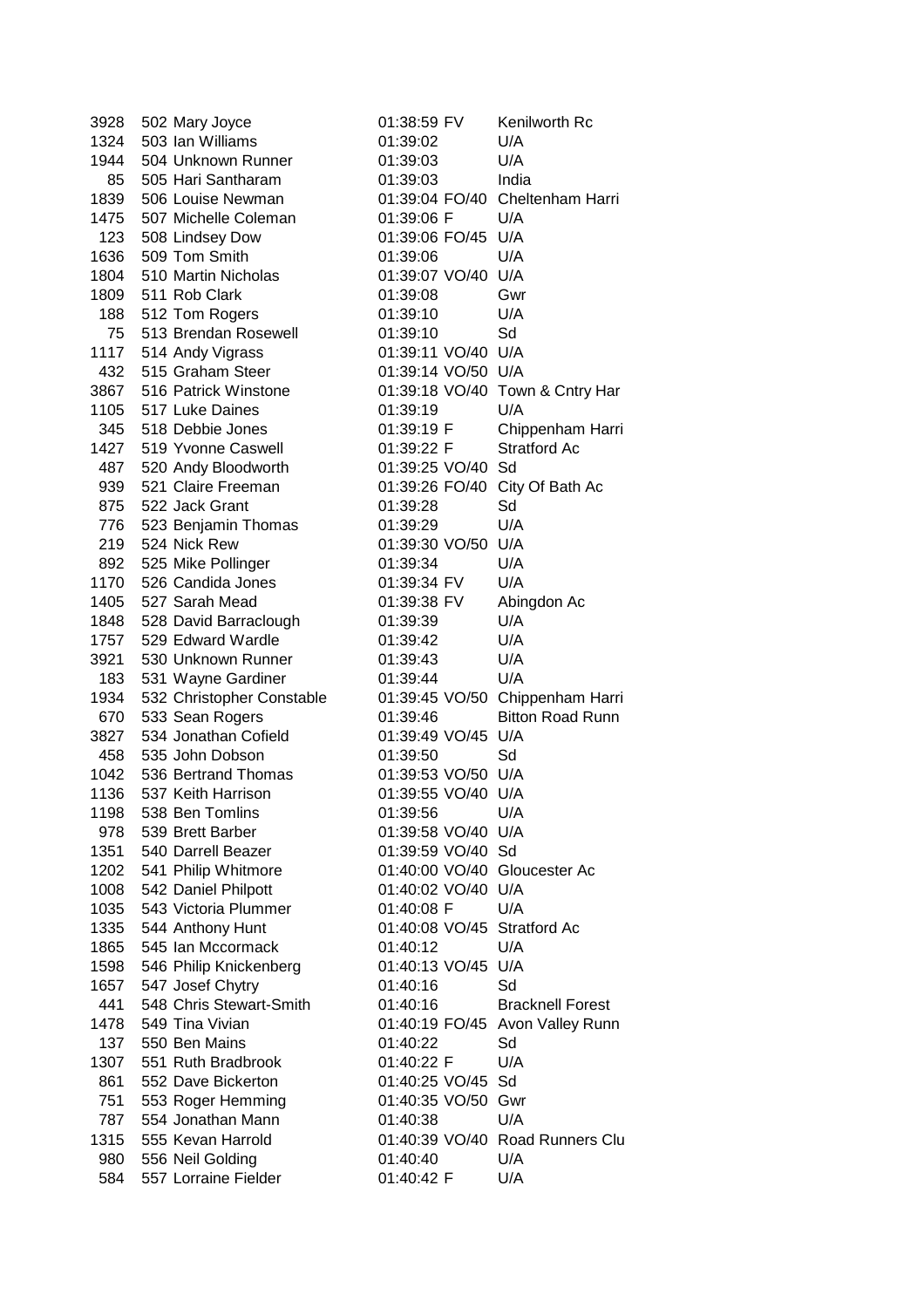| | | | | |
|---|---|---|---|---|
| 3928 | 502 Mary Joyce | 01:38:59 | FV | Kenilworth Rc |
| 1324 | 503 Ian Williams | 01:39:02 | | U/A |
| 1944 | 504 Unknown Runner | 01:39:03 | | U/A |
| 85 | 505 Hari Santharam | 01:39:03 | | India |
| 1839 | 506 Louise Newman | 01:39:04 | FO/40 | Cheltenham Harri |
| 1475 | 507 Michelle Coleman | 01:39:06 | F | U/A |
| 123 | 508 Lindsey Dow | 01:39:06 | FO/45 | U/A |
| 1636 | 509 Tom Smith | 01:39:06 | | U/A |
| 1804 | 510 Martin Nicholas | 01:39:07 | VO/40 | U/A |
| 1809 | 511 Rob Clark | 01:39:08 | | Gwr |
| 188 | 512 Tom Rogers | 01:39:10 | | U/A |
| 75 | 513 Brendan Rosewell | 01:39:10 | | Sd |
| 1117 | 514 Andy Vigrass | 01:39:11 | VO/40 | U/A |
| 432 | 515 Graham Steer | 01:39:14 | VO/50 | U/A |
| 3867 | 516 Patrick Winstone | 01:39:18 | VO/40 | Town & Cntry Har |
| 1105 | 517 Luke Daines | 01:39:19 | | U/A |
| 345 | 518 Debbie Jones | 01:39:19 | F | Chippenham Harri |
| 1427 | 519 Yvonne Caswell | 01:39:22 | F | Stratford Ac |
| 487 | 520 Andy Bloodworth | 01:39:25 | VO/40 | Sd |
| 939 | 521 Claire Freeman | 01:39:26 | FO/40 | City Of Bath Ac |
| 875 | 522 Jack Grant | 01:39:28 | | Sd |
| 776 | 523 Benjamin Thomas | 01:39:29 | | U/A |
| 219 | 524 Nick Rew | 01:39:30 | VO/50 | U/A |
| 892 | 525 Mike Pollinger | 01:39:34 | | U/A |
| 1170 | 526 Candida Jones | 01:39:34 | FV | U/A |
| 1405 | 527 Sarah Mead | 01:39:38 | FV | Abingdon Ac |
| 1848 | 528 David Barraclough | 01:39:39 | | U/A |
| 1757 | 529 Edward Wardle | 01:39:42 | | U/A |
| 3921 | 530 Unknown Runner | 01:39:43 | | U/A |
| 183 | 531 Wayne Gardiner | 01:39:44 | | U/A |
| 1934 | 532 Christopher Constable | 01:39:45 | VO/50 | Chippenham Harri |
| 670 | 533 Sean Rogers | 01:39:46 | | Bitton Road Runn |
| 3827 | 534 Jonathan Cofield | 01:39:49 | VO/45 | U/A |
| 458 | 535 John Dobson | 01:39:50 | | Sd |
| 1042 | 536 Bertrand Thomas | 01:39:53 | VO/50 | U/A |
| 1136 | 537 Keith Harrison | 01:39:55 | VO/40 | U/A |
| 1198 | 538 Ben Tomlins | 01:39:56 | | U/A |
| 978 | 539 Brett Barber | 01:39:58 | VO/40 | U/A |
| 1351 | 540 Darrell Beazer | 01:39:59 | VO/40 | Sd |
| 1202 | 541 Philip Whitmore | 01:40:00 | VO/40 | Gloucester Ac |
| 1008 | 542 Daniel Philpott | 01:40:02 | VO/40 | U/A |
| 1035 | 543 Victoria Plummer | 01:40:08 | F | U/A |
| 1335 | 544 Anthony Hunt | 01:40:08 | VO/45 | Stratford Ac |
| 1865 | 545 Ian Mccormack | 01:40:12 | | U/A |
| 1598 | 546 Philip Knickenberg | 01:40:13 | VO/45 | U/A |
| 1657 | 547 Josef Chytry | 01:40:16 | | Sd |
| 441 | 548 Chris Stewart-Smith | 01:40:16 | | Bracknell Forest |
| 1478 | 549 Tina Vivian | 01:40:19 | FO/45 | Avon Valley Runn |
| 137 | 550 Ben Mains | 01:40:22 | | Sd |
| 1307 | 551 Ruth Bradbrook | 01:40:22 | F | U/A |
| 861 | 552 Dave Bickerton | 01:40:25 | VO/45 | Sd |
| 751 | 553 Roger Hemming | 01:40:35 | VO/50 | Gwr |
| 787 | 554 Jonathan Mann | 01:40:38 | | U/A |
| 1315 | 555 Kevan Harrold | 01:40:39 | VO/40 | Road Runners Clu |
| 980 | 556 Neil Golding | 01:40:40 | | U/A |
| 584 | 557 Lorraine Fielder | 01:40:42 | F | U/A |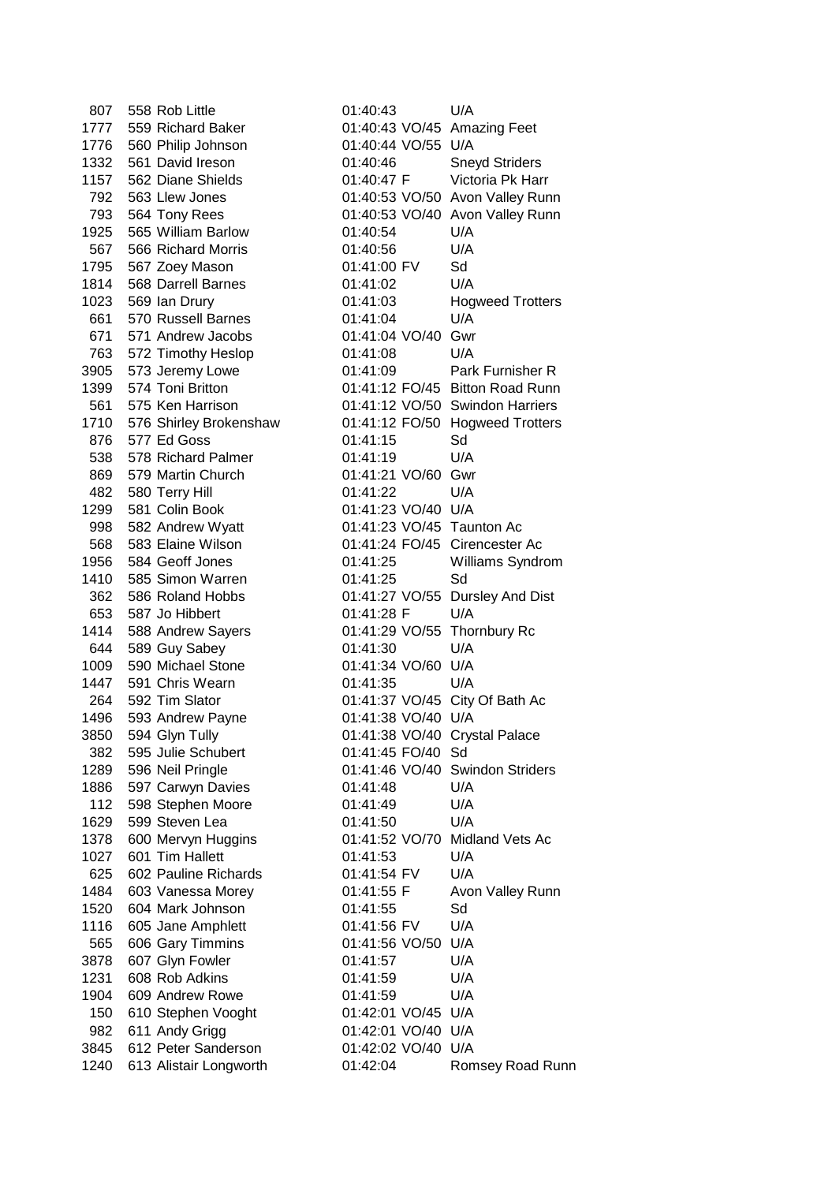| | | | | | |
|---|---|---|---|---|---|
| 807 | 558 | Rob Little | 01:40:43 | | U/A |
| 1777 | 559 | Richard Baker | 01:40:43 | VO/45 | Amazing Feet |
| 1776 | 560 | Philip Johnson | 01:40:44 | VO/55 | U/A |
| 1332 | 561 | David Ireson | 01:40:46 | | Sneyd Striders |
| 1157 | 562 | Diane Shields | 01:40:47 | F | Victoria Pk Harr |
| 792 | 563 | Llew Jones | 01:40:53 | VO/50 | Avon Valley Runn |
| 793 | 564 | Tony Rees | 01:40:53 | VO/40 | Avon Valley Runn |
| 1925 | 565 | William Barlow | 01:40:54 | | U/A |
| 567 | 566 | Richard Morris | 01:40:56 | | U/A |
| 1795 | 567 | Zoey Mason | 01:41:00 | FV | Sd |
| 1814 | 568 | Darrell Barnes | 01:41:02 | | U/A |
| 1023 | 569 | Ian Drury | 01:41:03 | | Hogweed Trotters |
| 661 | 570 | Russell Barnes | 01:41:04 | | U/A |
| 671 | 571 | Andrew Jacobs | 01:41:04 | VO/40 | Gwr |
| 763 | 572 | Timothy Heslop | 01:41:08 | | U/A |
| 3905 | 573 | Jeremy Lowe | 01:41:09 | | Park Furnisher R |
| 1399 | 574 | Toni Britton | 01:41:12 | FO/45 | Bitton Road Runn |
| 561 | 575 | Ken Harrison | 01:41:12 | VO/50 | Swindon Harriers |
| 1710 | 576 | Shirley Brokenshaw | 01:41:12 | FO/50 | Hogweed Trotters |
| 876 | 577 | Ed Goss | 01:41:15 | | Sd |
| 538 | 578 | Richard Palmer | 01:41:19 | | U/A |
| 869 | 579 | Martin Church | 01:41:21 | VO/60 | Gwr |
| 482 | 580 | Terry Hill | 01:41:22 | | U/A |
| 1299 | 581 | Colin Book | 01:41:23 | VO/40 | U/A |
| 998 | 582 | Andrew Wyatt | 01:41:23 | VO/45 | Taunton Ac |
| 568 | 583 | Elaine Wilson | 01:41:24 | FO/45 | Cirencester Ac |
| 1956 | 584 | Geoff Jones | 01:41:25 | | Williams Syndrom |
| 1410 | 585 | Simon Warren | 01:41:25 | | Sd |
| 362 | 586 | Roland Hobbs | 01:41:27 | VO/55 | Dursley And Dist |
| 653 | 587 | Jo Hibbert | 01:41:28 | F | U/A |
| 1414 | 588 | Andrew Sayers | 01:41:29 | VO/55 | Thornbury Rc |
| 644 | 589 | Guy Sabey | 01:41:30 | | U/A |
| 1009 | 590 | Michael Stone | 01:41:34 | VO/60 | U/A |
| 1447 | 591 | Chris Wearn | 01:41:35 | | U/A |
| 264 | 592 | Tim Slator | 01:41:37 | VO/45 | City Of Bath Ac |
| 1496 | 593 | Andrew Payne | 01:41:38 | VO/40 | U/A |
| 3850 | 594 | Glyn Tully | 01:41:38 | VO/40 | Crystal Palace |
| 382 | 595 | Julie Schubert | 01:41:45 | FO/40 | Sd |
| 1289 | 596 | Neil Pringle | 01:41:46 | VO/40 | Swindon Striders |
| 1886 | 597 | Carwyn Davies | 01:41:48 | | U/A |
| 112 | 598 | Stephen Moore | 01:41:49 | | U/A |
| 1629 | 599 | Steven Lea | 01:41:50 | | U/A |
| 1378 | 600 | Mervyn Huggins | 01:41:52 | VO/70 | Midland Vets Ac |
| 1027 | 601 | Tim Hallett | 01:41:53 | | U/A |
| 625 | 602 | Pauline Richards | 01:41:54 | FV | U/A |
| 1484 | 603 | Vanessa Morey | 01:41:55 | F | Avon Valley Runn |
| 1520 | 604 | Mark Johnson | 01:41:55 | | Sd |
| 1116 | 605 | Jane Amphlett | 01:41:56 | FV | U/A |
| 565 | 606 | Gary Timmins | 01:41:56 | VO/50 | U/A |
| 3878 | 607 | Glyn Fowler | 01:41:57 | | U/A |
| 1231 | 608 | Rob Adkins | 01:41:59 | | U/A |
| 1904 | 609 | Andrew Rowe | 01:41:59 | | U/A |
| 150 | 610 | Stephen Vooght | 01:42:01 | VO/45 | U/A |
| 982 | 611 | Andy Grigg | 01:42:01 | VO/40 | U/A |
| 3845 | 612 | Peter Sanderson | 01:42:02 | VO/40 | U/A |
| 1240 | 613 | Alistair Longworth | 01:42:04 | | Romsey Road Runn |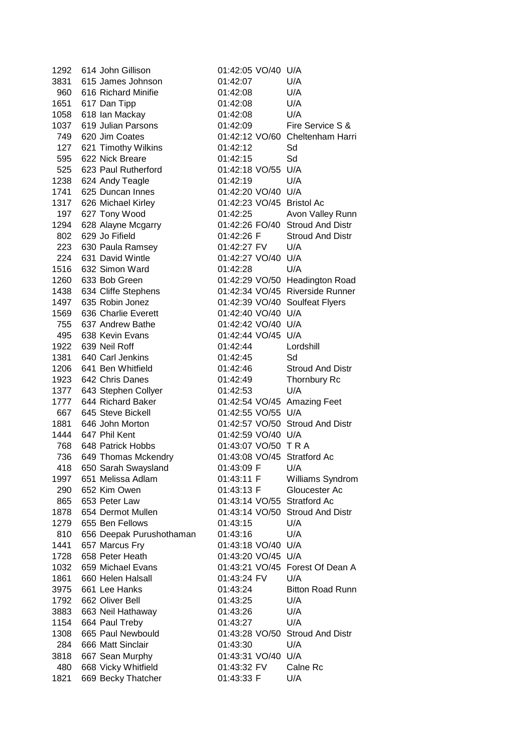| | | | | | |
|---|---|---|---|---|---|
| 1292 | 614 | John Gillison | 01:42:05 | VO/40 | U/A |
| 3831 | 615 | James Johnson | 01:42:07 | | U/A |
| 960 | 616 | Richard Minifie | 01:42:08 | | U/A |
| 1651 | 617 | Dan Tipp | 01:42:08 | | U/A |
| 1058 | 618 | Ian Mackay | 01:42:08 | | U/A |
| 1037 | 619 | Julian Parsons | 01:42:09 | | Fire Service S & |
| 749 | 620 | Jim Coates | 01:42:12 | VO/60 | Cheltenham Harri |
| 127 | 621 | Timothy Wilkins | 01:42:12 | | Sd |
| 595 | 622 | Nick Breare | 01:42:15 | | Sd |
| 525 | 623 | Paul Rutherford | 01:42:18 | VO/55 | U/A |
| 1238 | 624 | Andy Teagle | 01:42:19 | | U/A |
| 1741 | 625 | Duncan Innes | 01:42:20 | VO/40 | U/A |
| 1317 | 626 | Michael Kirley | 01:42:23 | VO/45 | Bristol Ac |
| 197 | 627 | Tony Wood | 01:42:25 | | Avon Valley Runn |
| 1294 | 628 | Alayne Mcgarry | 01:42:26 | FO/40 | Stroud And Distr |
| 802 | 629 | Jo Fifield | 01:42:26 | F | Stroud And Distr |
| 223 | 630 | Paula Ramsey | 01:42:27 | FV | U/A |
| 224 | 631 | David Wintle | 01:42:27 | VO/40 | U/A |
| 1516 | 632 | Simon Ward | 01:42:28 | | U/A |
| 1260 | 633 | Bob Green | 01:42:29 | VO/50 | Headington Road |
| 1438 | 634 | Cliffe Stephens | 01:42:34 | VO/45 | Riverside Runner |
| 1497 | 635 | Robin Jonez | 01:42:39 | VO/40 | Soulfeat Flyers |
| 1569 | 636 | Charlie Everett | 01:42:40 | VO/40 | U/A |
| 755 | 637 | Andrew Bathe | 01:42:42 | VO/40 | U/A |
| 495 | 638 | Kevin Evans | 01:42:44 | VO/45 | U/A |
| 1922 | 639 | Neil Roff | 01:42:44 | | Lordshill |
| 1381 | 640 | Carl Jenkins | 01:42:45 | | Sd |
| 1206 | 641 | Ben Whitfield | 01:42:46 | | Stroud And Distr |
| 1923 | 642 | Chris Danes | 01:42:49 | | Thornbury Rc |
| 1377 | 643 | Stephen Collyer | 01:42:53 | | U/A |
| 1777 | 644 | Richard Baker | 01:42:54 | VO/45 | Amazing Feet |
| 667 | 645 | Steve Bickell | 01:42:55 | VO/55 | U/A |
| 1881 | 646 | John Morton | 01:42:57 | VO/50 | Stroud And Distr |
| 1444 | 647 | Phil Kent | 01:42:59 | VO/40 | U/A |
| 768 | 648 | Patrick Hobbs | 01:43:07 | VO/50 | T R A |
| 736 | 649 | Thomas Mckendry | 01:43:08 | VO/45 | Stratford Ac |
| 418 | 650 | Sarah Swaysland | 01:43:09 | F | U/A |
| 1997 | 651 | Melissa Adlam | 01:43:11 | F | Williams Syndrom |
| 290 | 652 | Kim Owen | 01:43:13 | F | Gloucester Ac |
| 865 | 653 | Peter Law | 01:43:14 | VO/55 | Stratford Ac |
| 1878 | 654 | Dermot Mullen | 01:43:14 | VO/50 | Stroud And Distr |
| 1279 | 655 | Ben Fellows | 01:43:15 | | U/A |
| 810 | 656 | Deepak Purushothaman | 01:43:16 | | U/A |
| 1441 | 657 | Marcus Fry | 01:43:18 | VO/40 | U/A |
| 1728 | 658 | Peter Heath | 01:43:20 | VO/45 | U/A |
| 1032 | 659 | Michael Evans | 01:43:21 | VO/45 | Forest Of Dean A |
| 1861 | 660 | Helen Halsall | 01:43:24 | FV | U/A |
| 3975 | 661 | Lee Hanks | 01:43:24 | | Bitton Road Runn |
| 1792 | 662 | Oliver Bell | 01:43:25 | | U/A |
| 3883 | 663 | Neil Hathaway | 01:43:26 | | U/A |
| 1154 | 664 | Paul Treby | 01:43:27 | | U/A |
| 1308 | 665 | Paul Newbould | 01:43:28 | VO/50 | Stroud And Distr |
| 284 | 666 | Matt Sinclair | 01:43:30 | | U/A |
| 3818 | 667 | Sean Murphy | 01:43:31 | VO/40 | U/A |
| 480 | 668 | Vicky Whitfield | 01:43:32 | FV | Calne Rc |
| 1821 | 669 | Becky Thatcher | 01:43:33 | F | U/A |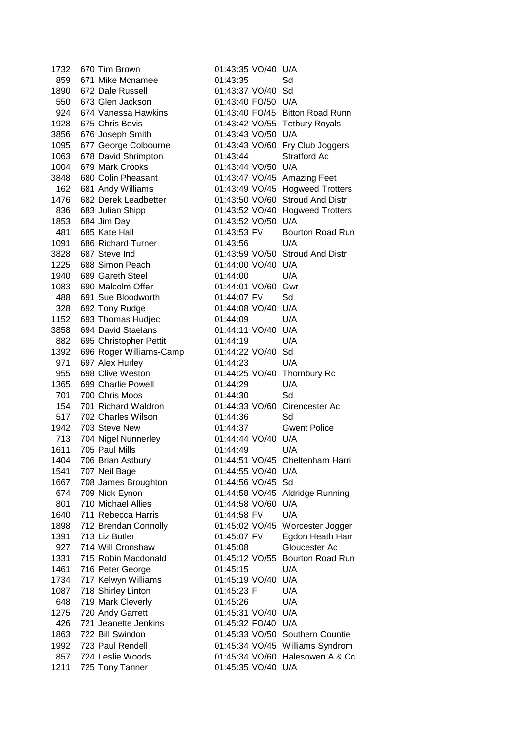| | | | | | |
|---|---|---|---|---|---|
| 1732 | 670 | Tim Brown | 01:43:35 | VO/40 | U/A |
| 859 | 671 | Mike Mcnamee | 01:43:35 | | Sd |
| 1890 | 672 | Dale Russell | 01:43:37 | VO/40 | Sd |
| 550 | 673 | Glen Jackson | 01:43:40 | FO/50 | U/A |
| 924 | 674 | Vanessa Hawkins | 01:43:40 | FO/45 | Bitton Road Runn |
| 1928 | 675 | Chris Bevis | 01:43:42 | VO/55 | Tetbury Royals |
| 3856 | 676 | Joseph Smith | 01:43:43 | VO/50 | U/A |
| 1095 | 677 | George Colbourne | 01:43:43 | VO/60 | Fry Club Joggers |
| 1063 | 678 | David Shrimpton | 01:43:44 | | Stratford Ac |
| 1004 | 679 | Mark Crooks | 01:43:44 | VO/50 | U/A |
| 3848 | 680 | Colin Pheasant | 01:43:47 | VO/45 | Amazing Feet |
| 162 | 681 | Andy Williams | 01:43:49 | VO/45 | Hogweed Trotters |
| 1476 | 682 | Derek Leadbetter | 01:43:50 | VO/60 | Stroud And Distr |
| 836 | 683 | Julian Shipp | 01:43:52 | VO/40 | Hogweed Trotters |
| 1853 | 684 | Jim Day | 01:43:52 | VO/50 | U/A |
| 481 | 685 | Kate Hall | 01:43:53 | FV | Bourton Road Run |
| 1091 | 686 | Richard Turner | 01:43:56 | | U/A |
| 3828 | 687 | Steve Ind | 01:43:59 | VO/50 | Stroud And Distr |
| 1225 | 688 | Simon Peach | 01:44:00 | VO/40 | U/A |
| 1940 | 689 | Gareth Steel | 01:44:00 | | U/A |
| 1083 | 690 | Malcolm Offer | 01:44:01 | VO/60 | Gwr |
| 488 | 691 | Sue Bloodworth | 01:44:07 | FV | Sd |
| 328 | 692 | Tony Rudge | 01:44:08 | VO/40 | U/A |
| 1152 | 693 | Thomas Hudjec | 01:44:09 | | U/A |
| 3858 | 694 | David Staelans | 01:44:11 | VO/40 | U/A |
| 882 | 695 | Christopher Pettit | 01:44:19 | | U/A |
| 1392 | 696 | Roger Williams-Camp | 01:44:22 | VO/40 | Sd |
| 971 | 697 | Alex Hurley | 01:44:23 | | U/A |
| 955 | 698 | Clive Weston | 01:44:25 | VO/40 | Thornbury Rc |
| 1365 | 699 | Charlie Powell | 01:44:29 | | U/A |
| 701 | 700 | Chris Moos | 01:44:30 | | Sd |
| 154 | 701 | Richard Waldron | 01:44:33 | VO/60 | Cirencester Ac |
| 517 | 702 | Charles Wilson | 01:44:36 | | Sd |
| 1942 | 703 | Steve New | 01:44:37 | | Gwent Police |
| 713 | 704 | Nigel Nunnerley | 01:44:44 | VO/40 | U/A |
| 1611 | 705 | Paul Mills | 01:44:49 | | U/A |
| 1404 | 706 | Brian Astbury | 01:44:51 | VO/45 | Cheltenham Harri |
| 1541 | 707 | Neil Bage | 01:44:55 | VO/40 | U/A |
| 1667 | 708 | James Broughton | 01:44:56 | VO/45 | Sd |
| 674 | 709 | Nick Eynon | 01:44:58 | VO/45 | Aldridge Running |
| 801 | 710 | Michael Allies | 01:44:58 | VO/60 | U/A |
| 1640 | 711 | Rebecca Harris | 01:44:58 | FV | U/A |
| 1898 | 712 | Brendan Connolly | 01:45:02 | VO/45 | Worcester Jogger |
| 1391 | 713 | Liz Butler | 01:45:07 | FV | Egdon Heath Harr |
| 927 | 714 | Will Cronshaw | 01:45:08 | | Gloucester Ac |
| 1331 | 715 | Robin Macdonald | 01:45:12 | VO/55 | Bourton Road Run |
| 1461 | 716 | Peter George | 01:45:15 | | U/A |
| 1734 | 717 | Kelwyn Williams | 01:45:19 | VO/40 | U/A |
| 1087 | 718 | Shirley Linton | 01:45:23 | F | U/A |
| 648 | 719 | Mark Cleverly | 01:45:26 | | U/A |
| 1275 | 720 | Andy Garrett | 01:45:31 | VO/40 | U/A |
| 426 | 721 | Jeanette Jenkins | 01:45:32 | FO/40 | U/A |
| 1863 | 722 | Bill Swindon | 01:45:33 | VO/50 | Southern Countie |
| 1992 | 723 | Paul Rendell | 01:45:34 | VO/45 | Williams Syndrom |
| 857 | 724 | Leslie Woods | 01:45:34 | VO/60 | Halesowen A & Cc |
| 1211 | 725 | Tony Tanner | 01:45:35 | VO/40 | U/A |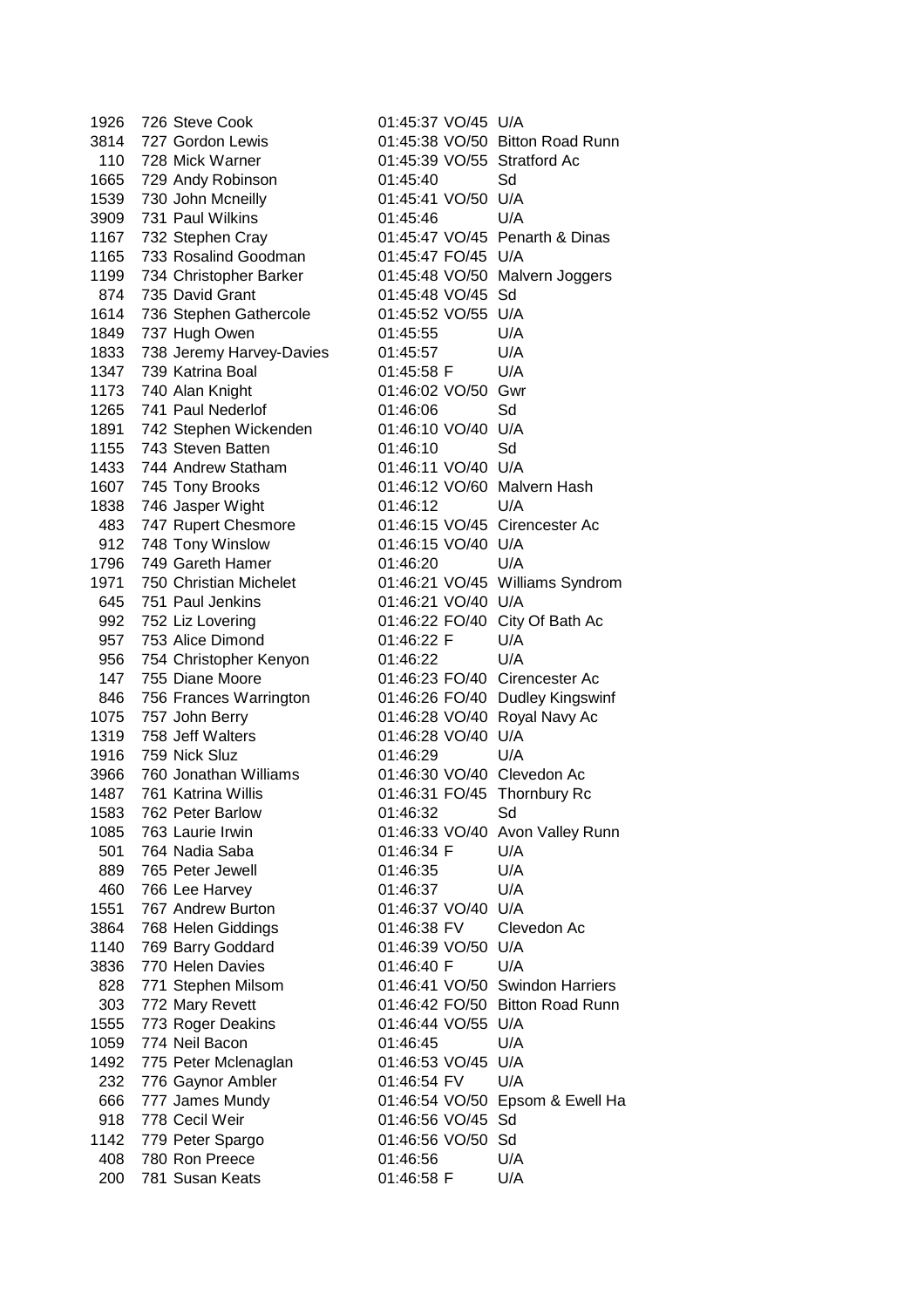| | | | | | |
|---|---|---|---|---|---|
| 1926 | 726 | Steve Cook | 01:45:37 | VO/45 | U/A |
| 3814 | 727 | Gordon Lewis | 01:45:38 | VO/50 | Bitton Road Runn |
| 110 | 728 | Mick Warner | 01:45:39 | VO/55 | Stratford Ac |
| 1665 | 729 | Andy Robinson | 01:45:40 | | Sd |
| 1539 | 730 | John Mcneilly | 01:45:41 | VO/50 | U/A |
| 3909 | 731 | Paul Wilkins | 01:45:46 | | U/A |
| 1167 | 732 | Stephen Cray | 01:45:47 | VO/45 | Penarth & Dinas |
| 1165 | 733 | Rosalind Goodman | 01:45:47 | FO/45 | U/A |
| 1199 | 734 | Christopher Barker | 01:45:48 | VO/50 | Malvern Joggers |
| 874 | 735 | David Grant | 01:45:48 | VO/45 | Sd |
| 1614 | 736 | Stephen Gathercole | 01:45:52 | VO/55 | U/A |
| 1849 | 737 | Hugh Owen | 01:45:55 | | U/A |
| 1833 | 738 | Jeremy Harvey-Davies | 01:45:57 | | U/A |
| 1347 | 739 | Katrina Boal | 01:45:58 | F | U/A |
| 1173 | 740 | Alan Knight | 01:46:02 | VO/50 | Gwr |
| 1265 | 741 | Paul Nederlof | 01:46:06 | | Sd |
| 1891 | 742 | Stephen Wickenden | 01:46:10 | VO/40 | U/A |
| 1155 | 743 | Steven Batten | 01:46:10 | | Sd |
| 1433 | 744 | Andrew Statham | 01:46:11 | VO/40 | U/A |
| 1607 | 745 | Tony Brooks | 01:46:12 | VO/60 | Malvern Hash |
| 1838 | 746 | Jasper Wight | 01:46:12 | | U/A |
| 483 | 747 | Rupert Chesmore | 01:46:15 | VO/45 | Cirencester Ac |
| 912 | 748 | Tony Winslow | 01:46:15 | VO/40 | U/A |
| 1796 | 749 | Gareth Hamer | 01:46:20 | | U/A |
| 1971 | 750 | Christian Michelet | 01:46:21 | VO/45 | Williams Syndrom |
| 645 | 751 | Paul Jenkins | 01:46:21 | VO/40 | U/A |
| 992 | 752 | Liz Lovering | 01:46:22 | FO/40 | City Of Bath Ac |
| 957 | 753 | Alice Dimond | 01:46:22 | F | U/A |
| 956 | 754 | Christopher Kenyon | 01:46:22 | | U/A |
| 147 | 755 | Diane Moore | 01:46:23 | FO/40 | Cirencester Ac |
| 846 | 756 | Frances Warrington | 01:46:26 | FO/40 | Dudley Kingswinf |
| 1075 | 757 | John Berry | 01:46:28 | VO/40 | Royal Navy Ac |
| 1319 | 758 | Jeff Walters | 01:46:28 | VO/40 | U/A |
| 1916 | 759 | Nick Sluz | 01:46:29 | | U/A |
| 3966 | 760 | Jonathan Williams | 01:46:30 | VO/40 | Clevedon Ac |
| 1487 | 761 | Katrina Willis | 01:46:31 | FO/45 | Thornbury Rc |
| 1583 | 762 | Peter Barlow | 01:46:32 | | Sd |
| 1085 | 763 | Laurie Irwin | 01:46:33 | VO/40 | Avon Valley Runn |
| 501 | 764 | Nadia Saba | 01:46:34 | F | U/A |
| 889 | 765 | Peter Jewell | 01:46:35 | | U/A |
| 460 | 766 | Lee Harvey | 01:46:37 | | U/A |
| 1551 | 767 | Andrew Burton | 01:46:37 | VO/40 | U/A |
| 3864 | 768 | Helen Giddings | 01:46:38 | FV | Clevedon Ac |
| 1140 | 769 | Barry Goddard | 01:46:39 | VO/50 | U/A |
| 3836 | 770 | Helen Davies | 01:46:40 | F | U/A |
| 828 | 771 | Stephen Milsom | 01:46:41 | VO/50 | Swindon Harriers |
| 303 | 772 | Mary Revett | 01:46:42 | FO/50 | Bitton Road Runn |
| 1555 | 773 | Roger Deakins | 01:46:44 | VO/55 | U/A |
| 1059 | 774 | Neil Bacon | 01:46:45 | | U/A |
| 1492 | 775 | Peter Mclenaglan | 01:46:53 | VO/45 | U/A |
| 232 | 776 | Gaynor Ambler | 01:46:54 | FV | U/A |
| 666 | 777 | James Mundy | 01:46:54 | VO/50 | Epsom & Ewell Ha |
| 918 | 778 | Cecil Weir | 01:46:56 | VO/45 | Sd |
| 1142 | 779 | Peter Spargo | 01:46:56 | VO/50 | Sd |
| 408 | 780 | Ron Preece | 01:46:56 | | U/A |
| 200 | 781 | Susan Keats | 01:46:58 | F | U/A |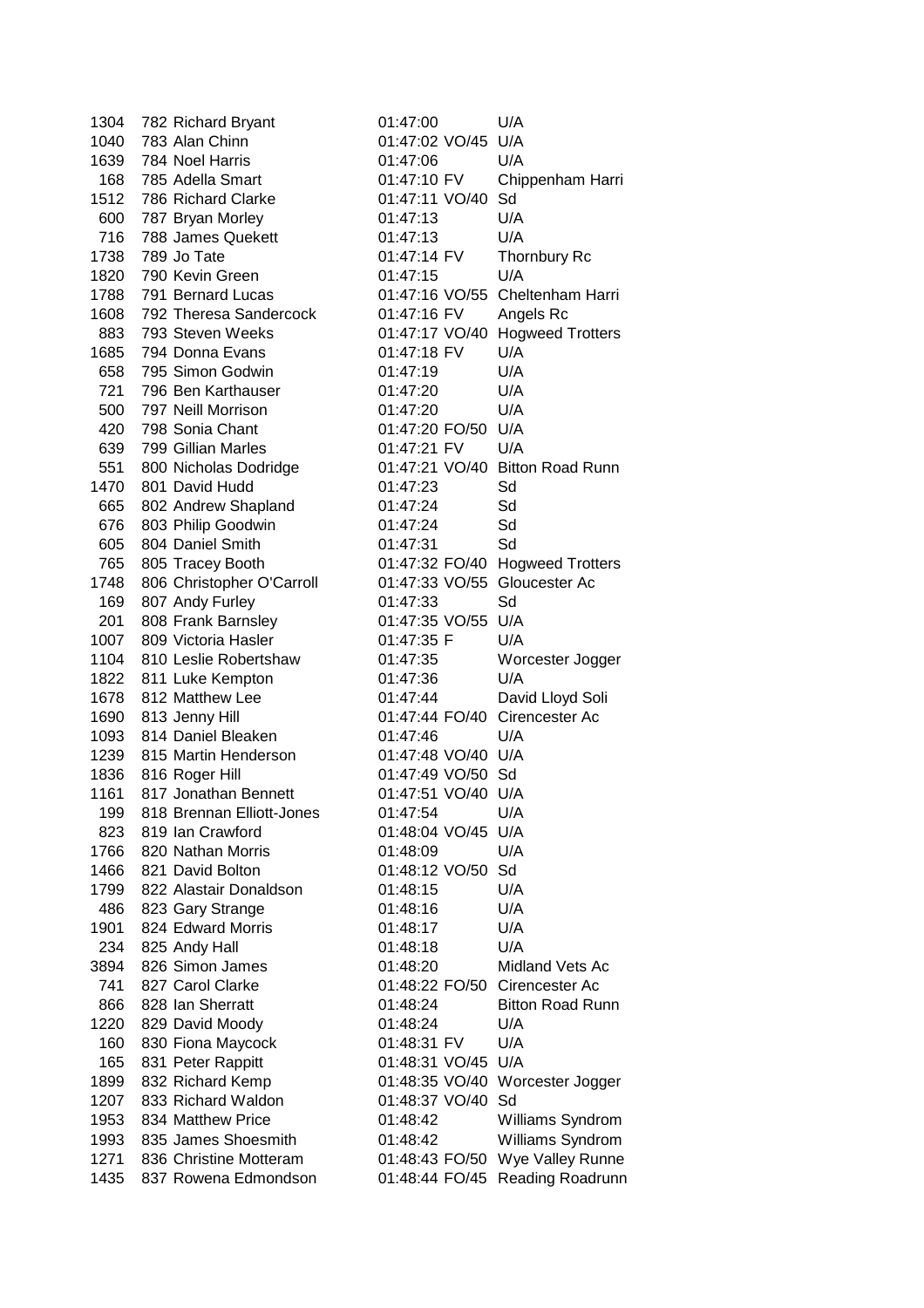| | | | | | |
|---|---|---|---|---|---|
| 1304 | 782 | Richard Bryant | 01:47:00 | | U/A |
| 1040 | 783 | Alan Chinn | 01:47:02 | VO/45 | U/A |
| 1639 | 784 | Noel Harris | 01:47:06 | | U/A |
| 168 | 785 | Adella Smart | 01:47:10 | FV | Chippenham Harri |
| 1512 | 786 | Richard Clarke | 01:47:11 | VO/40 | Sd |
| 600 | 787 | Bryan Morley | 01:47:13 | | U/A |
| 716 | 788 | James Quekett | 01:47:13 | | U/A |
| 1738 | 789 | Jo Tate | 01:47:14 | FV | Thornbury Rc |
| 1820 | 790 | Kevin Green | 01:47:15 | | U/A |
| 1788 | 791 | Bernard Lucas | 01:47:16 | VO/55 | Cheltenham Harri |
| 1608 | 792 | Theresa Sandercock | 01:47:16 | FV | Angels Rc |
| 883 | 793 | Steven Weeks | 01:47:17 | VO/40 | Hogweed Trotters |
| 1685 | 794 | Donna Evans | 01:47:18 | FV | U/A |
| 658 | 795 | Simon Godwin | 01:47:19 | | U/A |
| 721 | 796 | Ben Karthauser | 01:47:20 | | U/A |
| 500 | 797 | Neill Morrison | 01:47:20 | | U/A |
| 420 | 798 | Sonia Chant | 01:47:20 | FO/50 | U/A |
| 639 | 799 | Gillian Marles | 01:47:21 | FV | U/A |
| 551 | 800 | Nicholas Dodridge | 01:47:21 | VO/40 | Bitton Road Runn |
| 1470 | 801 | David Hudd | 01:47:23 | | Sd |
| 665 | 802 | Andrew Shapland | 01:47:24 | | Sd |
| 676 | 803 | Philip Goodwin | 01:47:24 | | Sd |
| 605 | 804 | Daniel Smith | 01:47:31 | | Sd |
| 765 | 805 | Tracey Booth | 01:47:32 | FO/40 | Hogweed Trotters |
| 1748 | 806 | Christopher O'Carroll | 01:47:33 | VO/55 | Gloucester Ac |
| 169 | 807 | Andy Furley | 01:47:33 | | Sd |
| 201 | 808 | Frank Barnsley | 01:47:35 | VO/55 | U/A |
| 1007 | 809 | Victoria Hasler | 01:47:35 | F | U/A |
| 1104 | 810 | Leslie Robertshaw | 01:47:35 | | Worcester Jogger |
| 1822 | 811 | Luke Kempton | 01:47:36 | | U/A |
| 1678 | 812 | Matthew Lee | 01:47:44 | | David Lloyd Soli |
| 1690 | 813 | Jenny Hill | 01:47:44 | FO/40 | Cirencester Ac |
| 1093 | 814 | Daniel Bleaken | 01:47:46 | | U/A |
| 1239 | 815 | Martin Henderson | 01:47:48 | VO/40 | U/A |
| 1836 | 816 | Roger Hill | 01:47:49 | VO/50 | Sd |
| 1161 | 817 | Jonathan Bennett | 01:47:51 | VO/40 | U/A |
| 199 | 818 | Brennan Elliott-Jones | 01:47:54 | | U/A |
| 823 | 819 | Ian Crawford | 01:48:04 | VO/45 | U/A |
| 1766 | 820 | Nathan Morris | 01:48:09 | | U/A |
| 1466 | 821 | David Bolton | 01:48:12 | VO/50 | Sd |
| 1799 | 822 | Alastair Donaldson | 01:48:15 | | U/A |
| 486 | 823 | Gary Strange | 01:48:16 | | U/A |
| 1901 | 824 | Edward Morris | 01:48:17 | | U/A |
| 234 | 825 | Andy Hall | 01:48:18 | | U/A |
| 3894 | 826 | Simon James | 01:48:20 | | Midland Vets Ac |
| 741 | 827 | Carol Clarke | 01:48:22 | FO/50 | Cirencester Ac |
| 866 | 828 | Ian Sherratt | 01:48:24 | | Bitton Road Runn |
| 1220 | 829 | David Moody | 01:48:24 | | U/A |
| 160 | 830 | Fiona Maycock | 01:48:31 | FV | U/A |
| 165 | 831 | Peter Rappitt | 01:48:31 | VO/45 | U/A |
| 1899 | 832 | Richard Kemp | 01:48:35 | VO/40 | Worcester Jogger |
| 1207 | 833 | Richard Waldon | 01:48:37 | VO/40 | Sd |
| 1953 | 834 | Matthew Price | 01:48:42 | | Williams Syndrom |
| 1993 | 835 | James Shoesmith | 01:48:42 | | Williams Syndrom |
| 1271 | 836 | Christine Motteram | 01:48:43 | FO/50 | Wye Valley Runne |
| 1435 | 837 | Rowena Edmondson | 01:48:44 | FO/45 | Reading Roadrunn |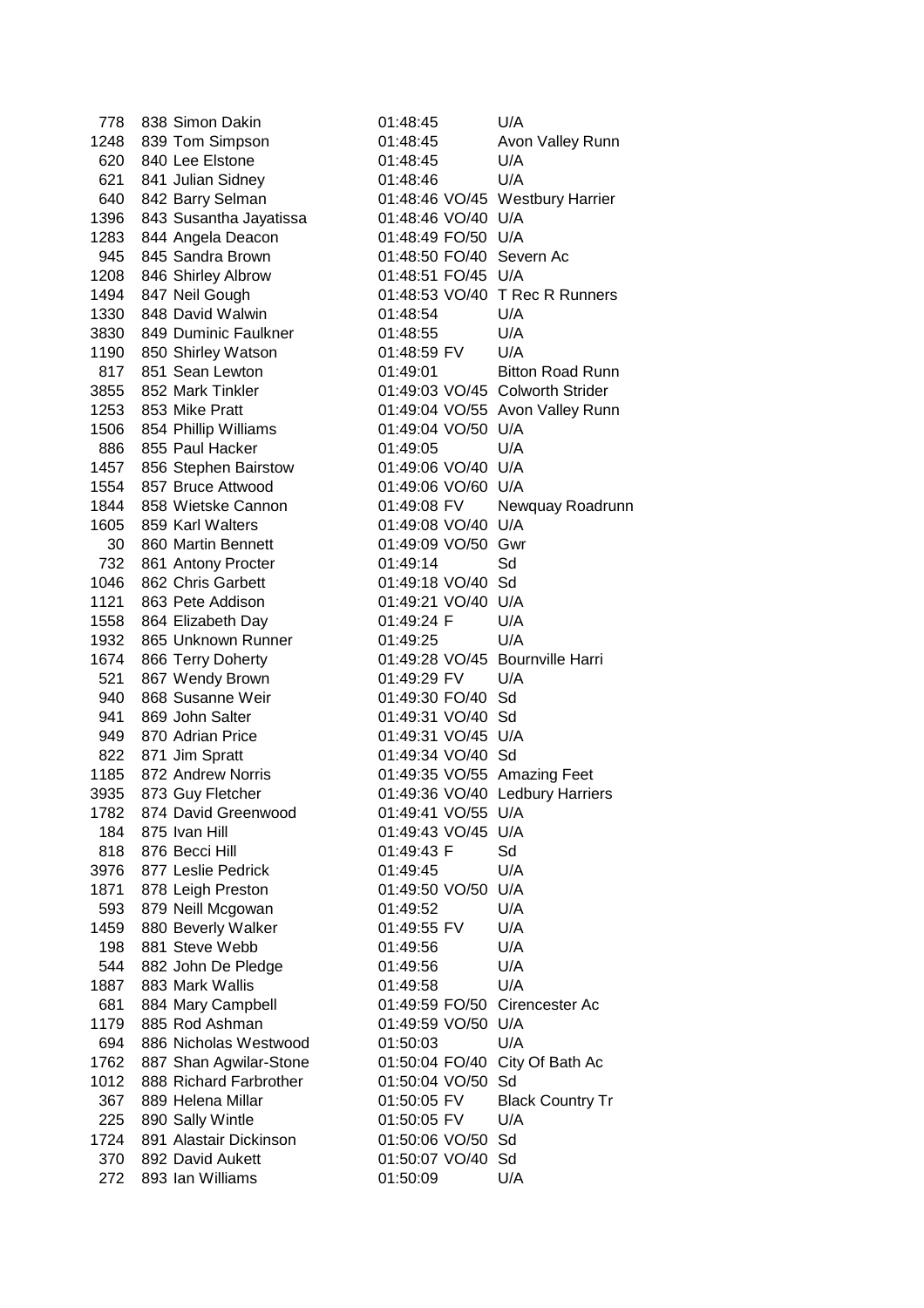| | | | | | |
|---|---|---|---|---|---|
| 778 | 838 | Simon Dakin | 01:48:45 | | U/A |
| 1248 | 839 | Tom Simpson | 01:48:45 | | Avon Valley Runn |
| 620 | 840 | Lee Elstone | 01:48:45 | | U/A |
| 621 | 841 | Julian Sidney | 01:48:46 | | U/A |
| 640 | 842 | Barry Selman | 01:48:46 | VO/45 | Westbury Harrier |
| 1396 | 843 | Susantha Jayatissa | 01:48:46 | VO/40 | U/A |
| 1283 | 844 | Angela Deacon | 01:48:49 | FO/50 | U/A |
| 945 | 845 | Sandra Brown | 01:48:50 | FO/40 | Severn Ac |
| 1208 | 846 | Shirley Albrow | 01:48:51 | FO/45 | U/A |
| 1494 | 847 | Neil Gough | 01:48:53 | VO/40 | T Rec R Runners |
| 1330 | 848 | David Walwin | 01:48:54 | | U/A |
| 3830 | 849 | Duminic Faulkner | 01:48:55 | | U/A |
| 1190 | 850 | Shirley Watson | 01:48:59 | FV | U/A |
| 817 | 851 | Sean Lewton | 01:49:01 | | Bitton Road Runn |
| 3855 | 852 | Mark Tinkler | 01:49:03 | VO/45 | Colworth Strider |
| 1253 | 853 | Mike Pratt | 01:49:04 | VO/55 | Avon Valley Runn |
| 1506 | 854 | Phillip Williams | 01:49:04 | VO/50 | U/A |
| 886 | 855 | Paul Hacker | 01:49:05 | | U/A |
| 1457 | 856 | Stephen Bairstow | 01:49:06 | VO/40 | U/A |
| 1554 | 857 | Bruce Attwood | 01:49:06 | VO/60 | U/A |
| 1844 | 858 | Wietske Cannon | 01:49:08 | FV | Newquay Roadrunn |
| 1605 | 859 | Karl Walters | 01:49:08 | VO/40 | U/A |
| 30 | 860 | Martin Bennett | 01:49:09 | VO/50 | Gwr |
| 732 | 861 | Antony Procter | 01:49:14 | | Sd |
| 1046 | 862 | Chris Garbett | 01:49:18 | VO/40 | Sd |
| 1121 | 863 | Pete Addison | 01:49:21 | VO/40 | U/A |
| 1558 | 864 | Elizabeth Day | 01:49:24 | F | U/A |
| 1932 | 865 | Unknown Runner | 01:49:25 | | U/A |
| 1674 | 866 | Terry Doherty | 01:49:28 | VO/45 | Bournville Harri |
| 521 | 867 | Wendy Brown | 01:49:29 | FV | U/A |
| 940 | 868 | Susanne Weir | 01:49:30 | FO/40 | Sd |
| 941 | 869 | John Salter | 01:49:31 | VO/40 | Sd |
| 949 | 870 | Adrian Price | 01:49:31 | VO/45 | U/A |
| 822 | 871 | Jim Spratt | 01:49:34 | VO/40 | Sd |
| 1185 | 872 | Andrew Norris | 01:49:35 | VO/55 | Amazing Feet |
| 3935 | 873 | Guy Fletcher | 01:49:36 | VO/40 | Ledbury Harriers |
| 1782 | 874 | David Greenwood | 01:49:41 | VO/55 | U/A |
| 184 | 875 | Ivan Hill | 01:49:43 | VO/45 | U/A |
| 818 | 876 | Becci Hill | 01:49:43 | F | Sd |
| 3976 | 877 | Leslie Pedrick | 01:49:45 | | U/A |
| 1871 | 878 | Leigh Preston | 01:49:50 | VO/50 | U/A |
| 593 | 879 | Neill Mcgowan | 01:49:52 | | U/A |
| 1459 | 880 | Beverly Walker | 01:49:55 | FV | U/A |
| 198 | 881 | Steve Webb | 01:49:56 | | U/A |
| 544 | 882 | John De Pledge | 01:49:56 | | U/A |
| 1887 | 883 | Mark Wallis | 01:49:58 | | U/A |
| 681 | 884 | Mary Campbell | 01:49:59 | FO/50 | Cirencester Ac |
| 1179 | 885 | Rod Ashman | 01:49:59 | VO/50 | U/A |
| 694 | 886 | Nicholas Westwood | 01:50:03 | | U/A |
| 1762 | 887 | Shan Agwilar-Stone | 01:50:04 | FO/40 | City Of Bath Ac |
| 1012 | 888 | Richard Farbrother | 01:50:04 | VO/50 | Sd |
| 367 | 889 | Helena Millar | 01:50:05 | FV | Black Country Tr |
| 225 | 890 | Sally Wintle | 01:50:05 | FV | U/A |
| 1724 | 891 | Alastair Dickinson | 01:50:06 | VO/50 | Sd |
| 370 | 892 | David Aukett | 01:50:07 | VO/40 | Sd |
| 272 | 893 | Ian Williams | 01:50:09 | | U/A |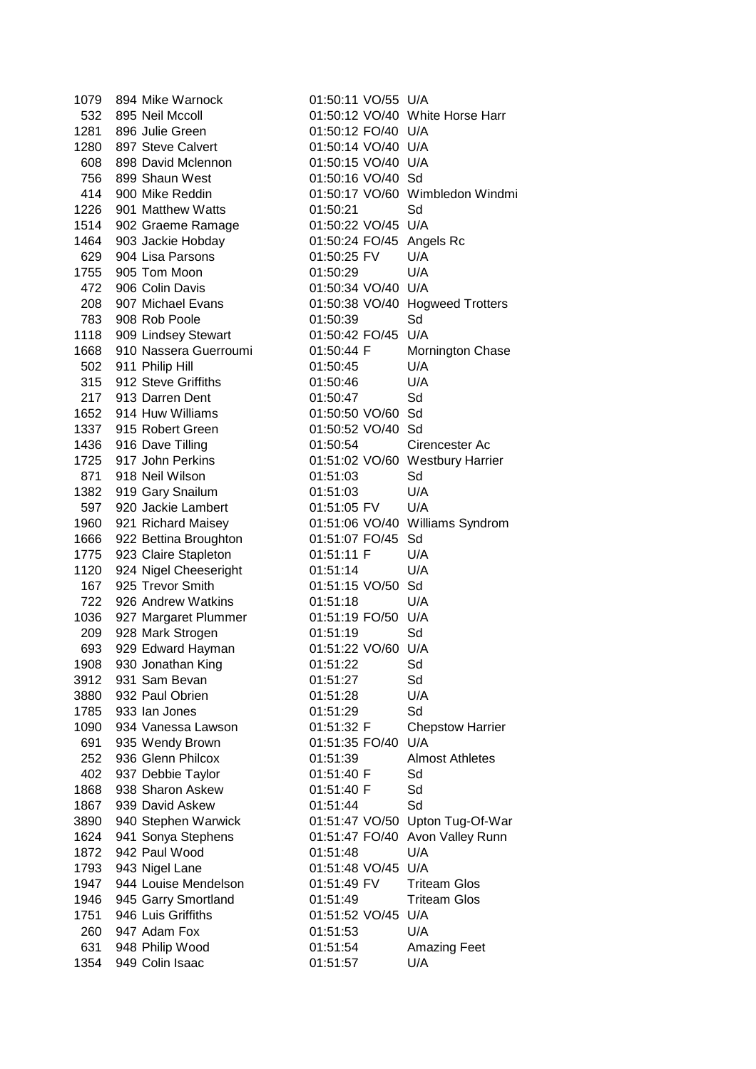| | | | | | |
|---|---|---|---|---|---|
| 1079 | 894 | Mike Warnock | 01:50:11 | VO/55 | U/A |
| 532 | 895 | Neil Mccoll | 01:50:12 | VO/40 | White Horse Harr |
| 1281 | 896 | Julie Green | 01:50:12 | FO/40 | U/A |
| 1280 | 897 | Steve Calvert | 01:50:14 | VO/40 | U/A |
| 608 | 898 | David Mclennon | 01:50:15 | VO/40 | U/A |
| 756 | 899 | Shaun West | 01:50:16 | VO/40 | Sd |
| 414 | 900 | Mike Reddin | 01:50:17 | VO/60 | Wimbledon Windmi |
| 1226 | 901 | Matthew Watts | 01:50:21 | | Sd |
| 1514 | 902 | Graeme Ramage | 01:50:22 | VO/45 | U/A |
| 1464 | 903 | Jackie Hobday | 01:50:24 | FO/45 | Angels Rc |
| 629 | 904 | Lisa Parsons | 01:50:25 | FV | U/A |
| 1755 | 905 | Tom Moon | 01:50:29 | | U/A |
| 472 | 906 | Colin Davis | 01:50:34 | VO/40 | U/A |
| 208 | 907 | Michael Evans | 01:50:38 | VO/40 | Hogweed Trotters |
| 783 | 908 | Rob Poole | 01:50:39 | | Sd |
| 1118 | 909 | Lindsey Stewart | 01:50:42 | FO/45 | U/A |
| 1668 | 910 | Nassera Guerroumi | 01:50:44 | F | Mornington Chase |
| 502 | 911 | Philip Hill | 01:50:45 | | U/A |
| 315 | 912 | Steve Griffiths | 01:50:46 | | U/A |
| 217 | 913 | Darren Dent | 01:50:47 | | Sd |
| 1652 | 914 | Huw Williams | 01:50:50 | VO/60 | Sd |
| 1337 | 915 | Robert Green | 01:50:52 | VO/40 | Sd |
| 1436 | 916 | Dave Tilling | 01:50:54 | | Cirencester Ac |
| 1725 | 917 | John Perkins | 01:51:02 | VO/60 | Westbury Harrier |
| 871 | 918 | Neil Wilson | 01:51:03 | | Sd |
| 1382 | 919 | Gary Snailum | 01:51:03 | | U/A |
| 597 | 920 | Jackie Lambert | 01:51:05 | FV | U/A |
| 1960 | 921 | Richard Maisey | 01:51:06 | VO/40 | Williams Syndrom |
| 1666 | 922 | Bettina Broughton | 01:51:07 | FO/45 | Sd |
| 1775 | 923 | Claire Stapleton | 01:51:11 | F | U/A |
| 1120 | 924 | Nigel Cheeseright | 01:51:14 | | U/A |
| 167 | 925 | Trevor Smith | 01:51:15 | VO/50 | Sd |
| 722 | 926 | Andrew Watkins | 01:51:18 | | U/A |
| 1036 | 927 | Margaret Plummer | 01:51:19 | FO/50 | U/A |
| 209 | 928 | Mark Strogen | 01:51:19 | | Sd |
| 693 | 929 | Edward Hayman | 01:51:22 | VO/60 | U/A |
| 1908 | 930 | Jonathan King | 01:51:22 | | Sd |
| 3912 | 931 | Sam Bevan | 01:51:27 | | Sd |
| 3880 | 932 | Paul Obrien | 01:51:28 | | U/A |
| 1785 | 933 | Ian Jones | 01:51:29 | | Sd |
| 1090 | 934 | Vanessa Lawson | 01:51:32 | F | Chepstow Harrier |
| 691 | 935 | Wendy Brown | 01:51:35 | FO/40 | U/A |
| 252 | 936 | Glenn Philcox | 01:51:39 | | Almost Athletes |
| 402 | 937 | Debbie Taylor | 01:51:40 | F | Sd |
| 1868 | 938 | Sharon Askew | 01:51:40 | F | Sd |
| 1867 | 939 | David Askew | 01:51:44 | | Sd |
| 3890 | 940 | Stephen Warwick | 01:51:47 | VO/50 | Upton Tug-Of-War |
| 1624 | 941 | Sonya Stephens | 01:51:47 | FO/40 | Avon Valley Runn |
| 1872 | 942 | Paul Wood | 01:51:48 | | U/A |
| 1793 | 943 | Nigel Lane | 01:51:48 | VO/45 | U/A |
| 1947 | 944 | Louise Mendelson | 01:51:49 | FV | Triteam Glos |
| 1946 | 945 | Garry Smortland | 01:51:49 | | Triteam Glos |
| 1751 | 946 | Luis Griffiths | 01:51:52 | VO/45 | U/A |
| 260 | 947 | Adam Fox | 01:51:53 | | U/A |
| 631 | 948 | Philip Wood | 01:51:54 | | Amazing Feet |
| 1354 | 949 | Colin Isaac | 01:51:57 | | U/A |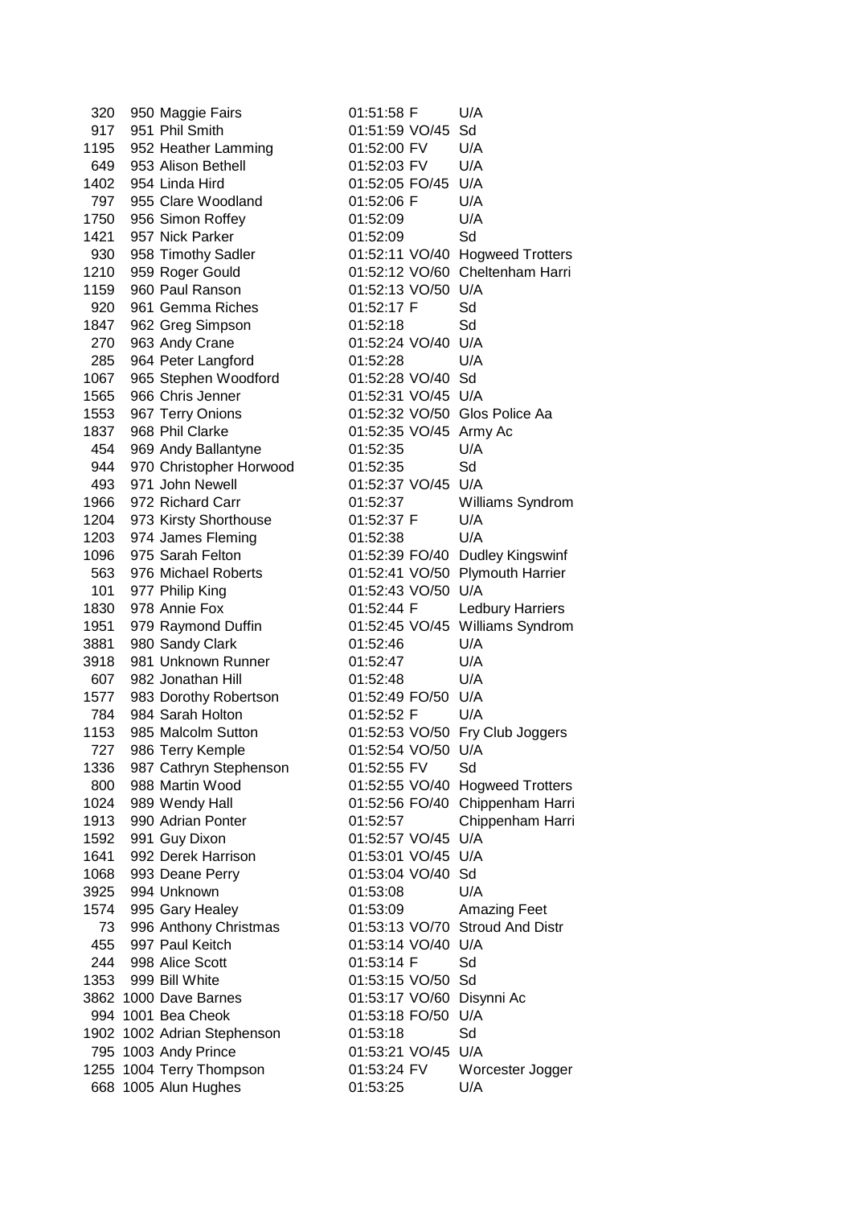| | | | | | |
|---|---|---|---|---|---|
| 320 | 950 | Maggie Fairs | 01:51:58 | F | U/A |
| 917 | 951 | Phil Smith | 01:51:59 | VO/45 | Sd |
| 1195 | 952 | Heather Lamming | 01:52:00 | FV | U/A |
| 649 | 953 | Alison Bethell | 01:52:03 | FV | U/A |
| 1402 | 954 | Linda Hird | 01:52:05 | FO/45 | U/A |
| 797 | 955 | Clare Woodland | 01:52:06 | F | U/A |
| 1750 | 956 | Simon Roffey | 01:52:09 | | U/A |
| 1421 | 957 | Nick Parker | 01:52:09 | | Sd |
| 930 | 958 | Timothy Sadler | 01:52:11 | VO/40 | Hogweed Trotters |
| 1210 | 959 | Roger Gould | 01:52:12 | VO/60 | Cheltenham Harri |
| 1159 | 960 | Paul Ranson | 01:52:13 | VO/50 | U/A |
| 920 | 961 | Gemma Riches | 01:52:17 | F | Sd |
| 1847 | 962 | Greg Simpson | 01:52:18 | | Sd |
| 270 | 963 | Andy Crane | 01:52:24 | VO/40 | U/A |
| 285 | 964 | Peter Langford | 01:52:28 | | U/A |
| 1067 | 965 | Stephen Woodford | 01:52:28 | VO/40 | Sd |
| 1565 | 966 | Chris Jenner | 01:52:31 | VO/45 | U/A |
| 1553 | 967 | Terry Onions | 01:52:32 | VO/50 | Glos Police Aa |
| 1837 | 968 | Phil Clarke | 01:52:35 | VO/45 | Army Ac |
| 454 | 969 | Andy Ballantyne | 01:52:35 | | U/A |
| 944 | 970 | Christopher Horwood | 01:52:35 | | Sd |
| 493 | 971 | John Newell | 01:52:37 | VO/45 | U/A |
| 1966 | 972 | Richard Carr | 01:52:37 | | Williams Syndrom |
| 1204 | 973 | Kirsty Shorthouse | 01:52:37 | F | U/A |
| 1203 | 974 | James Fleming | 01:52:38 | | U/A |
| 1096 | 975 | Sarah Felton | 01:52:39 | FO/40 | Dudley Kingswinf |
| 563 | 976 | Michael Roberts | 01:52:41 | VO/50 | Plymouth Harrier |
| 101 | 977 | Philip King | 01:52:43 | VO/50 | U/A |
| 1830 | 978 | Annie Fox | 01:52:44 | F | Ledbury Harriers |
| 1951 | 979 | Raymond Duffin | 01:52:45 | VO/45 | Williams Syndrom |
| 3881 | 980 | Sandy Clark | 01:52:46 | | U/A |
| 3918 | 981 | Unknown Runner | 01:52:47 | | U/A |
| 607 | 982 | Jonathan Hill | 01:52:48 | | U/A |
| 1577 | 983 | Dorothy Robertson | 01:52:49 | FO/50 | U/A |
| 784 | 984 | Sarah Holton | 01:52:52 | F | U/A |
| 1153 | 985 | Malcolm Sutton | 01:52:53 | VO/50 | Fry Club Joggers |
| 727 | 986 | Terry Kemple | 01:52:54 | VO/50 | U/A |
| 1336 | 987 | Cathryn Stephenson | 01:52:55 | FV | Sd |
| 800 | 988 | Martin Wood | 01:52:55 | VO/40 | Hogweed Trotters |
| 1024 | 989 | Wendy Hall | 01:52:56 | FO/40 | Chippenham Harri |
| 1913 | 990 | Adrian Ponter | 01:52:57 | | Chippenham Harri |
| 1592 | 991 | Guy Dixon | 01:52:57 | VO/45 | U/A |
| 1641 | 992 | Derek Harrison | 01:53:01 | VO/45 | U/A |
| 1068 | 993 | Deane Perry | 01:53:04 | VO/40 | Sd |
| 3925 | 994 | Unknown | 01:53:08 | | U/A |
| 1574 | 995 | Gary Healey | 01:53:09 | | Amazing Feet |
| 73 | 996 | Anthony Christmas | 01:53:13 | VO/70 | Stroud And Distr |
| 455 | 997 | Paul Keitch | 01:53:14 | VO/40 | U/A |
| 244 | 998 | Alice Scott | 01:53:14 | F | Sd |
| 1353 | 999 | Bill White | 01:53:15 | VO/50 | Sd |
| 3862 | 1000 | Dave Barnes | 01:53:17 | VO/60 | Disynni Ac |
| 994 | 1001 | Bea Cheok | 01:53:18 | FO/50 | U/A |
| 1902 | 1002 | Adrian Stephenson | 01:53:18 | | Sd |
| 795 | 1003 | Andy Prince | 01:53:21 | VO/45 | U/A |
| 1255 | 1004 | Terry Thompson | 01:53:24 | FV | Worcester Jogger |
| 668 | 1005 | Alun Hughes | 01:53:25 | | U/A |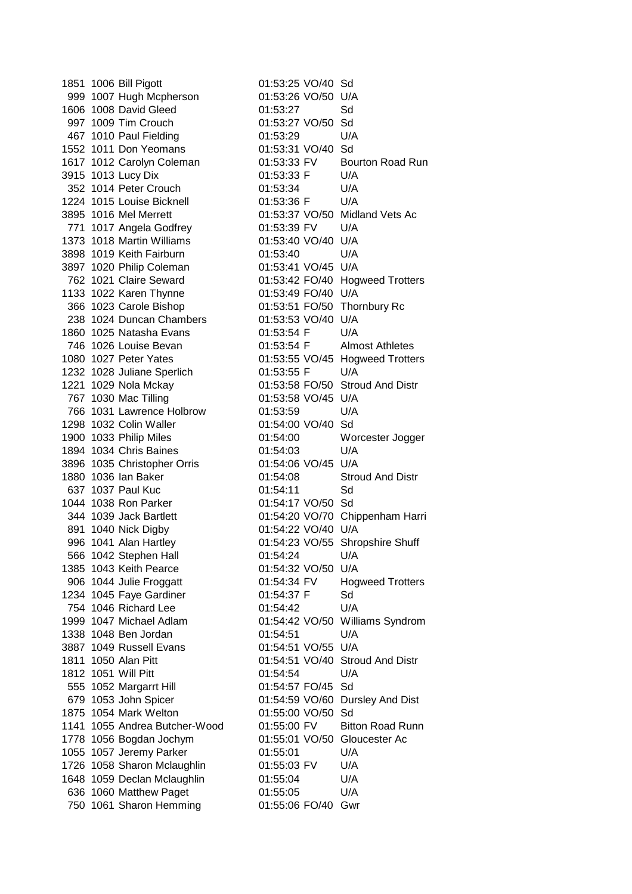| | | | | | |
|---|---|---|---|---|---|
| 1851 | 1006 | Bill Pigott | 01:53:25 | VO/40 | Sd |
| 999 | 1007 | Hugh Mcpherson | 01:53:26 | VO/50 | U/A |
| 1606 | 1008 | David Gleed | 01:53:27 | | Sd |
| 997 | 1009 | Tim Crouch | 01:53:27 | VO/50 | Sd |
| 467 | 1010 | Paul Fielding | 01:53:29 | | U/A |
| 1552 | 1011 | Don Yeomans | 01:53:31 | VO/40 | Sd |
| 1617 | 1012 | Carolyn Coleman | 01:53:33 | FV | Bourton Road Run |
| 3915 | 1013 | Lucy Dix | 01:53:33 | F | U/A |
| 352 | 1014 | Peter Crouch | 01:53:34 | | U/A |
| 1224 | 1015 | Louise Bicknell | 01:53:36 | F | U/A |
| 3895 | 1016 | Mel Merrett | 01:53:37 | VO/50 | Midland Vets Ac |
| 771 | 1017 | Angela Godfrey | 01:53:39 | FV | U/A |
| 1373 | 1018 | Martin Williams | 01:53:40 | VO/40 | U/A |
| 3898 | 1019 | Keith Fairburn | 01:53:40 | | U/A |
| 3897 | 1020 | Philip Coleman | 01:53:41 | VO/45 | U/A |
| 762 | 1021 | Claire Seward | 01:53:42 | FO/40 | Hogweed Trotters |
| 1133 | 1022 | Karen Thynne | 01:53:49 | FO/40 | U/A |
| 366 | 1023 | Carole Bishop | 01:53:51 | FO/50 | Thornbury Rc |
| 238 | 1024 | Duncan Chambers | 01:53:53 | VO/40 | U/A |
| 1860 | 1025 | Natasha Evans | 01:53:54 | F | U/A |
| 746 | 1026 | Louise Bevan | 01:53:54 | F | Almost Athletes |
| 1080 | 1027 | Peter Yates | 01:53:55 | VO/45 | Hogweed Trotters |
| 1232 | 1028 | Juliane Sperlich | 01:53:55 | F | U/A |
| 1221 | 1029 | Nola Mckay | 01:53:58 | FO/50 | Stroud And Distr |
| 767 | 1030 | Mac Tilling | 01:53:58 | VO/45 | U/A |
| 766 | 1031 | Lawrence Holbrow | 01:53:59 | | U/A |
| 1298 | 1032 | Colin Waller | 01:54:00 | VO/40 | Sd |
| 1900 | 1033 | Philip Miles | 01:54:00 | | Worcester Jogger |
| 1894 | 1034 | Chris Baines | 01:54:03 | | U/A |
| 3896 | 1035 | Christopher Orris | 01:54:06 | VO/45 | U/A |
| 1880 | 1036 | Ian Baker | 01:54:08 | | Stroud And Distr |
| 637 | 1037 | Paul Kuc | 01:54:11 | | Sd |
| 1044 | 1038 | Ron Parker | 01:54:17 | VO/50 | Sd |
| 344 | 1039 | Jack Bartlett | 01:54:20 | VO/70 | Chippenham Harri |
| 891 | 1040 | Nick Digby | 01:54:22 | VO/40 | U/A |
| 996 | 1041 | Alan Hartley | 01:54:23 | VO/55 | Shropshire Shuff |
| 566 | 1042 | Stephen Hall | 01:54:24 | | U/A |
| 1385 | 1043 | Keith Pearce | 01:54:32 | VO/50 | U/A |
| 906 | 1044 | Julie Froggatt | 01:54:34 | FV | Hogweed Trotters |
| 1234 | 1045 | Faye Gardiner | 01:54:37 | F | Sd |
| 754 | 1046 | Richard Lee | 01:54:42 | | U/A |
| 1999 | 1047 | Michael Adlam | 01:54:42 | VO/50 | Williams Syndrom |
| 1338 | 1048 | Ben Jordan | 01:54:51 | | U/A |
| 3887 | 1049 | Russell Evans | 01:54:51 | VO/55 | U/A |
| 1811 | 1050 | Alan Pitt | 01:54:51 | VO/40 | Stroud And Distr |
| 1812 | 1051 | Will Pitt | 01:54:54 | | U/A |
| 555 | 1052 | Margarrt Hill | 01:54:57 | FO/45 | Sd |
| 679 | 1053 | John Spicer | 01:54:59 | VO/60 | Dursley And Dist |
| 1875 | 1054 | Mark Welton | 01:55:00 | VO/50 | Sd |
| 1141 | 1055 | Andrea Butcher-Wood | 01:55:00 | FV | Bitton Road Runn |
| 1778 | 1056 | Bogdan Jochym | 01:55:01 | VO/50 | Gloucester Ac |
| 1055 | 1057 | Jeremy Parker | 01:55:01 | | U/A |
| 1726 | 1058 | Sharon Mclaughlin | 01:55:03 | FV | U/A |
| 1648 | 1059 | Declan Mclaughlin | 01:55:04 | | U/A |
| 636 | 1060 | Matthew Paget | 01:55:05 | | U/A |
| 750 | 1061 | Sharon Hemming | 01:55:06 | FO/40 | Gwr |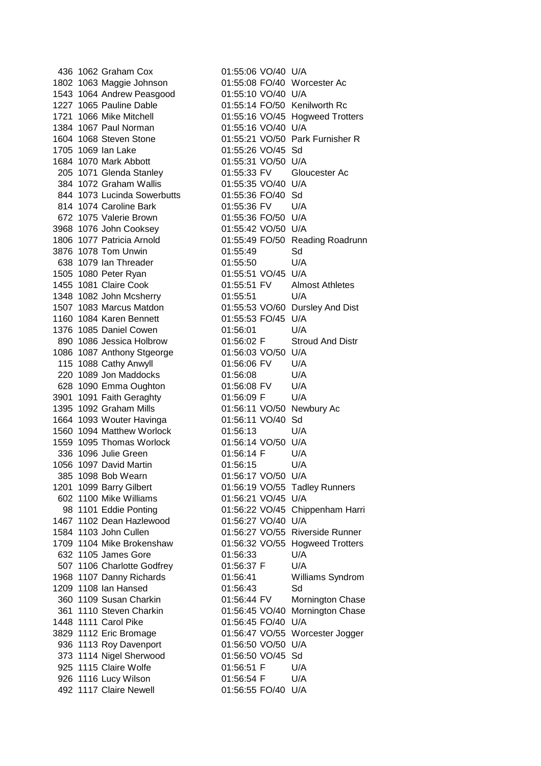| | | | | | |
|---|---|---|---|---|---|
| 436 | 1062 | Graham Cox | 01:55:06 | VO/40 | U/A |
| 1802 | 1063 | Maggie Johnson | 01:55:08 | FO/40 | Worcester Ac |
| 1543 | 1064 | Andrew Peasgood | 01:55:10 | VO/40 | U/A |
| 1227 | 1065 | Pauline Dable | 01:55:14 | FO/50 | Kenilworth Rc |
| 1721 | 1066 | Mike Mitchell | 01:55:16 | VO/45 | Hogweed Trotters |
| 1384 | 1067 | Paul Norman | 01:55:16 | VO/40 | U/A |
| 1604 | 1068 | Steven Stone | 01:55:21 | VO/50 | Park Furnisher R |
| 1705 | 1069 | Ian Lake | 01:55:26 | VO/45 | Sd |
| 1684 | 1070 | Mark Abbott | 01:55:31 | VO/50 | U/A |
| 205 | 1071 | Glenda Stanley | 01:55:33 | FV | Gloucester Ac |
| 384 | 1072 | Graham Wallis | 01:55:35 | VO/40 | U/A |
| 844 | 1073 | Lucinda Sowerbutts | 01:55:36 | FO/40 | Sd |
| 814 | 1074 | Caroline Bark | 01:55:36 | FV | U/A |
| 672 | 1075 | Valerie Brown | 01:55:36 | FO/50 | U/A |
| 3968 | 1076 | John Cooksey | 01:55:42 | VO/50 | U/A |
| 1806 | 1077 | Patricia Arnold | 01:55:49 | FO/50 | Reading Roadrunn |
| 3876 | 1078 | Tom Unwin | 01:55:49 | | Sd |
| 638 | 1079 | Ian Threader | 01:55:50 | | U/A |
| 1505 | 1080 | Peter Ryan | 01:55:51 | VO/45 | U/A |
| 1455 | 1081 | Claire Cook | 01:55:51 | FV | Almost Athletes |
| 1348 | 1082 | John Mcsherry | 01:55:51 | | U/A |
| 1507 | 1083 | Marcus Matdon | 01:55:53 | VO/60 | Dursley And Dist |
| 1160 | 1084 | Karen Bennett | 01:55:53 | FO/45 | U/A |
| 1376 | 1085 | Daniel Cowen | 01:56:01 | | U/A |
| 890 | 1086 | Jessica Holbrow | 01:56:02 | F | Stroud And Distr |
| 1086 | 1087 | Anthony Stgeorge | 01:56:03 | VO/50 | U/A |
| 115 | 1088 | Cathy Anwyll | 01:56:06 | FV | U/A |
| 220 | 1089 | Jon Maddocks | 01:56:08 | | U/A |
| 628 | 1090 | Emma Oughton | 01:56:08 | FV | U/A |
| 3901 | 1091 | Faith Geraghty | 01:56:09 | F | U/A |
| 1395 | 1092 | Graham Mills | 01:56:11 | VO/50 | Newbury Ac |
| 1664 | 1093 | Wouter Havinga | 01:56:11 | VO/40 | Sd |
| 1560 | 1094 | Matthew Worlock | 01:56:13 | | U/A |
| 1559 | 1095 | Thomas Worlock | 01:56:14 | VO/50 | U/A |
| 336 | 1096 | Julie Green | 01:56:14 | F | U/A |
| 1056 | 1097 | David Martin | 01:56:15 | | U/A |
| 385 | 1098 | Bob Wearn | 01:56:17 | VO/50 | U/A |
| 1201 | 1099 | Barry Gilbert | 01:56:19 | VO/55 | Tadley Runners |
| 602 | 1100 | Mike Williams | 01:56:21 | VO/45 | U/A |
| 98 | 1101 | Eddie Ponting | 01:56:22 | VO/45 | Chippenham Harri |
| 1467 | 1102 | Dean Hazlewood | 01:56:27 | VO/40 | U/A |
| 1584 | 1103 | John Cullen | 01:56:27 | VO/55 | Riverside Runner |
| 1709 | 1104 | Mike Brokenshaw | 01:56:32 | VO/55 | Hogweed Trotters |
| 632 | 1105 | James Gore | 01:56:33 | | U/A |
| 507 | 1106 | Charlotte Godfrey | 01:56:37 | F | U/A |
| 1968 | 1107 | Danny Richards | 01:56:41 | | Williams Syndrom |
| 1209 | 1108 | Ian Hansed | 01:56:43 | | Sd |
| 360 | 1109 | Susan Charkin | 01:56:44 | FV | Mornington Chase |
| 361 | 1110 | Steven Charkin | 01:56:45 | VO/40 | Mornington Chase |
| 1448 | 1111 | Carol Pike | 01:56:45 | FO/40 | U/A |
| 3829 | 1112 | Eric Bromage | 01:56:47 | VO/55 | Worcester Jogger |
| 936 | 1113 | Roy Davenport | 01:56:50 | VO/50 | U/A |
| 373 | 1114 | Nigel Sherwood | 01:56:50 | VO/45 | Sd |
| 925 | 1115 | Claire Wolfe | 01:56:51 | F | U/A |
| 926 | 1116 | Lucy Wilson | 01:56:54 | F | U/A |
| 492 | 1117 | Claire Newell | 01:56:55 | FO/40 | U/A |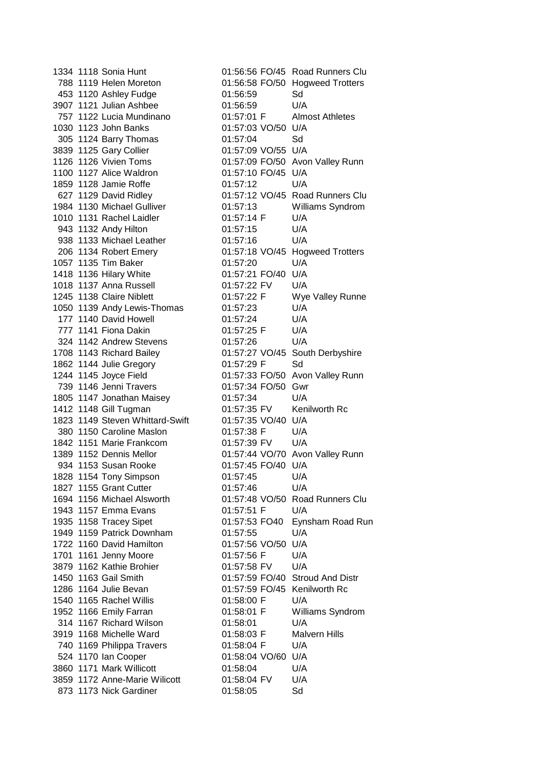| | | | | | |
|---|---|---|---|---|---|
| 1334 | 1118 | Sonia Hunt | 01:56:56 | FO/45 | Road Runners Clu |
| 788 | 1119 | Helen Moreton | 01:56:58 | FO/50 | Hogweed Trotters |
| 453 | 1120 | Ashley Fudge | 01:56:59 | | Sd |
| 3907 | 1121 | Julian Ashbee | 01:56:59 | | U/A |
| 757 | 1122 | Lucia Mundinano | 01:57:01 | F | Almost Athletes |
| 1030 | 1123 | John Banks | 01:57:03 | VO/50 | U/A |
| 305 | 1124 | Barry Thomas | 01:57:04 | | Sd |
| 3839 | 1125 | Gary Collier | 01:57:09 | VO/55 | U/A |
| 1126 | 1126 | Vivien Toms | 01:57:09 | FO/50 | Avon Valley Runn |
| 1100 | 1127 | Alice Waldron | 01:57:10 | FO/45 | U/A |
| 1859 | 1128 | Jamie Roffe | 01:57:12 | | U/A |
| 627 | 1129 | David Ridley | 01:57:12 | VO/45 | Road Runners Clu |
| 1984 | 1130 | Michael Gulliver | 01:57:13 | | Williams Syndrom |
| 1010 | 1131 | Rachel Laidler | 01:57:14 | F | U/A |
| 943 | 1132 | Andy Hilton | 01:57:15 | | U/A |
| 938 | 1133 | Michael Leather | 01:57:16 | | U/A |
| 206 | 1134 | Robert Emery | 01:57:18 | VO/45 | Hogweed Trotters |
| 1057 | 1135 | Tim Baker | 01:57:20 | | U/A |
| 1418 | 1136 | Hilary White | 01:57:21 | FO/40 | U/A |
| 1018 | 1137 | Anna Russell | 01:57:22 | FV | U/A |
| 1245 | 1138 | Claire Niblett | 01:57:22 | F | Wye Valley Runne |
| 1050 | 1139 | Andy Lewis-Thomas | 01:57:23 | | U/A |
| 177 | 1140 | David Howell | 01:57:24 | | U/A |
| 777 | 1141 | Fiona Dakin | 01:57:25 | F | U/A |
| 324 | 1142 | Andrew Stevens | 01:57:26 | | U/A |
| 1708 | 1143 | Richard Bailey | 01:57:27 | VO/45 | South Derbyshire |
| 1862 | 1144 | Julie Gregory | 01:57:29 | F | Sd |
| 1244 | 1145 | Joyce Field | 01:57:33 | FO/50 | Avon Valley Runn |
| 739 | 1146 | Jenni Travers | 01:57:34 | FO/50 | Gwr |
| 1805 | 1147 | Jonathan Maisey | 01:57:34 | | U/A |
| 1412 | 1148 | Gill Tugman | 01:57:35 | FV | Kenilworth Rc |
| 1823 | 1149 | Steven Whittard-Swift | 01:57:35 | VO/40 | U/A |
| 380 | 1150 | Caroline Maslon | 01:57:38 | F | U/A |
| 1842 | 1151 | Marie Frankcom | 01:57:39 | FV | U/A |
| 1389 | 1152 | Dennis Mellor | 01:57:44 | VO/70 | Avon Valley Runn |
| 934 | 1153 | Susan Rooke | 01:57:45 | FO/40 | U/A |
| 1828 | 1154 | Tony Simpson | 01:57:45 | | U/A |
| 1827 | 1155 | Grant Cutter | 01:57:46 | | U/A |
| 1694 | 1156 | Michael Alsworth | 01:57:48 | VO/50 | Road Runners Clu |
| 1943 | 1157 | Emma Evans | 01:57:51 | F | U/A |
| 1935 | 1158 | Tracey Sipet | 01:57:53 | FO40 | Eynsham Road Run |
| 1949 | 1159 | Patrick Downham | 01:57:55 | | U/A |
| 1722 | 1160 | David Hamilton | 01:57:56 | VO/50 | U/A |
| 1701 | 1161 | Jenny Moore | 01:57:56 | F | U/A |
| 3879 | 1162 | Kathie Brohier | 01:57:58 | FV | U/A |
| 1450 | 1163 | Gail Smith | 01:57:59 | FO/40 | Stroud And Distr |
| 1286 | 1164 | Julie Bevan | 01:57:59 | FO/45 | Kenilworth Rc |
| 1540 | 1165 | Rachel Willis | 01:58:00 | F | U/A |
| 1952 | 1166 | Emily Farran | 01:58:01 | F | Williams Syndrom |
| 314 | 1167 | Richard Wilson | 01:58:01 | | U/A |
| 3919 | 1168 | Michelle Ward | 01:58:03 | F | Malvern Hills |
| 740 | 1169 | Philippa Travers | 01:58:04 | F | U/A |
| 524 | 1170 | Ian Cooper | 01:58:04 | VO/60 | U/A |
| 3860 | 1171 | Mark Willicott | 01:58:04 | | U/A |
| 3859 | 1172 | Anne-Marie Wilicott | 01:58:04 | FV | U/A |
| 873 | 1173 | Nick Gardiner | 01:58:05 | | Sd |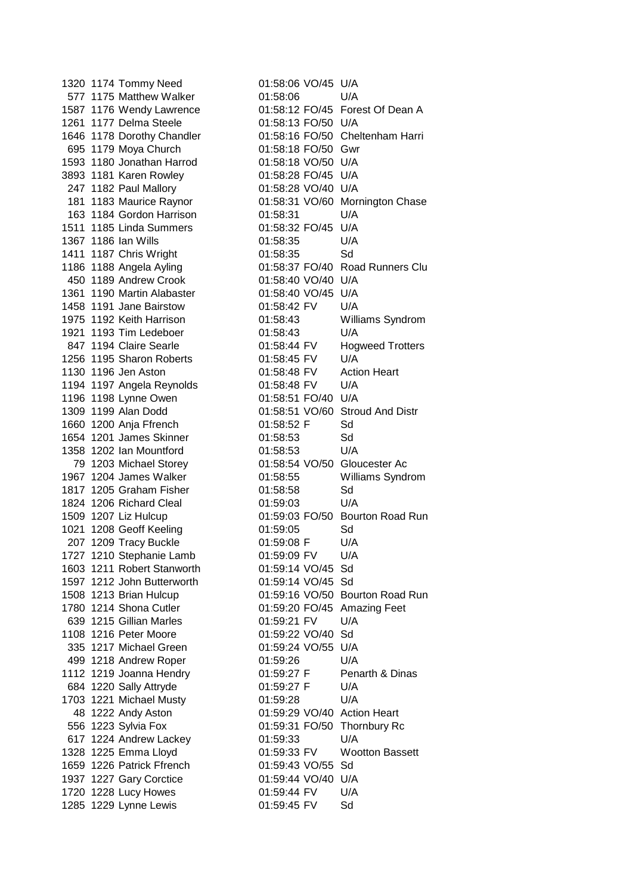| | | | | | |
|---|---|---|---|---|---|
| 1320 | 1174 | Tommy Need | 01:58:06 | VO/45 | U/A |
| 577 | 1175 | Matthew Walker | 01:58:06 | | U/A |
| 1587 | 1176 | Wendy Lawrence | 01:58:12 | FO/45 | Forest Of Dean A |
| 1261 | 1177 | Delma Steele | 01:58:13 | FO/50 | U/A |
| 1646 | 1178 | Dorothy Chandler | 01:58:16 | FO/50 | Cheltenham Harri |
| 695 | 1179 | Moya Church | 01:58:18 | FO/50 | Gwr |
| 1593 | 1180 | Jonathan Harrod | 01:58:18 | VO/50 | U/A |
| 3893 | 1181 | Karen Rowley | 01:58:28 | FO/45 | U/A |
| 247 | 1182 | Paul Mallory | 01:58:28 | VO/40 | U/A |
| 181 | 1183 | Maurice Raynor | 01:58:31 | VO/60 | Mornington Chase |
| 163 | 1184 | Gordon Harrison | 01:58:31 | | U/A |
| 1511 | 1185 | Linda Summers | 01:58:32 | FO/45 | U/A |
| 1367 | 1186 | Ian Wills | 01:58:35 | | U/A |
| 1411 | 1187 | Chris Wright | 01:58:35 | | Sd |
| 1186 | 1188 | Angela Ayling | 01:58:37 | FO/40 | Road Runners Clu |
| 450 | 1189 | Andrew Crook | 01:58:40 | VO/40 | U/A |
| 1361 | 1190 | Martin Alabaster | 01:58:40 | VO/45 | U/A |
| 1458 | 1191 | Jane Bairstow | 01:58:42 | FV | U/A |
| 1975 | 1192 | Keith Harrison | 01:58:43 | | Williams Syndrom |
| 1921 | 1193 | Tim Ledeboer | 01:58:43 | | U/A |
| 847 | 1194 | Claire Searle | 01:58:44 | FV | Hogweed Trotters |
| 1256 | 1195 | Sharon Roberts | 01:58:45 | FV | U/A |
| 1130 | 1196 | Jen Aston | 01:58:48 | FV | Action Heart |
| 1194 | 1197 | Angela Reynolds | 01:58:48 | FV | U/A |
| 1196 | 1198 | Lynne Owen | 01:58:51 | FO/40 | U/A |
| 1309 | 1199 | Alan Dodd | 01:58:51 | VO/60 | Stroud And Distr |
| 1660 | 1200 | Anja Ffrench | 01:58:52 | F | Sd |
| 1654 | 1201 | James Skinner | 01:58:53 | | Sd |
| 1358 | 1202 | Ian Mountford | 01:58:53 | | U/A |
| 79 | 1203 | Michael Storey | 01:58:54 | VO/50 | Gloucester Ac |
| 1967 | 1204 | James Walker | 01:58:55 | | Williams Syndrom |
| 1817 | 1205 | Graham Fisher | 01:58:58 | | Sd |
| 1824 | 1206 | Richard Cleal | 01:59:03 | | U/A |
| 1509 | 1207 | Liz Hulcup | 01:59:03 | FO/50 | Bourton Road Run |
| 1021 | 1208 | Geoff Keeling | 01:59:05 | | Sd |
| 207 | 1209 | Tracy Buckle | 01:59:08 | F | U/A |
| 1727 | 1210 | Stephanie Lamb | 01:59:09 | FV | U/A |
| 1603 | 1211 | Robert Stanworth | 01:59:14 | VO/45 | Sd |
| 1597 | 1212 | John Butterworth | 01:59:14 | VO/45 | Sd |
| 1508 | 1213 | Brian Hulcup | 01:59:16 | VO/50 | Bourton Road Run |
| 1780 | 1214 | Shona Cutler | 01:59:20 | FO/45 | Amazing Feet |
| 639 | 1215 | Gillian Marles | 01:59:21 | FV | U/A |
| 1108 | 1216 | Peter Moore | 01:59:22 | VO/40 | Sd |
| 335 | 1217 | Michael Green | 01:59:24 | VO/55 | U/A |
| 499 | 1218 | Andrew Roper | 01:59:26 | | U/A |
| 1112 | 1219 | Joanna Hendry | 01:59:27 | F | Penarth & Dinas |
| 684 | 1220 | Sally Attryde | 01:59:27 | F | U/A |
| 1703 | 1221 | Michael Musty | 01:59:28 | | U/A |
| 48 | 1222 | Andy Aston | 01:59:29 | VO/40 | Action Heart |
| 556 | 1223 | Sylvia Fox | 01:59:31 | FO/50 | Thornbury Rc |
| 617 | 1224 | Andrew Lackey | 01:59:33 | | U/A |
| 1328 | 1225 | Emma Lloyd | 01:59:33 | FV | Wootton Bassett |
| 1659 | 1226 | Patrick Ffrench | 01:59:43 | VO/55 | Sd |
| 1937 | 1227 | Gary Corctice | 01:59:44 | VO/40 | U/A |
| 1720 | 1228 | Lucy Howes | 01:59:44 | FV | U/A |
| 1285 | 1229 | Lynne Lewis | 01:59:45 | FV | Sd |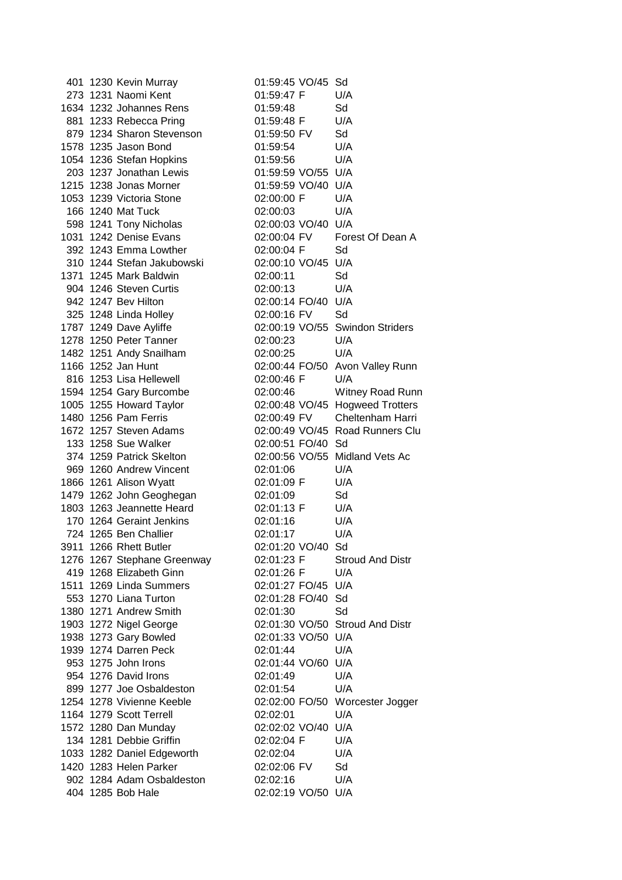| | | | | | |
|---|---|---|---|---|---|
| 401 | 1230 | Kevin Murray | 01:59:45 | VO/45 | Sd |
| 273 | 1231 | Naomi Kent | 01:59:47 | F | U/A |
| 1634 | 1232 | Johannes Rens | 01:59:48 | | Sd |
| 881 | 1233 | Rebecca Pring | 01:59:48 | F | U/A |
| 879 | 1234 | Sharon Stevenson | 01:59:50 | FV | Sd |
| 1578 | 1235 | Jason Bond | 01:59:54 | | U/A |
| 1054 | 1236 | Stefan Hopkins | 01:59:56 | | U/A |
| 203 | 1237 | Jonathan Lewis | 01:59:59 | VO/55 | U/A |
| 1215 | 1238 | Jonas Morner | 01:59:59 | VO/40 | U/A |
| 1053 | 1239 | Victoria Stone | 02:00:00 | F | U/A |
| 166 | 1240 | Mat Tuck | 02:00:03 | | U/A |
| 598 | 1241 | Tony Nicholas | 02:00:03 | VO/40 | U/A |
| 1031 | 1242 | Denise Evans | 02:00:04 | FV | Forest Of Dean A |
| 392 | 1243 | Emma Lowther | 02:00:04 | F | Sd |
| 310 | 1244 | Stefan Jakubowski | 02:00:10 | VO/45 | U/A |
| 1371 | 1245 | Mark Baldwin | 02:00:11 | | Sd |
| 904 | 1246 | Steven Curtis | 02:00:13 | | U/A |
| 942 | 1247 | Bev Hilton | 02:00:14 | FO/40 | U/A |
| 325 | 1248 | Linda Holley | 02:00:16 | FV | Sd |
| 1787 | 1249 | Dave Ayliffe | 02:00:19 | VO/55 | Swindon Striders |
| 1278 | 1250 | Peter Tanner | 02:00:23 | | U/A |
| 1482 | 1251 | Andy Snailham | 02:00:25 | | U/A |
| 1166 | 1252 | Jan Hunt | 02:00:44 | FO/50 | Avon Valley Runn |
| 816 | 1253 | Lisa Hellewell | 02:00:46 | F | U/A |
| 1594 | 1254 | Gary Burcombe | 02:00:46 | | Witney Road Runn |
| 1005 | 1255 | Howard Taylor | 02:00:48 | VO/45 | Hogweed Trotters |
| 1480 | 1256 | Pam Ferris | 02:00:49 | FV | Cheltenham Harri |
| 1672 | 1257 | Steven Adams | 02:00:49 | VO/45 | Road Runners Clu |
| 133 | 1258 | Sue Walker | 02:00:51 | FO/40 | Sd |
| 374 | 1259 | Patrick Skelton | 02:00:56 | VO/55 | Midland Vets Ac |
| 969 | 1260 | Andrew Vincent | 02:01:06 | | U/A |
| 1866 | 1261 | Alison Wyatt | 02:01:09 | F | U/A |
| 1479 | 1262 | John Geoghegan | 02:01:09 | | Sd |
| 1803 | 1263 | Jeannette Heard | 02:01:13 | F | U/A |
| 170 | 1264 | Geraint Jenkins | 02:01:16 | | U/A |
| 724 | 1265 | Ben Challier | 02:01:17 | | U/A |
| 3911 | 1266 | Rhett Butler | 02:01:20 | VO/40 | Sd |
| 1276 | 1267 | Stephane Greenway | 02:01:23 | F | Stroud And Distr |
| 419 | 1268 | Elizabeth Ginn | 02:01:26 | F | U/A |
| 1511 | 1269 | Linda Summers | 02:01:27 | FO/45 | U/A |
| 553 | 1270 | Liana Turton | 02:01:28 | FO/40 | Sd |
| 1380 | 1271 | Andrew Smith | 02:01:30 | | Sd |
| 1903 | 1272 | Nigel George | 02:01:30 | VO/50 | Stroud And Distr |
| 1938 | 1273 | Gary Bowled | 02:01:33 | VO/50 | U/A |
| 1939 | 1274 | Darren Peck | 02:01:44 | | U/A |
| 953 | 1275 | John Irons | 02:01:44 | VO/60 | U/A |
| 954 | 1276 | David Irons | 02:01:49 | | U/A |
| 899 | 1277 | Joe Osbaldeston | 02:01:54 | | U/A |
| 1254 | 1278 | Vivienne Keeble | 02:02:00 | FO/50 | Worcester Jogger |
| 1164 | 1279 | Scott Terrell | 02:02:01 | | U/A |
| 1572 | 1280 | Dan Munday | 02:02:02 | VO/40 | U/A |
| 134 | 1281 | Debbie Griffin | 02:02:04 | F | U/A |
| 1033 | 1282 | Daniel Edgeworth | 02:02:04 | | U/A |
| 1420 | 1283 | Helen Parker | 02:02:06 | FV | Sd |
| 902 | 1284 | Adam Osbaldeston | 02:02:16 | | U/A |
| 404 | 1285 | Bob Hale | 02:02:19 | VO/50 | U/A |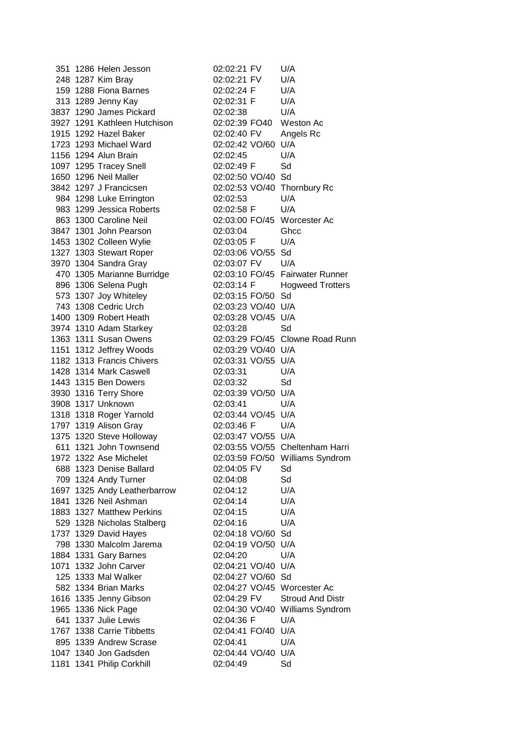| | | | | | |
|---|---|---|---|---|---|
| 351 | 1286 | Helen Jesson | 02:02:21 | FV | U/A |
| 248 | 1287 | Kim Bray | 02:02:21 | FV | U/A |
| 159 | 1288 | Fiona Barnes | 02:02:24 | F | U/A |
| 313 | 1289 | Jenny Kay | 02:02:31 | F | U/A |
| 3837 | 1290 | James Pickard | 02:02:38 | | U/A |
| 3927 | 1291 | Kathleen Hutchison | 02:02:39 | FO40 | Weston Ac |
| 1915 | 1292 | Hazel Baker | 02:02:40 | FV | Angels Rc |
| 1723 | 1293 | Michael Ward | 02:02:42 | VO/60 | U/A |
| 1156 | 1294 | Alun Brain | 02:02:45 | | U/A |
| 1097 | 1295 | Tracey Snell | 02:02:49 | F | Sd |
| 1650 | 1296 | Neil Maller | 02:02:50 | VO/40 | Sd |
| 3842 | 1297 | J Francicsen | 02:02:53 | VO/40 | Thornbury Rc |
| 984 | 1298 | Luke Errington | 02:02:53 | | U/A |
| 983 | 1299 | Jessica Roberts | 02:02:58 | F | U/A |
| 863 | 1300 | Caroline Neil | 02:03:00 | FO/45 | Worcester Ac |
| 3847 | 1301 | John Pearson | 02:03:04 | | Ghcc |
| 1453 | 1302 | Colleen Wylie | 02:03:05 | F | U/A |
| 1327 | 1303 | Stewart Roper | 02:03:06 | VO/55 | Sd |
| 3970 | 1304 | Sandra Gray | 02:03:07 | FV | U/A |
| 470 | 1305 | Marianne Burridge | 02:03:10 | FO/45 | Fairwater Runner |
| 896 | 1306 | Selena Pugh | 02:03:14 | F | Hogweed Trotters |
| 573 | 1307 | Joy Whiteley | 02:03:15 | FO/50 | Sd |
| 743 | 1308 | Cedric Urch | 02:03:23 | VO/40 | U/A |
| 1400 | 1309 | Robert Heath | 02:03:28 | VO/45 | U/A |
| 3974 | 1310 | Adam Starkey | 02:03:28 | | Sd |
| 1363 | 1311 | Susan Owens | 02:03:29 | FO/45 | Clowne Road Runn |
| 1151 | 1312 | Jeffrey Woods | 02:03:29 | VO/40 | U/A |
| 1182 | 1313 | Francis Chivers | 02:03:31 | VO/55 | U/A |
| 1428 | 1314 | Mark Caswell | 02:03:31 | | U/A |
| 1443 | 1315 | Ben Dowers | 02:03:32 | | Sd |
| 3930 | 1316 | Terry Shore | 02:03:39 | VO/50 | U/A |
| 3908 | 1317 | Unknown | 02:03:41 | | U/A |
| 1318 | 1318 | Roger Yarnold | 02:03:44 | VO/45 | U/A |
| 1797 | 1319 | Alison Gray | 02:03:46 | F | U/A |
| 1375 | 1320 | Steve Holloway | 02:03:47 | VO/55 | U/A |
| 611 | 1321 | John Townsend | 02:03:55 | VO/55 | Cheltenham Harri |
| 1972 | 1322 | Ase Michelet | 02:03:59 | FO/50 | Williams Syndrom |
| 688 | 1323 | Denise Ballard | 02:04:05 | FV | Sd |
| 709 | 1324 | Andy Turner | 02:04:08 | | Sd |
| 1697 | 1325 | Andy Leatherbarrow | 02:04:12 | | U/A |
| 1841 | 1326 | Neil Ashman | 02:04:14 | | U/A |
| 1883 | 1327 | Matthew Perkins | 02:04:15 | | U/A |
| 529 | 1328 | Nicholas Stalberg | 02:04:16 | | U/A |
| 1737 | 1329 | David Hayes | 02:04:18 | VO/60 | Sd |
| 798 | 1330 | Malcolm Jarema | 02:04:19 | VO/50 | U/A |
| 1884 | 1331 | Gary Barnes | 02:04:20 | | U/A |
| 1071 | 1332 | John Carver | 02:04:21 | VO/40 | U/A |
| 125 | 1333 | Mal Walker | 02:04:27 | VO/60 | Sd |
| 582 | 1334 | Brian Marks | 02:04:27 | VO/45 | Worcester Ac |
| 1616 | 1335 | Jenny Gibson | 02:04:29 | FV | Stroud And Distr |
| 1965 | 1336 | Nick Page | 02:04:30 | VO/40 | Williams Syndrom |
| 641 | 1337 | Julie Lewis | 02:04:36 | F | U/A |
| 1767 | 1338 | Carrie Tibbetts | 02:04:41 | FO/40 | U/A |
| 895 | 1339 | Andrew Scrase | 02:04:41 | | U/A |
| 1047 | 1340 | Jon Gadsden | 02:04:44 | VO/40 | U/A |
| 1181 | 1341 | Philip Corkhill | 02:04:49 | | Sd |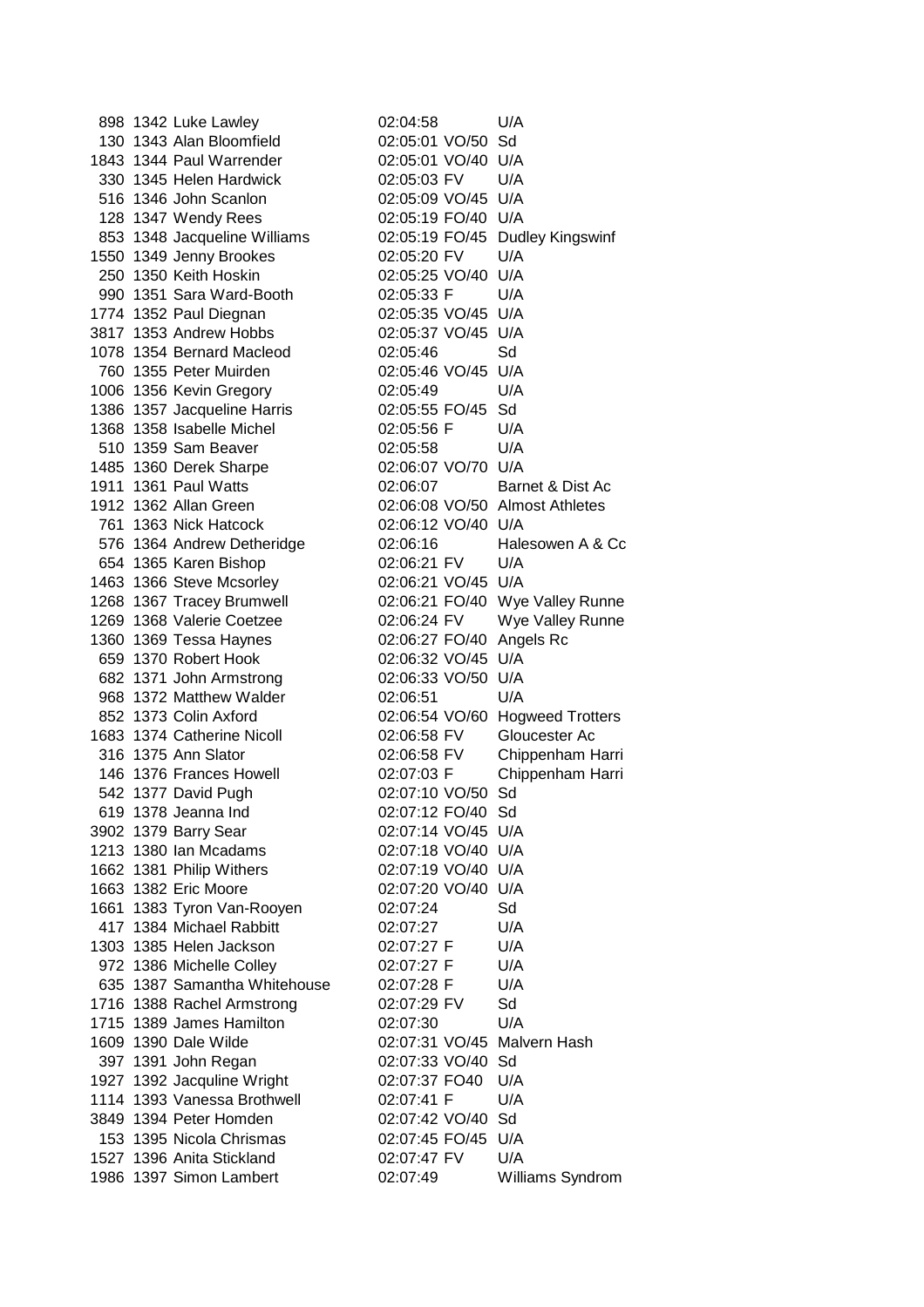| | | | | | |
|---|---|---|---|---|---|
| 898 | 1342 | Luke Lawley | 02:04:58 | | U/A |
| 130 | 1343 | Alan Bloomfield | 02:05:01 | VO/50 | Sd |
| 1843 | 1344 | Paul Warrender | 02:05:01 | VO/40 | U/A |
| 330 | 1345 | Helen Hardwick | 02:05:03 | FV | U/A |
| 516 | 1346 | John Scanlon | 02:05:09 | VO/45 | U/A |
| 128 | 1347 | Wendy Rees | 02:05:19 | FO/40 | U/A |
| 853 | 1348 | Jacqueline Williams | 02:05:19 | FO/45 | Dudley Kingswinf |
| 1550 | 1349 | Jenny Brookes | 02:05:20 | FV | U/A |
| 250 | 1350 | Keith Hoskin | 02:05:25 | VO/40 | U/A |
| 990 | 1351 | Sara Ward-Booth | 02:05:33 | F | U/A |
| 1774 | 1352 | Paul Diegnan | 02:05:35 | VO/45 | U/A |
| 3817 | 1353 | Andrew Hobbs | 02:05:37 | VO/45 | U/A |
| 1078 | 1354 | Bernard Macleod | 02:05:46 | | Sd |
| 760 | 1355 | Peter Muirden | 02:05:46 | VO/45 | U/A |
| 1006 | 1356 | Kevin Gregory | 02:05:49 | | U/A |
| 1386 | 1357 | Jacqueline Harris | 02:05:55 | FO/45 | Sd |
| 1368 | 1358 | Isabelle Michel | 02:05:56 | F | U/A |
| 510 | 1359 | Sam Beaver | 02:05:58 | | U/A |
| 1485 | 1360 | Derek Sharpe | 02:06:07 | VO/70 | U/A |
| 1911 | 1361 | Paul Watts | 02:06:07 | | Barnet & Dist Ac |
| 1912 | 1362 | Allan Green | 02:06:08 | VO/50 | Almost Athletes |
| 761 | 1363 | Nick Hatcock | 02:06:12 | VO/40 | U/A |
| 576 | 1364 | Andrew Detheridge | 02:06:16 | | Halesowen A & Cc |
| 654 | 1365 | Karen Bishop | 02:06:21 | FV | U/A |
| 1463 | 1366 | Steve Mcsorley | 02:06:21 | VO/45 | U/A |
| 1268 | 1367 | Tracey Brumwell | 02:06:21 | FO/40 | Wye Valley Runne |
| 1269 | 1368 | Valerie Coetzee | 02:06:24 | FV | Wye Valley Runne |
| 1360 | 1369 | Tessa Haynes | 02:06:27 | FO/40 | Angels Rc |
| 659 | 1370 | Robert Hook | 02:06:32 | VO/45 | U/A |
| 682 | 1371 | John Armstrong | 02:06:33 | VO/50 | U/A |
| 968 | 1372 | Matthew Walder | 02:06:51 | | U/A |
| 852 | 1373 | Colin Axford | 02:06:54 | VO/60 | Hogweed Trotters |
| 1683 | 1374 | Catherine Nicoll | 02:06:58 | FV | Gloucester Ac |
| 316 | 1375 | Ann Slator | 02:06:58 | FV | Chippenham Harri |
| 146 | 1376 | Frances Howell | 02:07:03 | F | Chippenham Harri |
| 542 | 1377 | David Pugh | 02:07:10 | VO/50 | Sd |
| 619 | 1378 | Jeanna Ind | 02:07:12 | FO/40 | Sd |
| 3902 | 1379 | Barry Sear | 02:07:14 | VO/45 | U/A |
| 1213 | 1380 | Ian Mcadams | 02:07:18 | VO/40 | U/A |
| 1662 | 1381 | Philip Withers | 02:07:19 | VO/40 | U/A |
| 1663 | 1382 | Eric Moore | 02:07:20 | VO/40 | U/A |
| 1661 | 1383 | Tyron Van-Rooyen | 02:07:24 | | Sd |
| 417 | 1384 | Michael Rabbitt | 02:07:27 | | U/A |
| 1303 | 1385 | Helen Jackson | 02:07:27 | F | U/A |
| 972 | 1386 | Michelle Colley | 02:07:27 | F | U/A |
| 635 | 1387 | Samantha Whitehouse | 02:07:28 | F | U/A |
| 1716 | 1388 | Rachel Armstrong | 02:07:29 | FV | Sd |
| 1715 | 1389 | James Hamilton | 02:07:30 | | U/A |
| 1609 | 1390 | Dale Wilde | 02:07:31 | VO/45 | Malvern Hash |
| 397 | 1391 | John Regan | 02:07:33 | VO/40 | Sd |
| 1927 | 1392 | Jacquline Wright | 02:07:37 | FO40 | U/A |
| 1114 | 1393 | Vanessa Brothwell | 02:07:41 | F | U/A |
| 3849 | 1394 | Peter Homden | 02:07:42 | VO/40 | Sd |
| 153 | 1395 | Nicola Chrismas | 02:07:45 | FO/45 | U/A |
| 1527 | 1396 | Anita Stickland | 02:07:47 | FV | U/A |
| 1986 | 1397 | Simon Lambert | 02:07:49 | | Williams Syndrom |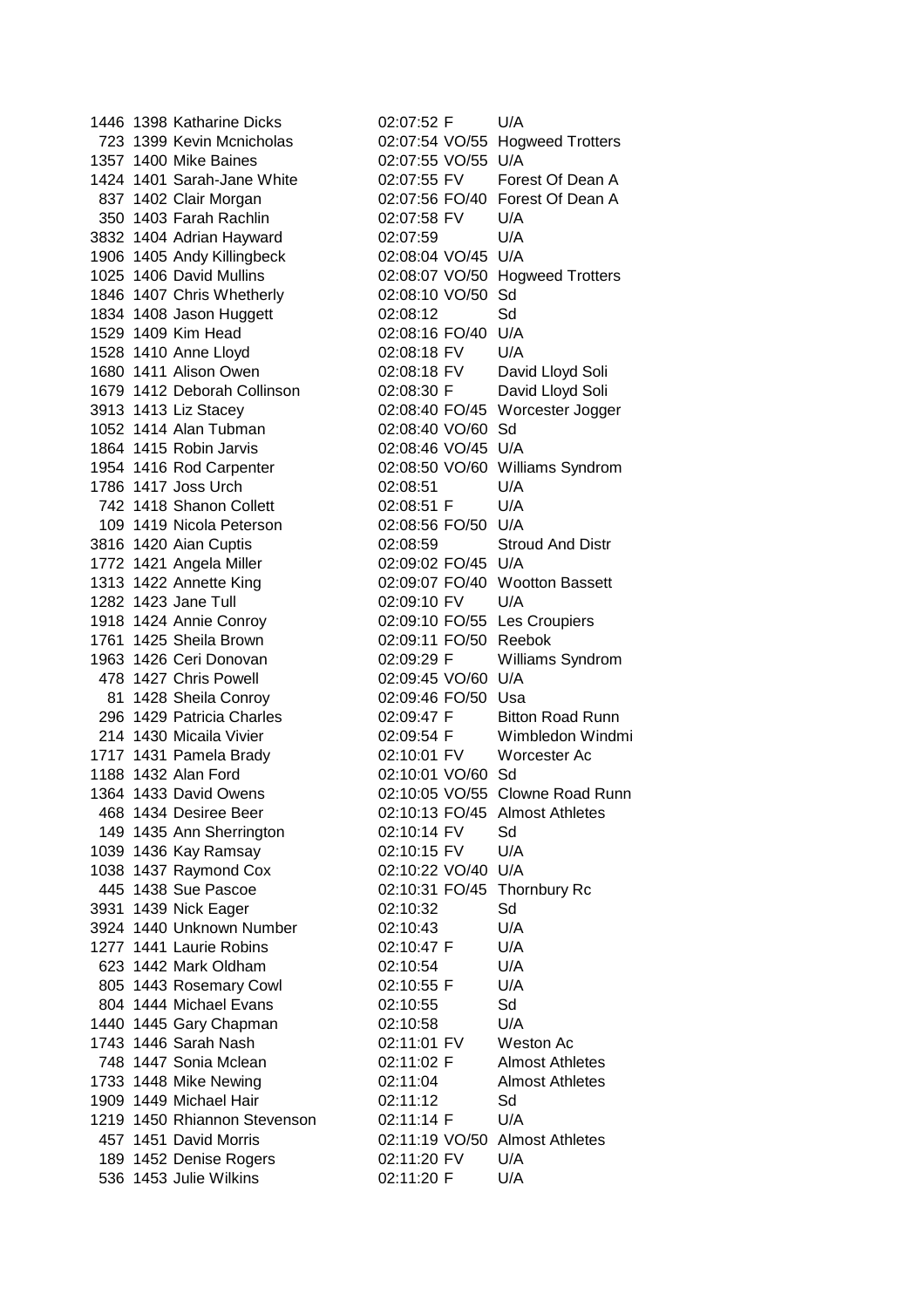| | | | | | |
|---|---|---|---|---|---|
| 1446 | 1398 | Katharine Dicks | 02:07:52 | F | U/A |
| 723 | 1399 | Kevin Mcnicholas | 02:07:54 | VO/55 | Hogweed Trotters |
| 1357 | 1400 | Mike Baines | 02:07:55 | VO/55 | U/A |
| 1424 | 1401 | Sarah-Jane White | 02:07:55 | FV | Forest Of Dean A |
| 837 | 1402 | Clair Morgan | 02:07:56 | FO/40 | Forest Of Dean A |
| 350 | 1403 | Farah Rachlin | 02:07:58 | FV | U/A |
| 3832 | 1404 | Adrian Hayward | 02:07:59 | | U/A |
| 1906 | 1405 | Andy Killingbeck | 02:08:04 | VO/45 | U/A |
| 1025 | 1406 | David Mullins | 02:08:07 | VO/50 | Hogweed Trotters |
| 1846 | 1407 | Chris Whetherly | 02:08:10 | VO/50 | Sd |
| 1834 | 1408 | Jason Huggett | 02:08:12 | | Sd |
| 1529 | 1409 | Kim Head | 02:08:16 | FO/40 | U/A |
| 1528 | 1410 | Anne Lloyd | 02:08:18 | FV | U/A |
| 1680 | 1411 | Alison Owen | 02:08:18 | FV | David Lloyd Soli |
| 1679 | 1412 | Deborah Collinson | 02:08:30 | F | David Lloyd Soli |
| 3913 | 1413 | Liz Stacey | 02:08:40 | FO/45 | Worcester Jogger |
| 1052 | 1414 | Alan Tubman | 02:08:40 | VO/60 | Sd |
| 1864 | 1415 | Robin Jarvis | 02:08:46 | VO/45 | U/A |
| 1954 | 1416 | Rod Carpenter | 02:08:50 | VO/60 | Williams Syndrom |
| 1786 | 1417 | Joss Urch | 02:08:51 | | U/A |
| 742 | 1418 | Shanon Collett | 02:08:51 | F | U/A |
| 109 | 1419 | Nicola Peterson | 02:08:56 | FO/50 | U/A |
| 3816 | 1420 | Aian Cuptis | 02:08:59 | | Stroud And Distr |
| 1772 | 1421 | Angela Miller | 02:09:02 | FO/45 | U/A |
| 1313 | 1422 | Annette King | 02:09:07 | FO/40 | Wootton Bassett |
| 1282 | 1423 | Jane Tull | 02:09:10 | FV | U/A |
| 1918 | 1424 | Annie Conroy | 02:09:10 | FO/55 | Les Croupiers |
| 1761 | 1425 | Sheila Brown | 02:09:11 | FO/50 | Reebok |
| 1963 | 1426 | Ceri Donovan | 02:09:29 | F | Williams Syndrom |
| 478 | 1427 | Chris Powell | 02:09:45 | VO/60 | U/A |
| 81 | 1428 | Sheila Conroy | 02:09:46 | FO/50 | Usa |
| 296 | 1429 | Patricia Charles | 02:09:47 | F | Bitton Road Runn |
| 214 | 1430 | Micaila Vivier | 02:09:54 | F | Wimbledon Windmi |
| 1717 | 1431 | Pamela Brady | 02:10:01 | FV | Worcester Ac |
| 1188 | 1432 | Alan Ford | 02:10:01 | VO/60 | Sd |
| 1364 | 1433 | David Owens | 02:10:05 | VO/55 | Clowne Road Runn |
| 468 | 1434 | Desiree Beer | 02:10:13 | FO/45 | Almost Athletes |
| 149 | 1435 | Ann Sherrington | 02:10:14 | FV | Sd |
| 1039 | 1436 | Kay Ramsay | 02:10:15 | FV | U/A |
| 1038 | 1437 | Raymond Cox | 02:10:22 | VO/40 | U/A |
| 445 | 1438 | Sue Pascoe | 02:10:31 | FO/45 | Thornbury Rc |
| 3931 | 1439 | Nick Eager | 02:10:32 | | Sd |
| 3924 | 1440 | Unknown Number | 02:10:43 | | U/A |
| 1277 | 1441 | Laurie Robins | 02:10:47 | F | U/A |
| 623 | 1442 | Mark Oldham | 02:10:54 | | U/A |
| 805 | 1443 | Rosemary Cowl | 02:10:55 | F | U/A |
| 804 | 1444 | Michael Evans | 02:10:55 | | Sd |
| 1440 | 1445 | Gary Chapman | 02:10:58 | | U/A |
| 1743 | 1446 | Sarah Nash | 02:11:01 | FV | Weston Ac |
| 748 | 1447 | Sonia Mclean | 02:11:02 | F | Almost Athletes |
| 1733 | 1448 | Mike Newing | 02:11:04 | | Almost Athletes |
| 1909 | 1449 | Michael Hair | 02:11:12 | | Sd |
| 1219 | 1450 | Rhiannon Stevenson | 02:11:14 | F | U/A |
| 457 | 1451 | David Morris | 02:11:19 | VO/50 | Almost Athletes |
| 189 | 1452 | Denise Rogers | 02:11:20 | FV | U/A |
| 536 | 1453 | Julie Wilkins | 02:11:20 | F | U/A |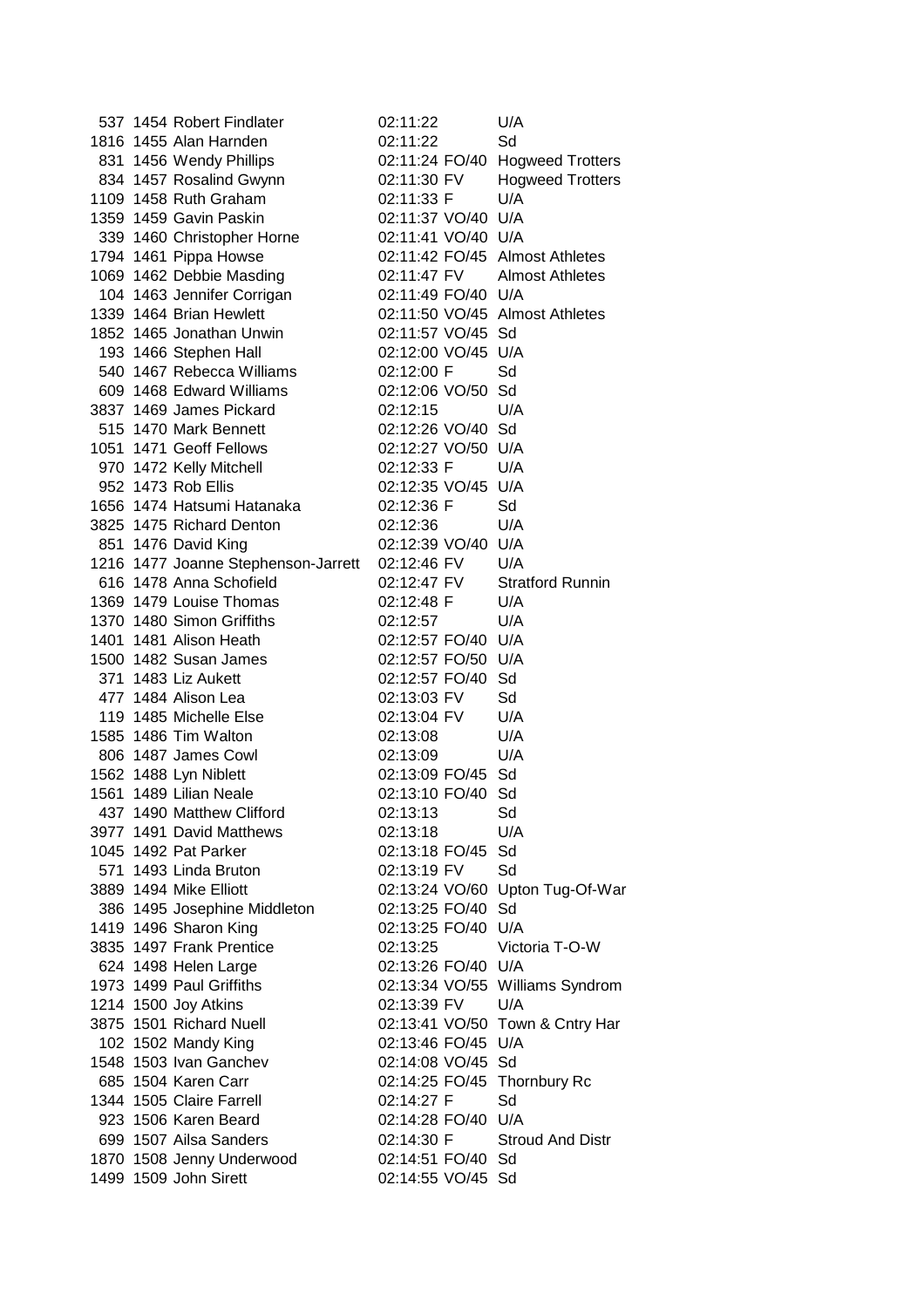| | | | | | |
|---|---|---|---|---|---|
| 537 | 1454 | Robert Findlater | 02:11:22 | | U/A |
| 1816 | 1455 | Alan Harnden | 02:11:22 | | Sd |
| 831 | 1456 | Wendy Phillips | 02:11:24 | FO/40 | Hogweed Trotters |
| 834 | 1457 | Rosalind Gwynn | 02:11:30 | FV | Hogweed Trotters |
| 1109 | 1458 | Ruth Graham | 02:11:33 | F | U/A |
| 1359 | 1459 | Gavin Paskin | 02:11:37 | VO/40 | U/A |
| 339 | 1460 | Christopher Horne | 02:11:41 | VO/40 | U/A |
| 1794 | 1461 | Pippa Howse | 02:11:42 | FO/45 | Almost Athletes |
| 1069 | 1462 | Debbie Masding | 02:11:47 | FV | Almost Athletes |
| 104 | 1463 | Jennifer Corrigan | 02:11:49 | FO/40 | U/A |
| 1339 | 1464 | Brian Hewlett | 02:11:50 | VO/45 | Almost Athletes |
| 1852 | 1465 | Jonathan Unwin | 02:11:57 | VO/45 | Sd |
| 193 | 1466 | Stephen Hall | 02:12:00 | VO/45 | U/A |
| 540 | 1467 | Rebecca Williams | 02:12:00 | F | Sd |
| 609 | 1468 | Edward Williams | 02:12:06 | VO/50 | Sd |
| 3837 | 1469 | James Pickard | 02:12:15 | | U/A |
| 515 | 1470 | Mark Bennett | 02:12:26 | VO/40 | Sd |
| 1051 | 1471 | Geoff Fellows | 02:12:27 | VO/50 | U/A |
| 970 | 1472 | Kelly Mitchell | 02:12:33 | F | U/A |
| 952 | 1473 | Rob Ellis | 02:12:35 | VO/45 | U/A |
| 1656 | 1474 | Hatsumi Hatanaka | 02:12:36 | F | Sd |
| 3825 | 1475 | Richard Denton | 02:12:36 | | U/A |
| 851 | 1476 | David King | 02:12:39 | VO/40 | U/A |
| 1216 | 1477 | Joanne Stephenson-Jarrett | 02:12:46 | FV | U/A |
| 616 | 1478 | Anna Schofield | 02:12:47 | FV | Stratford Runnin |
| 1369 | 1479 | Louise Thomas | 02:12:48 | F | U/A |
| 1370 | 1480 | Simon Griffiths | 02:12:57 | | U/A |
| 1401 | 1481 | Alison Heath | 02:12:57 | FO/40 | U/A |
| 1500 | 1482 | Susan James | 02:12:57 | FO/50 | U/A |
| 371 | 1483 | Liz Aukett | 02:12:57 | FO/40 | Sd |
| 477 | 1484 | Alison Lea | 02:13:03 | FV | Sd |
| 119 | 1485 | Michelle Else | 02:13:04 | FV | U/A |
| 1585 | 1486 | Tim Walton | 02:13:08 | | U/A |
| 806 | 1487 | James Cowl | 02:13:09 | | U/A |
| 1562 | 1488 | Lyn Niblett | 02:13:09 | FO/45 | Sd |
| 1561 | 1489 | Lilian Neale | 02:13:10 | FO/40 | Sd |
| 437 | 1490 | Matthew Clifford | 02:13:13 | | Sd |
| 3977 | 1491 | David Matthews | 02:13:18 | | U/A |
| 1045 | 1492 | Pat Parker | 02:13:18 | FO/45 | Sd |
| 571 | 1493 | Linda Bruton | 02:13:19 | FV | Sd |
| 3889 | 1494 | Mike Elliott | 02:13:24 | VO/60 | Upton Tug-Of-War |
| 386 | 1495 | Josephine Middleton | 02:13:25 | FO/40 | Sd |
| 1419 | 1496 | Sharon King | 02:13:25 | FO/40 | U/A |
| 3835 | 1497 | Frank Prentice | 02:13:25 | | Victoria T-O-W |
| 624 | 1498 | Helen Large | 02:13:26 | FO/40 | U/A |
| 1973 | 1499 | Paul Griffiths | 02:13:34 | VO/55 | Williams Syndrom |
| 1214 | 1500 | Joy Atkins | 02:13:39 | FV | U/A |
| 3875 | 1501 | Richard Nuell | 02:13:41 | VO/50 | Town & Cntry Har |
| 102 | 1502 | Mandy King | 02:13:46 | FO/45 | U/A |
| 1548 | 1503 | Ivan Ganchev | 02:14:08 | VO/45 | Sd |
| 685 | 1504 | Karen Carr | 02:14:25 | FO/45 | Thornbury Rc |
| 1344 | 1505 | Claire Farrell | 02:14:27 | F | Sd |
| 923 | 1506 | Karen Beard | 02:14:28 | FO/40 | U/A |
| 699 | 1507 | Ailsa Sanders | 02:14:30 | F | Stroud And Distr |
| 1870 | 1508 | Jenny Underwood | 02:14:51 | FO/40 | Sd |
| 1499 | 1509 | John Sirett | 02:14:55 | VO/45 | Sd |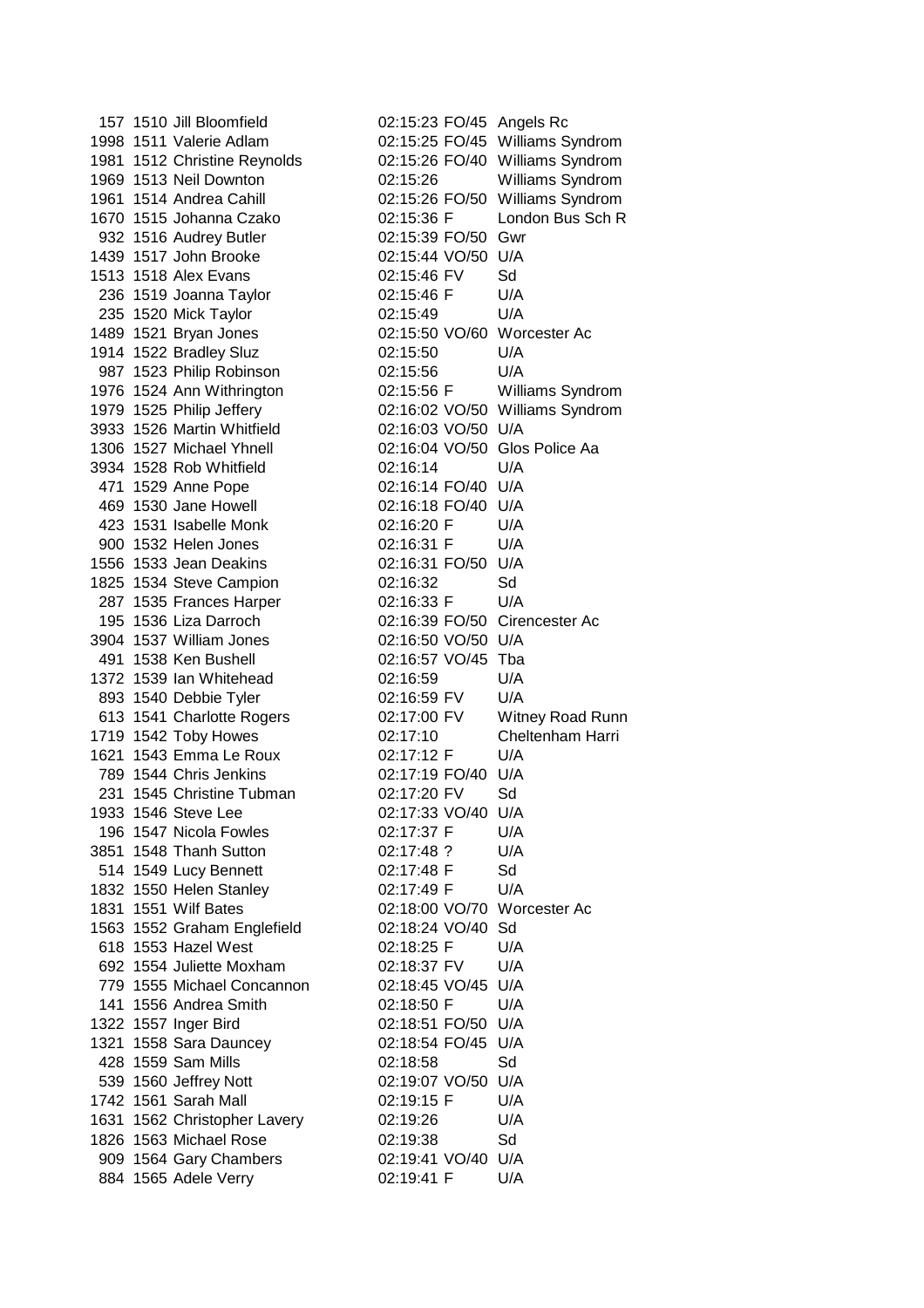| | | | | | |
|---|---|---|---|---|---|
| 157 | 1510 | Jill Bloomfield | 02:15:23 | FO/45 | Angels Rc |
| 1998 | 1511 | Valerie Adlam | 02:15:25 | FO/45 | Williams Syndrom |
| 1981 | 1512 | Christine Reynolds | 02:15:26 | FO/40 | Williams Syndrom |
| 1969 | 1513 | Neil Downton | 02:15:26 | | Williams Syndrom |
| 1961 | 1514 | Andrea Cahill | 02:15:26 | FO/50 | Williams Syndrom |
| 1670 | 1515 | Johanna Czako | 02:15:36 | F | London Bus Sch R |
| 932 | 1516 | Audrey Butler | 02:15:39 | FO/50 | Gwr |
| 1439 | 1517 | John Brooke | 02:15:44 | VO/50 | U/A |
| 1513 | 1518 | Alex Evans | 02:15:46 | FV | Sd |
| 236 | 1519 | Joanna Taylor | 02:15:46 | F | U/A |
| 235 | 1520 | Mick Taylor | 02:15:49 | | U/A |
| 1489 | 1521 | Bryan Jones | 02:15:50 | VO/60 | Worcester Ac |
| 1914 | 1522 | Bradley Sluz | 02:15:50 | | U/A |
| 987 | 1523 | Philip Robinson | 02:15:56 | | U/A |
| 1976 | 1524 | Ann Withrington | 02:15:56 | F | Williams Syndrom |
| 1979 | 1525 | Philip Jeffery | 02:16:02 | VO/50 | Williams Syndrom |
| 3933 | 1526 | Martin Whitfield | 02:16:03 | VO/50 | U/A |
| 1306 | 1527 | Michael Yhnell | 02:16:04 | VO/50 | Glos Police Aa |
| 3934 | 1528 | Rob Whitfield | 02:16:14 | | U/A |
| 471 | 1529 | Anne Pope | 02:16:14 | FO/40 | U/A |
| 469 | 1530 | Jane Howell | 02:16:18 | FO/40 | U/A |
| 423 | 1531 | Isabelle Monk | 02:16:20 | F | U/A |
| 900 | 1532 | Helen Jones | 02:16:31 | F | U/A |
| 1556 | 1533 | Jean Deakins | 02:16:31 | FO/50 | U/A |
| 1825 | 1534 | Steve Campion | 02:16:32 | | Sd |
| 287 | 1535 | Frances Harper | 02:16:33 | F | U/A |
| 195 | 1536 | Liza Darroch | 02:16:39 | FO/50 | Cirencester Ac |
| 3904 | 1537 | William Jones | 02:16:50 | VO/50 | U/A |
| 491 | 1538 | Ken Bushell | 02:16:57 | VO/45 | Tba |
| 1372 | 1539 | Ian Whitehead | 02:16:59 | | U/A |
| 893 | 1540 | Debbie Tyler | 02:16:59 | FV | U/A |
| 613 | 1541 | Charlotte Rogers | 02:17:00 | FV | Witney Road Runn |
| 1719 | 1542 | Toby Howes | 02:17:10 | | Cheltenham Harri |
| 1621 | 1543 | Emma Le Roux | 02:17:12 | F | U/A |
| 789 | 1544 | Chris Jenkins | 02:17:19 | FO/40 | U/A |
| 231 | 1545 | Christine Tubman | 02:17:20 | FV | Sd |
| 1933 | 1546 | Steve Lee | 02:17:33 | VO/40 | U/A |
| 196 | 1547 | Nicola Fowles | 02:17:37 | F | U/A |
| 3851 | 1548 | Thanh Sutton | 02:17:48 | ? | U/A |
| 514 | 1549 | Lucy Bennett | 02:17:48 | F | Sd |
| 1832 | 1550 | Helen Stanley | 02:17:49 | F | U/A |
| 1831 | 1551 | Wilf Bates | 02:18:00 | VO/70 | Worcester Ac |
| 1563 | 1552 | Graham Englefield | 02:18:24 | VO/40 | Sd |
| 618 | 1553 | Hazel West | 02:18:25 | F | U/A |
| 692 | 1554 | Juliette Moxham | 02:18:37 | FV | U/A |
| 779 | 1555 | Michael Concannon | 02:18:45 | VO/45 | U/A |
| 141 | 1556 | Andrea Smith | 02:18:50 | F | U/A |
| 1322 | 1557 | Inger Bird | 02:18:51 | FO/50 | U/A |
| 1321 | 1558 | Sara Dauncey | 02:18:54 | FO/45 | U/A |
| 428 | 1559 | Sam Mills | 02:18:58 | | Sd |
| 539 | 1560 | Jeffrey Nott | 02:19:07 | VO/50 | U/A |
| 1742 | 1561 | Sarah Mall | 02:19:15 | F | U/A |
| 1631 | 1562 | Christopher Lavery | 02:19:26 | | U/A |
| 1826 | 1563 | Michael Rose | 02:19:38 | | Sd |
| 909 | 1564 | Gary Chambers | 02:19:41 | VO/40 | U/A |
| 884 | 1565 | Adele Verry | 02:19:41 | F | U/A |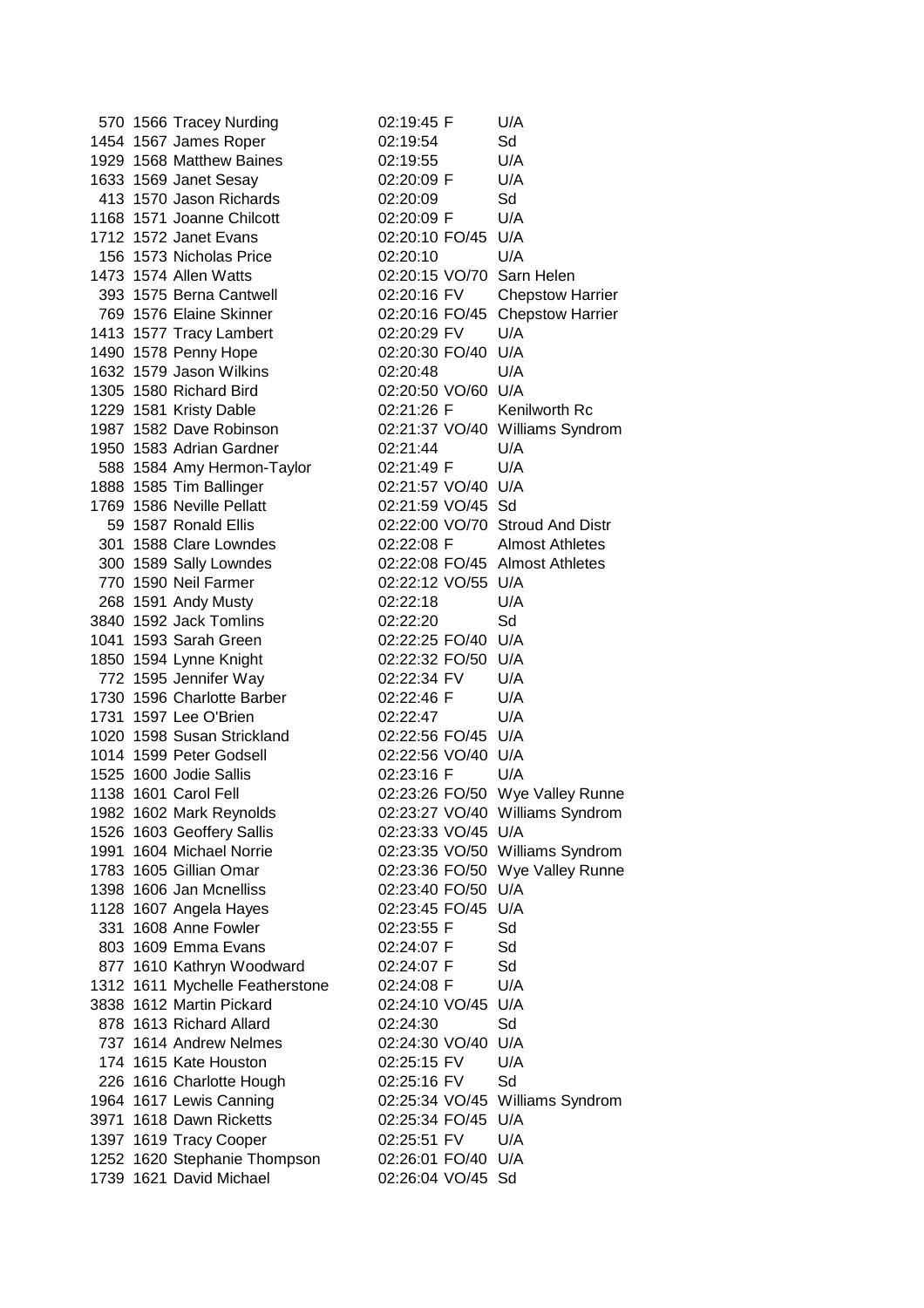| | | | | | |
|---|---|---|---|---|---|
| 570 | 1566 | Tracey Nurding | 02:19:45 | F | U/A |
| 1454 | 1567 | James Roper | 02:19:54 | | Sd |
| 1929 | 1568 | Matthew Baines | 02:19:55 | | U/A |
| 1633 | 1569 | Janet Sesay | 02:20:09 | F | U/A |
| 413 | 1570 | Jason Richards | 02:20:09 | | Sd |
| 1168 | 1571 | Joanne Chilcott | 02:20:09 | F | U/A |
| 1712 | 1572 | Janet Evans | 02:20:10 | FO/45 | U/A |
| 156 | 1573 | Nicholas Price | 02:20:10 | | U/A |
| 1473 | 1574 | Allen Watts | 02:20:15 | VO/70 | Sarn Helen |
| 393 | 1575 | Berna Cantwell | 02:20:16 | FV | Chepstow Harrier |
| 769 | 1576 | Elaine Skinner | 02:20:16 | FO/45 | Chepstow Harrier |
| 1413 | 1577 | Tracy Lambert | 02:20:29 | FV | U/A |
| 1490 | 1578 | Penny Hope | 02:20:30 | FO/40 | U/A |
| 1632 | 1579 | Jason Wilkins | 02:20:48 | | U/A |
| 1305 | 1580 | Richard Bird | 02:20:50 | VO/60 | U/A |
| 1229 | 1581 | Kristy Dable | 02:21:26 | F | Kenilworth Rc |
| 1987 | 1582 | Dave Robinson | 02:21:37 | VO/40 | Williams Syndrom |
| 1950 | 1583 | Adrian Gardner | 02:21:44 | | U/A |
| 588 | 1584 | Amy Hermon-Taylor | 02:21:49 | F | U/A |
| 1888 | 1585 | Tim Ballinger | 02:21:57 | VO/40 | U/A |
| 1769 | 1586 | Neville Pellatt | 02:21:59 | VO/45 | Sd |
| 59 | 1587 | Ronald Ellis | 02:22:00 | VO/70 | Stroud And Distr |
| 301 | 1588 | Clare Lowndes | 02:22:08 | F | Almost Athletes |
| 300 | 1589 | Sally Lowndes | 02:22:08 | FO/45 | Almost Athletes |
| 770 | 1590 | Neil Farmer | 02:22:12 | VO/55 | U/A |
| 268 | 1591 | Andy Musty | 02:22:18 | | U/A |
| 3840 | 1592 | Jack Tomlins | 02:22:20 | | Sd |
| 1041 | 1593 | Sarah Green | 02:22:25 | FO/40 | U/A |
| 1850 | 1594 | Lynne Knight | 02:22:32 | FO/50 | U/A |
| 772 | 1595 | Jennifer Way | 02:22:34 | FV | U/A |
| 1730 | 1596 | Charlotte Barber | 02:22:46 | F | U/A |
| 1731 | 1597 | Lee O'Brien | 02:22:47 | | U/A |
| 1020 | 1598 | Susan Strickland | 02:22:56 | FO/45 | U/A |
| 1014 | 1599 | Peter Godsell | 02:22:56 | VO/40 | U/A |
| 1525 | 1600 | Jodie Sallis | 02:23:16 | F | U/A |
| 1138 | 1601 | Carol Fell | 02:23:26 | FO/50 | Wye Valley Runne |
| 1982 | 1602 | Mark Reynolds | 02:23:27 | VO/40 | Williams Syndrom |
| 1526 | 1603 | Geoffery Sallis | 02:23:33 | VO/45 | U/A |
| 1991 | 1604 | Michael Norrie | 02:23:35 | VO/50 | Williams Syndrom |
| 1783 | 1605 | Gillian Omar | 02:23:36 | FO/50 | Wye Valley Runne |
| 1398 | 1606 | Jan Mcnelliss | 02:23:40 | FO/50 | U/A |
| 1128 | 1607 | Angela Hayes | 02:23:45 | FO/45 | U/A |
| 331 | 1608 | Anne Fowler | 02:23:55 | F | Sd |
| 803 | 1609 | Emma Evans | 02:24:07 | F | Sd |
| 877 | 1610 | Kathryn Woodward | 02:24:07 | F | Sd |
| 1312 | 1611 | Mychelle Featherstone | 02:24:08 | F | U/A |
| 3838 | 1612 | Martin Pickard | 02:24:10 | VO/45 | U/A |
| 878 | 1613 | Richard Allard | 02:24:30 | | Sd |
| 737 | 1614 | Andrew Nelmes | 02:24:30 | VO/40 | U/A |
| 174 | 1615 | Kate Houston | 02:25:15 | FV | U/A |
| 226 | 1616 | Charlotte Hough | 02:25:16 | FV | Sd |
| 1964 | 1617 | Lewis Canning | 02:25:34 | VO/45 | Williams Syndrom |
| 3971 | 1618 | Dawn Ricketts | 02:25:34 | FO/45 | U/A |
| 1397 | 1619 | Tracy Cooper | 02:25:51 | FV | U/A |
| 1252 | 1620 | Stephanie Thompson | 02:26:01 | FO/40 | U/A |
| 1739 | 1621 | David Michael | 02:26:04 | VO/45 | Sd |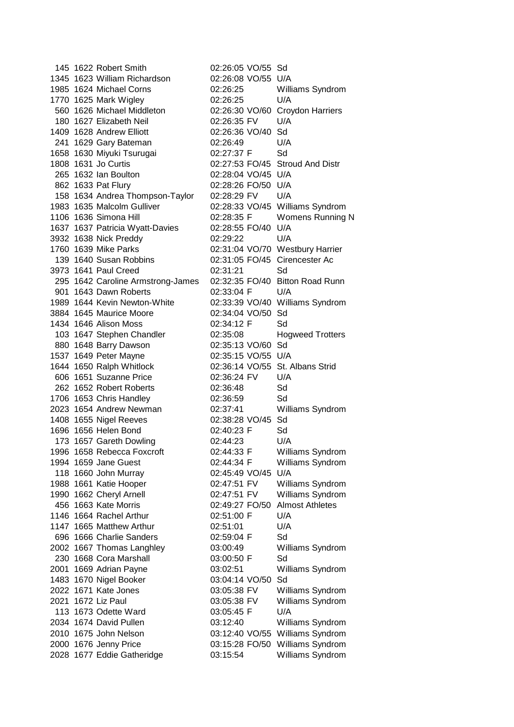| | | | | | |
|---|---|---|---|---|---|
| 145 | 1622 | Robert Smith | 02:26:05 | VO/55 | Sd |
| 1345 | 1623 | William Richardson | 02:26:08 | VO/55 | U/A |
| 1985 | 1624 | Michael Corns | 02:26:25 | | Williams Syndrom |
| 1770 | 1625 | Mark Wigley | 02:26:25 | | U/A |
| 560 | 1626 | Michael Middleton | 02:26:30 | VO/60 | Croydon Harriers |
| 180 | 1627 | Elizabeth Neil | 02:26:35 | FV | U/A |
| 1409 | 1628 | Andrew Elliott | 02:26:36 | VO/40 | Sd |
| 241 | 1629 | Gary Bateman | 02:26:49 | | U/A |
| 1658 | 1630 | Miyuki Tsurugai | 02:27:37 | F | Sd |
| 1808 | 1631 | Jo Curtis | 02:27:53 | FO/45 | Stroud And Distr |
| 265 | 1632 | Ian Boulton | 02:28:04 | VO/45 | U/A |
| 862 | 1633 | Pat Flury | 02:28:26 | FO/50 | U/A |
| 158 | 1634 | Andrea Thompson-Taylor | 02:28:29 | FV | U/A |
| 1983 | 1635 | Malcolm Gulliver | 02:28:33 | VO/45 | Williams Syndrom |
| 1106 | 1636 | Simona Hill | 02:28:35 | F | Womens Running N |
| 1637 | 1637 | Patricia Wyatt-Davies | 02:28:55 | FO/40 | U/A |
| 3932 | 1638 | Nick Preddy | 02:29:22 | | U/A |
| 1760 | 1639 | Mike Parks | 02:31:04 | VO/70 | Westbury Harrier |
| 139 | 1640 | Susan Robbins | 02:31:05 | FO/45 | Cirencester Ac |
| 3973 | 1641 | Paul Creed | 02:31:21 | | Sd |
| 295 | 1642 | Caroline Armstrong-James | 02:32:35 | FO/40 | Bitton Road Runn |
| 901 | 1643 | Dawn Roberts | 02:33:04 | F | U/A |
| 1989 | 1644 | Kevin Newton-White | 02:33:39 | VO/40 | Williams Syndrom |
| 3884 | 1645 | Maurice Moore | 02:34:04 | VO/50 | Sd |
| 1434 | 1646 | Alison Moss | 02:34:12 | F | Sd |
| 103 | 1647 | Stephen Chandler | 02:35:08 | | Hogweed Trotters |
| 880 | 1648 | Barry Dawson | 02:35:13 | VO/60 | Sd |
| 1537 | 1649 | Peter Mayne | 02:35:15 | VO/55 | U/A |
| 1644 | 1650 | Ralph Whitlock | 02:36:14 | VO/55 | St. Albans Strid |
| 606 | 1651 | Suzanne Price | 02:36:24 | FV | U/A |
| 262 | 1652 | Robert Roberts | 02:36:48 | | Sd |
| 1706 | 1653 | Chris Handley | 02:36:59 | | Sd |
| 2023 | 1654 | Andrew Newman | 02:37:41 | | Williams Syndrom |
| 1408 | 1655 | Nigel Reeves | 02:38:28 | VO/45 | Sd |
| 1696 | 1656 | Helen Bond | 02:40:23 | F | Sd |
| 173 | 1657 | Gareth Dowling | 02:44:23 | | U/A |
| 1996 | 1658 | Rebecca Foxcroft | 02:44:33 | F | Williams Syndrom |
| 1994 | 1659 | Jane Guest | 02:44:34 | F | Williams Syndrom |
| 118 | 1660 | John Murray | 02:45:49 | VO/45 | U/A |
| 1988 | 1661 | Katie Hooper | 02:47:51 | FV | Williams Syndrom |
| 1990 | 1662 | Cheryl Arnell | 02:47:51 | FV | Williams Syndrom |
| 456 | 1663 | Kate Morris | 02:49:27 | FO/50 | Almost Athletes |
| 1146 | 1664 | Rachel Arthur | 02:51:00 | F | U/A |
| 1147 | 1665 | Matthew Arthur | 02:51:01 | | U/A |
| 696 | 1666 | Charlie Sanders | 02:59:04 | F | Sd |
| 2002 | 1667 | Thomas Langhley | 03:00:49 | | Williams Syndrom |
| 230 | 1668 | Cora Marshall | 03:00:50 | F | Sd |
| 2001 | 1669 | Adrian Payne | 03:02:51 | | Williams Syndrom |
| 1483 | 1670 | Nigel Booker | 03:04:14 | VO/50 | Sd |
| 2022 | 1671 | Kate Jones | 03:05:38 | FV | Williams Syndrom |
| 2021 | 1672 | Liz Paul | 03:05:38 | FV | Williams Syndrom |
| 113 | 1673 | Odette Ward | 03:05:45 | F | U/A |
| 2034 | 1674 | David Pullen | 03:12:40 | | Williams Syndrom |
| 2010 | 1675 | John Nelson | 03:12:40 | VO/55 | Williams Syndrom |
| 2000 | 1676 | Jenny Price | 03:15:28 | FO/50 | Williams Syndrom |
| 2028 | 1677 | Eddie Gatheridge | 03:15:54 | | Williams Syndrom |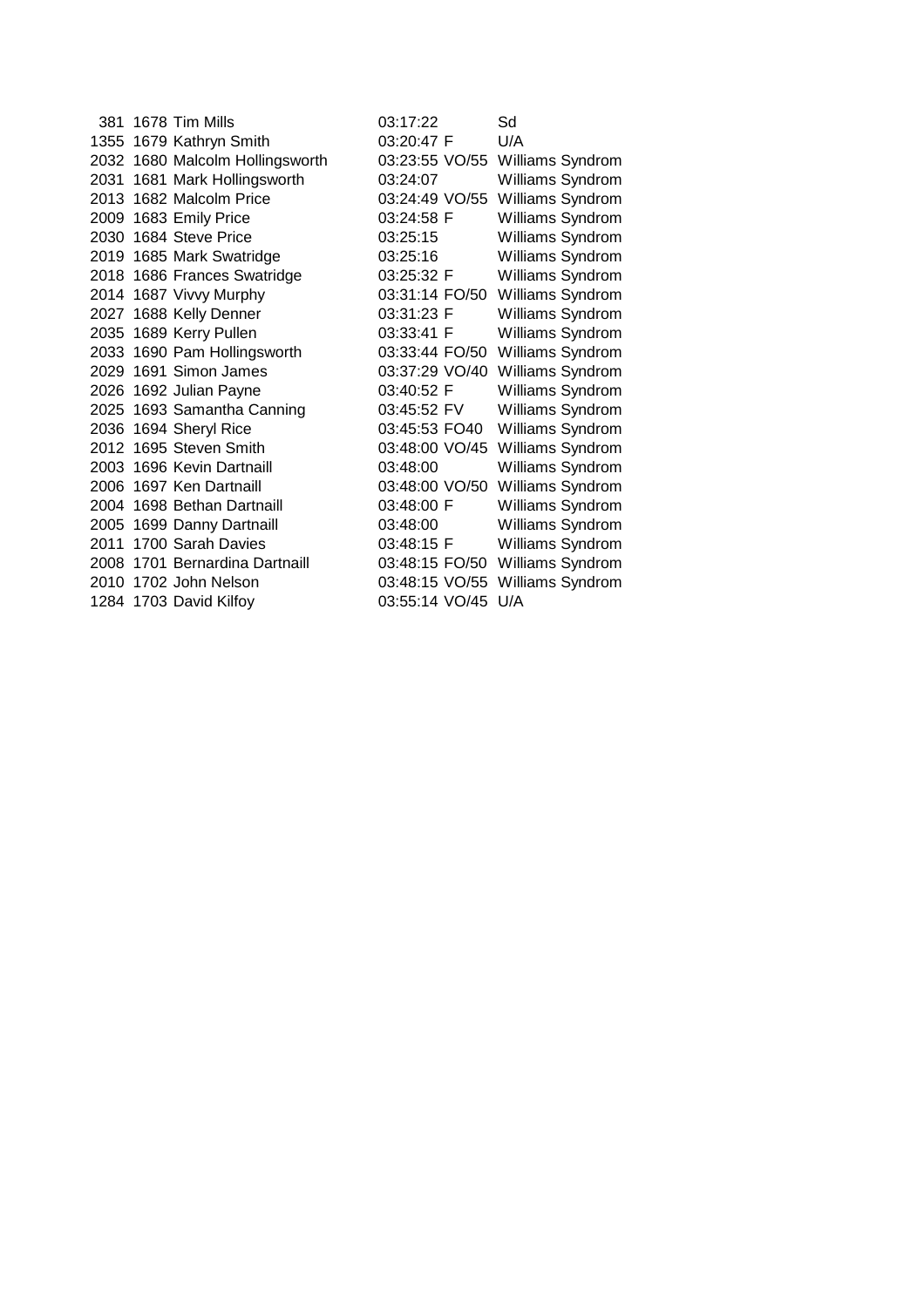| | | | | | |
|---|---|---|---|---|---|
| 381 | 1678 | Tim Mills | 03:17:22 | | Sd |
| 1355 | 1679 | Kathryn Smith | 03:20:47 | F | U/A |
| 2032 | 1680 | Malcolm Hollingsworth | 03:23:55 | VO/55 | Williams Syndrom |
| 2031 | 1681 | Mark Hollingsworth | 03:24:07 | | Williams Syndrom |
| 2013 | 1682 | Malcolm Price | 03:24:49 | VO/55 | Williams Syndrom |
| 2009 | 1683 | Emily Price | 03:24:58 | F | Williams Syndrom |
| 2030 | 1684 | Steve Price | 03:25:15 | | Williams Syndrom |
| 2019 | 1685 | Mark Swatridge | 03:25:16 | | Williams Syndrom |
| 2018 | 1686 | Frances Swatridge | 03:25:32 | F | Williams Syndrom |
| 2014 | 1687 | Vivvy Murphy | 03:31:14 | FO/50 | Williams Syndrom |
| 2027 | 1688 | Kelly Denner | 03:31:23 | F | Williams Syndrom |
| 2035 | 1689 | Kerry Pullen | 03:33:41 | F | Williams Syndrom |
| 2033 | 1690 | Pam Hollingsworth | 03:33:44 | FO/50 | Williams Syndrom |
| 2029 | 1691 | Simon James | 03:37:29 | VO/40 | Williams Syndrom |
| 2026 | 1692 | Julian Payne | 03:40:52 | F | Williams Syndrom |
| 2025 | 1693 | Samantha Canning | 03:45:52 | FV | Williams Syndrom |
| 2036 | 1694 | Sheryl Rice | 03:45:53 | FO40 | Williams Syndrom |
| 2012 | 1695 | Steven Smith | 03:48:00 | VO/45 | Williams Syndrom |
| 2003 | 1696 | Kevin Dartnaill | 03:48:00 | | Williams Syndrom |
| 2006 | 1697 | Ken Dartnaill | 03:48:00 | VO/50 | Williams Syndrom |
| 2004 | 1698 | Bethan Dartnaill | 03:48:00 | F | Williams Syndrom |
| 2005 | 1699 | Danny Dartnaill | 03:48:00 | | Williams Syndrom |
| 2011 | 1700 | Sarah Davies | 03:48:15 | F | Williams Syndrom |
| 2008 | 1701 | Bernardina Dartnaill | 03:48:15 | FO/50 | Williams Syndrom |
| 2010 | 1702 | John Nelson | 03:48:15 | VO/55 | Williams Syndrom |
| 1284 | 1703 | David Kilfoy | 03:55:14 | VO/45 | U/A |